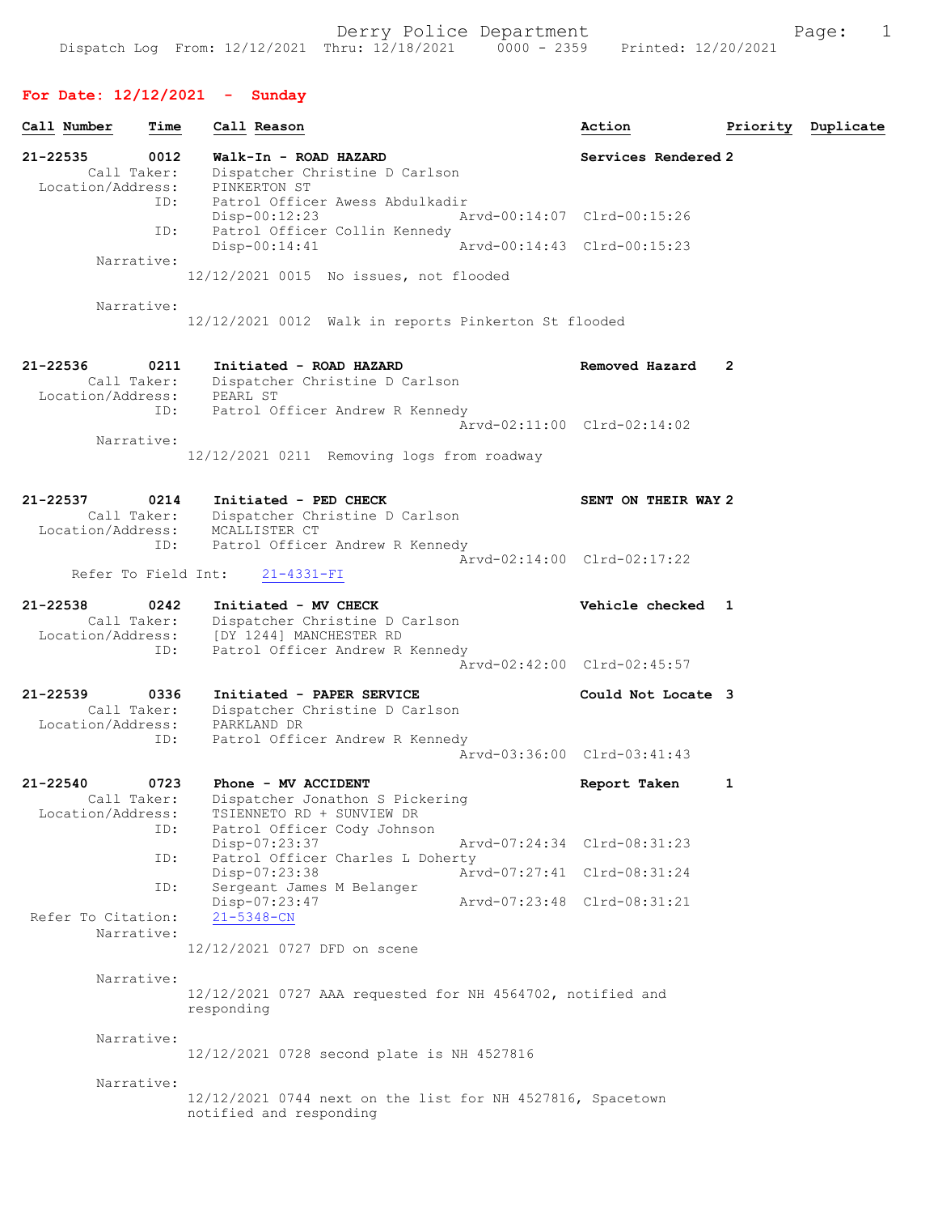Derry Police Department

Dispatch Log From: 12/12/2021 Thru: 12/18/2021 0000 - 2359 Printed: 12/20/2021

## For Date: 12/12/2021 - Sunday

| Call Number | Time | Call Reason | Action | Priority | Duplicate |
|---|---|---|---|---|---|

**21-22535** 0012 Walk-In - ROAD HAZARD — Services Rendered 2

Call Taker: Dispatcher Christine D Carlson
Location/Address: PINKERTON ST
ID: Patrol Officer Awess Abdulkadir
Disp-00:12:23 Arvd-00:14:07 Clrd-00:15:26
ID: Patrol Officer Collin Kennedy
Disp-00:14:41 Arvd-00:14:43 Clrd-00:15:23
Narrative:
12/12/2021 0015 No issues, not flooded

Narrative:
12/12/2021 0012 Walk in reports Pinkerton St flooded

**21-22536** 0211 Initiated - ROAD HAZARD — Removed Hazard 2

Call Taker: Dispatcher Christine D Carlson
Location/Address: PEARL ST
ID: Patrol Officer Andrew R Kennedy
Arvd-02:11:00 Clrd-02:14:02
Narrative:
12/12/2021 0211 Removing logs from roadway

**21-22537** 0214 Initiated - PED CHECK — SENT ON THEIR WAY 2

Call Taker: Dispatcher Christine D Carlson
Location/Address: MCALLISTER CT
ID: Patrol Officer Andrew R Kennedy
Arvd-02:14:00 Clrd-02:17:22
Refer To Field Int: 21-4331-FI

**21-22538** 0242 Initiated - MV CHECK — Vehicle checked 1

Call Taker: Dispatcher Christine D Carlson
Location/Address: [DY 1244] MANCHESTER RD
ID: Patrol Officer Andrew R Kennedy
Arvd-02:42:00 Clrd-02:45:57

**21-22539** 0336 Initiated - PAPER SERVICE — Could Not Locate 3

Call Taker: Dispatcher Christine D Carlson
Location/Address: PARKLAND DR
ID: Patrol Officer Andrew R Kennedy
Arvd-03:36:00 Clrd-03:41:43

**21-22540** 0723 Phone - MV ACCIDENT — Report Taken 1

Call Taker: Dispatcher Jonathon S Pickering
Location/Address: TSIENNETO RD + SUNVIEW DR
ID: Patrol Officer Cody Johnson
Disp-07:23:37 Arvd-07:24:34 Clrd-08:31:23
ID: Patrol Officer Charles L Doherty
Disp-07:23:38 Arvd-07:27:41 Clrd-08:31:24
ID: Sergeant James M Belanger
Disp-07:23:47 Arvd-07:23:48 Clrd-08:31:21
Refer To Citation: 21-5348-CN
Narrative:
12/12/2021 0727 DFD on scene

Narrative:
12/12/2021 0727 AAA requested for NH 4564702, notified and responding

Narrative:
12/12/2021 0728 second plate is NH 4527816

Narrative:
12/12/2021 0744 next on the list for NH 4527816, Spacetown notified and responding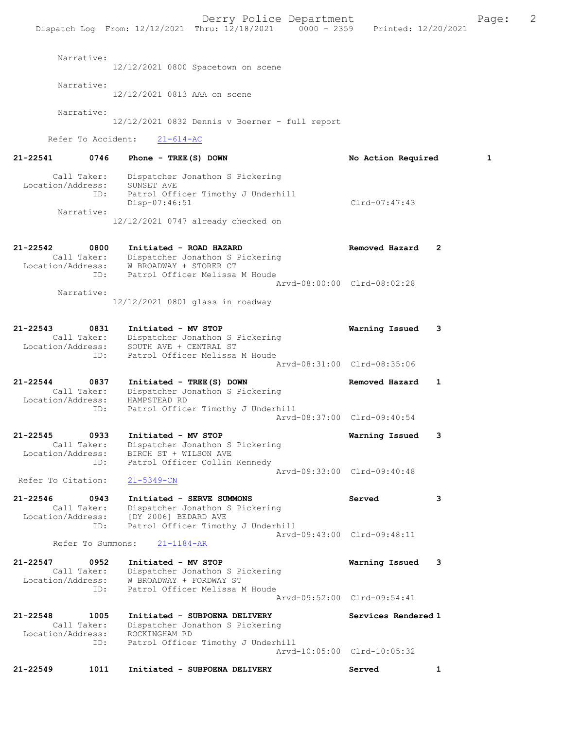Narrative:
12/12/2021 0800 Spacetown on scene

Narrative:
12/12/2021 0813 AAA on scene

Narrative:
12/12/2021 0832 Dennis v Boerner - full report

Refer To Accident: 21-614-AC

**21-22541 0746 Phone - TREE(S) DOWN** — No Action Required 1
Call Taker: Dispatcher Jonathon S Pickering
Location/Address: SUNSET AVE
ID: Patrol Officer Timothy J Underhill
Disp-07:46:51 Clrd-07:47:43
Narrative:
12/12/2021 0747 already checked on

**21-22542 0800 Initiated - ROAD HAZARD** — Removed Hazard 2
Call Taker: Dispatcher Jonathon S Pickering
Location/Address: W BROADWAY + STORER CT
ID: Patrol Officer Melissa M Houde
Arvd-08:00:00 Clrd-08:02:28
Narrative:
12/12/2021 0801 glass in roadway

**21-22543 0831 Initiated - MV STOP** — Warning Issued 3
Call Taker: Dispatcher Jonathon S Pickering
Location/Address: SOUTH AVE + CENTRAL ST
ID: Patrol Officer Melissa M Houde
Arvd-08:31:00 Clrd-08:35:06

**21-22544 0837 Initiated - TREE(S) DOWN** — Removed Hazard 1
Call Taker: Dispatcher Jonathon S Pickering
Location/Address: HAMPSTEAD RD
ID: Patrol Officer Timothy J Underhill
Arvd-08:37:00 Clrd-09:40:54

**21-22545 0933 Initiated - MV STOP** — Warning Issued 3
Call Taker: Dispatcher Jonathon S Pickering
Location/Address: BIRCH ST + WILSON AVE
ID: Patrol Officer Collin Kennedy
Arvd-09:33:00 Clrd-09:40:48
Refer To Citation: 21-5349-CN

**21-22546 0943 Initiated - SERVE SUMMONS** — Served 3
Call Taker: Dispatcher Jonathon S Pickering
Location/Address: [DY 2006] BEDARD AVE
ID: Patrol Officer Timothy J Underhill
Arvd-09:43:00 Clrd-09:48:11
Refer To Summons: 21-1184-AR

**21-22547 0952 Initiated - MV STOP** — Warning Issued 3
Call Taker: Dispatcher Jonathon S Pickering
Location/Address: W BROADWAY + FORDWAY ST
ID: Patrol Officer Melissa M Houde
Arvd-09:52:00 Clrd-09:54:41

**21-22548 1005 Initiated - SUBPOENA DELIVERY** — Services Rendered 1
Call Taker: Dispatcher Jonathon S Pickering
Location/Address: ROCKINGHAM RD
ID: Patrol Officer Timothy J Underhill
Arvd-10:05:00 Clrd-10:05:32

**21-22549 1011 Initiated - SUBPOENA DELIVERY** — Served 1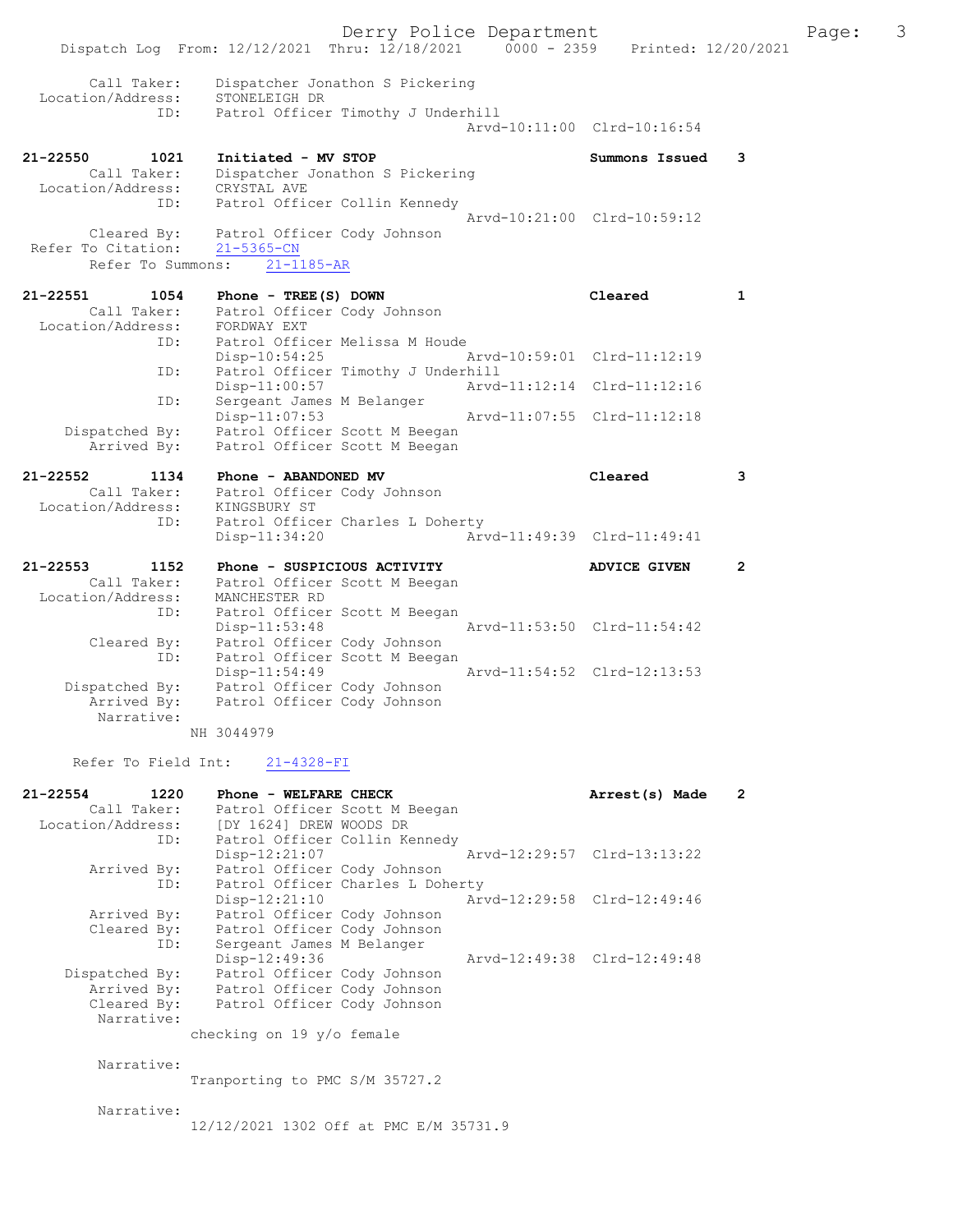```
        Call Taker:    Dispatcher Jonathon S Pickering
  Location/Address:    STONELEIGH DR
                ID:    Patrol Officer Timothy J Underhill
                                               Arvd-10:11:00  Clrd-10:16:54

21-22550       1021    Initiated - MV STOP                        Summons Issued    3
        Call Taker:    Dispatcher Jonathon S Pickering
  Location/Address:    CRYSTAL AVE
                ID:    Patrol Officer Collin Kennedy
                                               Arvd-10:21:00  Clrd-10:59:12
        Cleared By:    Patrol Officer Cody Johnson
 Refer To Citation:    21-5365-CN
       Refer To Summons:    21-1185-AR

21-22551       1054    Phone - TREE(S) DOWN                       Cleared           1
        Call Taker:    Patrol Officer Cody Johnson
  Location/Address:    FORDWAY EXT
                ID:    Patrol Officer Melissa M Houde
                       Disp-10:54:25           Arvd-10:59:01  Clrd-11:12:19
                ID:    Patrol Officer Timothy J Underhill
                       Disp-11:00:57           Arvd-11:12:14  Clrd-11:12:16
                ID:    Sergeant James M Belanger
                       Disp-11:07:53           Arvd-11:07:55  Clrd-11:12:18
     Dispatched By:    Patrol Officer Scott M Beegan
        Arrived By:    Patrol Officer Scott M Beegan

21-22552       1134    Phone - ABANDONED MV                       Cleared           3
        Call Taker:    Patrol Officer Cody Johnson
  Location/Address:    KINGSBURY ST
                ID:    Patrol Officer Charles L Doherty
                       Disp-11:34:20           Arvd-11:49:39  Clrd-11:49:41

21-22553       1152    Phone - SUSPICIOUS ACTIVITY                ADVICE GIVEN      2
        Call Taker:    Patrol Officer Scott M Beegan
  Location/Address:    MANCHESTER RD
                ID:    Patrol Officer Scott M Beegan
                       Disp-11:53:48           Arvd-11:53:50  Clrd-11:54:42
        Cleared By:    Patrol Officer Cody Johnson
                ID:    Patrol Officer Scott M Beegan
                       Disp-11:54:49           Arvd-11:54:52  Clrd-12:13:53
     Dispatched By:    Patrol Officer Cody Johnson
        Arrived By:    Patrol Officer Cody Johnson
         Narrative:
                    NH 3044979

     Refer To Field Int:    21-4328-FI

21-22554       1220    Phone - WELFARE CHECK                      Arrest(s) Made    2
        Call Taker:    Patrol Officer Scott M Beegan
  Location/Address:    [DY 1624] DREW WOODS DR
                ID:    Patrol Officer Collin Kennedy
                       Disp-12:21:07           Arvd-12:29:57  Clrd-13:13:22
        Arrived By:    Patrol Officer Cody Johnson
                ID:    Patrol Officer Charles L Doherty
                       Disp-12:21:10           Arvd-12:29:58  Clrd-12:49:46
        Arrived By:    Patrol Officer Cody Johnson
        Cleared By:    Patrol Officer Cody Johnson
                ID:    Sergeant James M Belanger
                       Disp-12:49:36           Arvd-12:49:38  Clrd-12:49:48
     Dispatched By:    Patrol Officer Cody Johnson
        Arrived By:    Patrol Officer Cody Johnson
        Cleared By:    Patrol Officer Cody Johnson
         Narrative:
                    checking on 19 y/o female

         Narrative:
                    Tranporting to PMC S/M 35727.2

         Narrative:
                    12/12/2021 1302 Off at PMC E/M 35731.9
```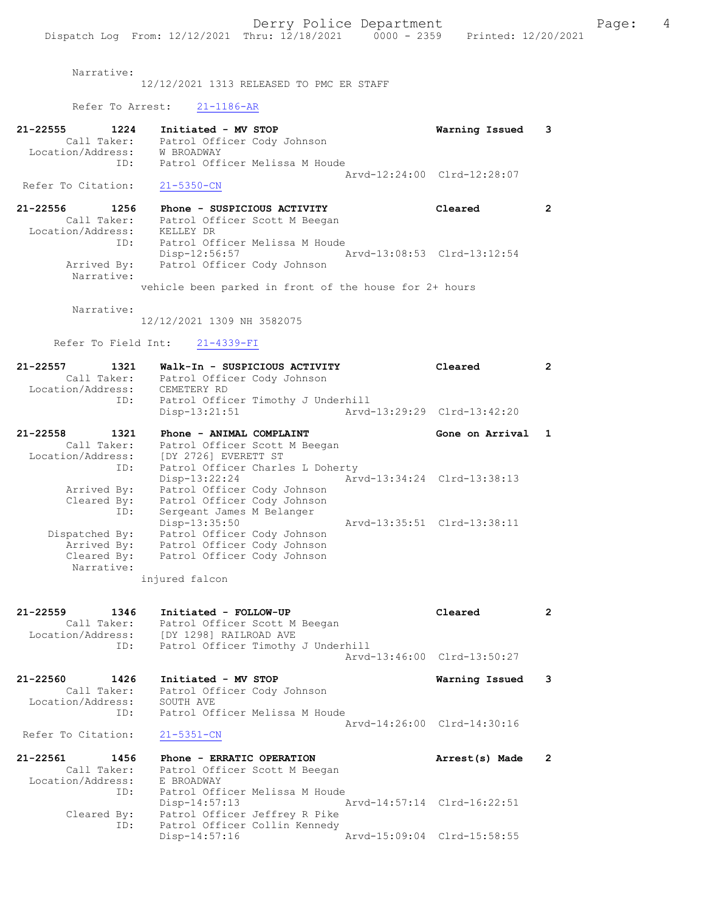Narrative:
12/12/2021 1313 RELEASED TO PMC ER STAFF

Refer To Arrest: 21-1186-AR

**21-22555 1224 Initiated - MV STOP** — Warning Issued 3
Call Taker: Patrol Officer Cody Johnson
Location/Address: W BROADWAY
ID: Patrol Officer Melissa M Houde
Arvd-12:24:00 Clrd-12:28:07
Refer To Citation: 21-5350-CN

**21-22556 1256 Phone - SUSPICIOUS ACTIVITY** — Cleared 2
Call Taker: Patrol Officer Scott M Beegan
Location/Address: KELLEY DR
ID: Patrol Officer Melissa M Houde
Disp-12:56:57 Arvd-13:08:53 Clrd-13:12:54
Arrived By: Patrol Officer Cody Johnson
Narrative:
vehicle been parked in front of the house for 2+ hours

Narrative:
12/12/2021 1309 NH 3582075

Refer To Field Int: 21-4339-FI

**21-22557 1321 Walk-In - SUSPICIOUS ACTIVITY** — Cleared 2
Call Taker: Patrol Officer Cody Johnson
Location/Address: CEMETERY RD
ID: Patrol Officer Timothy J Underhill
Disp-13:21:51 Arvd-13:29:29 Clrd-13:42:20

**21-22558 1321 Phone - ANIMAL COMPLAINT** — Gone on Arrival 1
Call Taker: Patrol Officer Scott M Beegan
Location/Address: [DY 2726] EVERETT ST
ID: Patrol Officer Charles L Doherty
Disp-13:22:24 Arvd-13:34:24 Clrd-13:38:13
Arrived By: Patrol Officer Cody Johnson
Cleared By: Patrol Officer Cody Johnson
ID: Sergeant James M Belanger
Disp-13:35:50 Arvd-13:35:51 Clrd-13:38:11
Dispatched By: Patrol Officer Cody Johnson
Arrived By: Patrol Officer Cody Johnson
Cleared By: Patrol Officer Cody Johnson
Narrative:
injured falcon

**21-22559 1346 Initiated - FOLLOW-UP** — Cleared 2
Call Taker: Patrol Officer Scott M Beegan
Location/Address: [DY 1298] RAILROAD AVE
ID: Patrol Officer Timothy J Underhill
Arvd-13:46:00 Clrd-13:50:27

**21-22560 1426 Initiated - MV STOP** — Warning Issued 3
Call Taker: Patrol Officer Cody Johnson
Location/Address: SOUTH AVE
ID: Patrol Officer Melissa M Houde
Arvd-14:26:00 Clrd-14:30:16
Refer To Citation: 21-5351-CN

**21-22561 1456 Phone - ERRATIC OPERATION** — Arrest(s) Made 2
Call Taker: Patrol Officer Scott M Beegan
Location/Address: E BROADWAY
ID: Patrol Officer Melissa M Houde
Disp-14:57:13 Arvd-14:57:14 Clrd-16:22:51
Cleared By: Patrol Officer Jeffrey R Pike
ID: Patrol Officer Collin Kennedy
Disp-14:57:16 Arvd-15:09:04 Clrd-15:58:55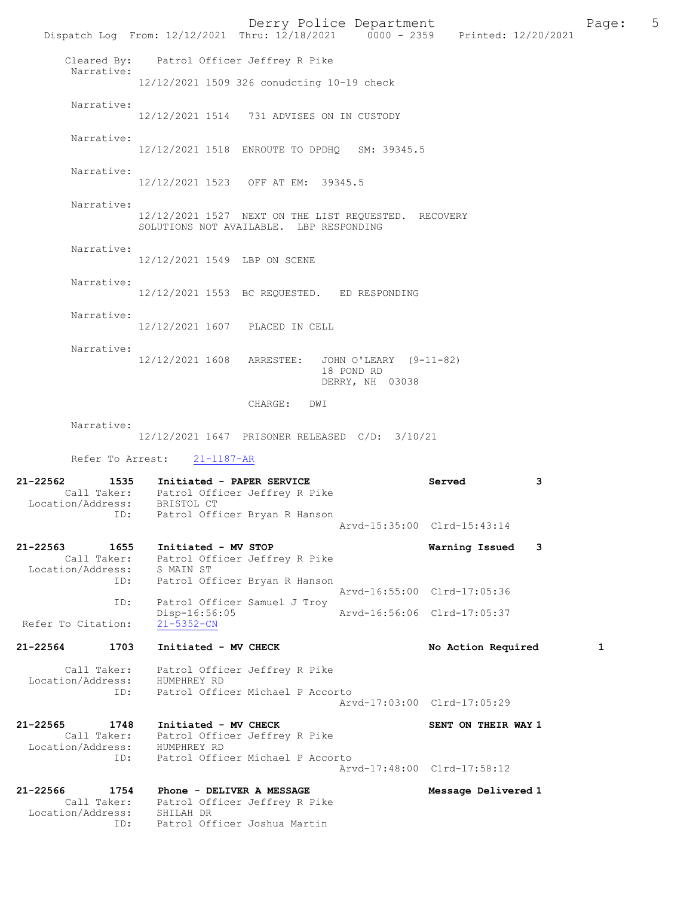Cleared By: Patrol Officer Jeffrey R Pike

Narrative:
12/12/2021 1509 326 conudcting 10-19 check

Narrative:
12/12/2021 1514 731 ADVISES ON IN CUSTODY

Narrative:
12/12/2021 1518 ENROUTE TO DPDHQ SM: 39345.5

Narrative:
12/12/2021 1523 OFF AT EM: 39345.5

Narrative:
12/12/2021 1527 NEXT ON THE LIST REQUESTED. RECOVERY SOLUTIONS NOT AVAILABLE. LBP RESPONDING

Narrative:
12/12/2021 1549 LBP ON SCENE

Narrative:
12/12/2021 1553 BC REQUESTED. ED RESPONDING

Narrative:
12/12/2021 1607 PLACED IN CELL

Narrative:
12/12/2021 1608 ARRESTEE: JOHN O'LEARY (9-11-82)
18 POND RD
DERRY, NH 03038

CHARGE: DWI

Narrative:
12/12/2021 1647 PRISONER RELEASED C/D: 3/10/21

Refer To Arrest: 21-1187-AR

**21-22562 1535 Initiated - PAPER SERVICE** — **Served** 3
Call Taker: Patrol Officer Jeffrey R Pike
Location/Address: BRISTOL CT
ID: Patrol Officer Bryan R Hanson
Arvd-15:35:00 Clrd-15:43:14

**21-22563 1655 Initiated - MV STOP** — **Warning Issued** 3
Call Taker: Patrol Officer Jeffrey R Pike
Location/Address: S MAIN ST
ID: Patrol Officer Bryan R Hanson
Arvd-16:55:00 Clrd-17:05:36
ID: Patrol Officer Samuel J Troy
Disp-16:56:05 Arvd-16:56:06 Clrd-17:05:37
Refer To Citation: 21-5352-CN

**21-22564 1703 Initiated - MV CHECK** — **No Action Required** 1
Call Taker: Patrol Officer Jeffrey R Pike
Location/Address: HUMPHREY RD
ID: Patrol Officer Michael P Accorto
Arvd-17:03:00 Clrd-17:05:29

**21-22565 1748 Initiated - MV CHECK** — **SENT ON THEIR WAY** 1
Call Taker: Patrol Officer Jeffrey R Pike
Location/Address: HUMPHREY RD
ID: Patrol Officer Michael P Accorto
Arvd-17:48:00 Clrd-17:58:12

**21-22566 1754 Phone - DELIVER A MESSAGE** — **Message Delivered** 1
Call Taker: Patrol Officer Jeffrey R Pike
Location/Address: SHILAH DR
ID: Patrol Officer Joshua Martin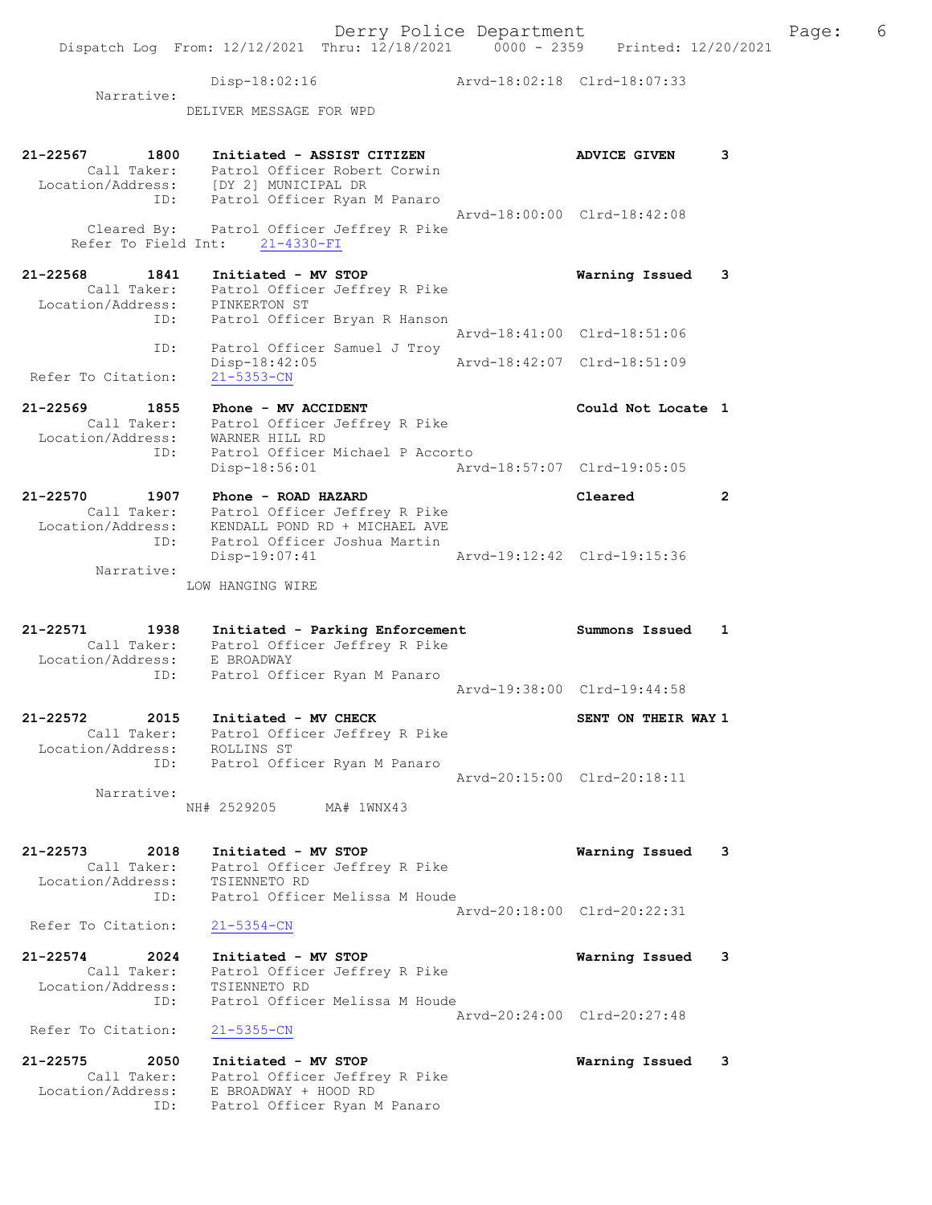Disp-18:02:16 Arvd-18:02:18 Clrd-18:07:33

Narrative:

DELIVER MESSAGE FOR WPD

**21-22567 1800 Initiated - ASSIST CITIZEN ADVICE GIVEN 3**

Call Taker: Patrol Officer Robert Corwin
Location/Address: [DY 2] MUNICIPAL DR
ID: Patrol Officer Ryan M Panaro
Arvd-18:00:00 Clrd-18:42:08
Cleared By: Patrol Officer Jeffrey R Pike
Refer To Field Int: 21-4330-FI

**21-22568 1841 Initiated - MV STOP Warning Issued 3**

Call Taker: Patrol Officer Jeffrey R Pike
Location/Address: PINKERTON ST
ID: Patrol Officer Bryan R Hanson
Arvd-18:41:00 Clrd-18:51:06
ID: Patrol Officer Samuel J Troy
Disp-18:42:05 Arvd-18:42:07 Clrd-18:51:09
Refer To Citation: 21-5353-CN

**21-22569 1855 Phone - MV ACCIDENT Could Not Locate 1**

Call Taker: Patrol Officer Jeffrey R Pike
Location/Address: WARNER HILL RD
ID: Patrol Officer Michael P Accorto
Disp-18:56:01 Arvd-18:57:07 Clrd-19:05:05

**21-22570 1907 Phone - ROAD HAZARD Cleared 2**

Call Taker: Patrol Officer Jeffrey R Pike
Location/Address: KENDALL POND RD + MICHAEL AVE
ID: Patrol Officer Joshua Martin
Disp-19:07:41 Arvd-19:12:42 Clrd-19:15:36

Narrative:

LOW HANGING WIRE

**21-22571 1938 Initiated - Parking Enforcement Summons Issued 1**

Call Taker: Patrol Officer Jeffrey R Pike
Location/Address: E BROADWAY
ID: Patrol Officer Ryan M Panaro
Arvd-19:38:00 Clrd-19:44:58

**21-22572 2015 Initiated - MV CHECK SENT ON THEIR WAY 1**

Call Taker: Patrol Officer Jeffrey R Pike
Location/Address: ROLLINS ST
ID: Patrol Officer Ryan M Panaro
Arvd-20:15:00 Clrd-20:18:11

Narrative:

NH# 2529205 MA# 1WNX43

**21-22573 2018 Initiated - MV STOP Warning Issued 3**

Call Taker: Patrol Officer Jeffrey R Pike
Location/Address: TSIENNETO RD
ID: Patrol Officer Melissa M Houde
Arvd-20:18:00 Clrd-20:22:31
Refer To Citation: 21-5354-CN

**21-22574 2024 Initiated - MV STOP Warning Issued 3**

Call Taker: Patrol Officer Jeffrey R Pike
Location/Address: TSIENNETO RD
ID: Patrol Officer Melissa M Houde
Arvd-20:24:00 Clrd-20:27:48
Refer To Citation: 21-5355-CN

**21-22575 2050 Initiated - MV STOP Warning Issued 3**

Call Taker: Patrol Officer Jeffrey R Pike
Location/Address: E BROADWAY + HOOD RD
ID: Patrol Officer Ryan M Panaro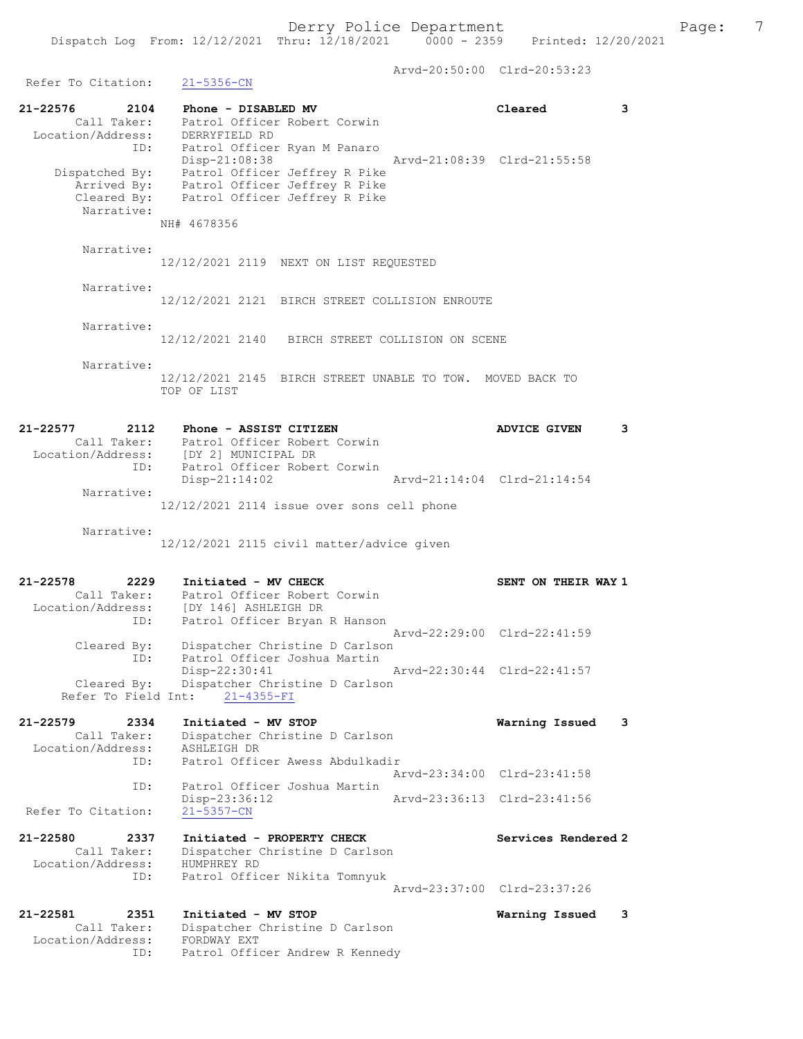Arvd-20:50:00 Clrd-20:53:23

Refer To Citation: 21-5356-CN

**21-22576 2104 Phone - DISABLED MV Cleared 3**

Call Taker: Patrol Officer Robert Corwin
Location/Address: DERRYFIELD RD
ID: Patrol Officer Ryan M Panaro
Disp-21:08:38 Arvd-21:08:39 Clrd-21:55:58
Dispatched By: Patrol Officer Jeffrey R Pike
Arrived By: Patrol Officer Jeffrey R Pike
Cleared By: Patrol Officer Jeffrey R Pike
Narrative:
NH# 4678356

Narrative:
12/12/2021 2119 NEXT ON LIST REQUESTED

Narrative:
12/12/2021 2121 BIRCH STREET COLLISION ENROUTE

Narrative:
12/12/2021 2140 BIRCH STREET COLLISION ON SCENE

Narrative:
12/12/2021 2145 BIRCH STREET UNABLE TO TOW. MOVED BACK TO TOP OF LIST

**21-22577 2112 Phone - ASSIST CITIZEN ADVICE GIVEN 3**

Call Taker: Patrol Officer Robert Corwin
Location/Address: [DY 2] MUNICIPAL DR
ID: Patrol Officer Robert Corwin
Disp-21:14:02 Arvd-21:14:04 Clrd-21:14:54
Narrative:
12/12/2021 2114 issue over sons cell phone

Narrative:
12/12/2021 2115 civil matter/advice given

**21-22578 2229 Initiated - MV CHECK SENT ON THEIR WAY 1**

Call Taker: Patrol Officer Robert Corwin
Location/Address: [DY 146] ASHLEIGH DR
ID: Patrol Officer Bryan R Hanson
Arvd-22:29:00 Clrd-22:41:59
Cleared By: Dispatcher Christine D Carlson
ID: Patrol Officer Joshua Martin
Disp-22:30:41 Arvd-22:30:44 Clrd-22:41:57
Cleared By: Dispatcher Christine D Carlson
Refer To Field Int: 21-4355-FI

**21-22579 2334 Initiated - MV STOP Warning Issued 3**

Call Taker: Dispatcher Christine D Carlson
Location/Address: ASHLEIGH DR
ID: Patrol Officer Awess Abdulkadir
Arvd-23:34:00 Clrd-23:41:58
ID: Patrol Officer Joshua Martin
Disp-23:36:12 Arvd-23:36:13 Clrd-23:41:56
Refer To Citation: 21-5357-CN

**21-22580 2337 Initiated - PROPERTY CHECK Services Rendered 2**

Call Taker: Dispatcher Christine D Carlson
Location/Address: HUMPHREY RD
ID: Patrol Officer Nikita Tomnyuk
Arvd-23:37:00 Clrd-23:37:26

**21-22581 2351 Initiated - MV STOP Warning Issued 3**

Call Taker: Dispatcher Christine D Carlson
Location/Address: FORDWAY EXT
ID: Patrol Officer Andrew R Kennedy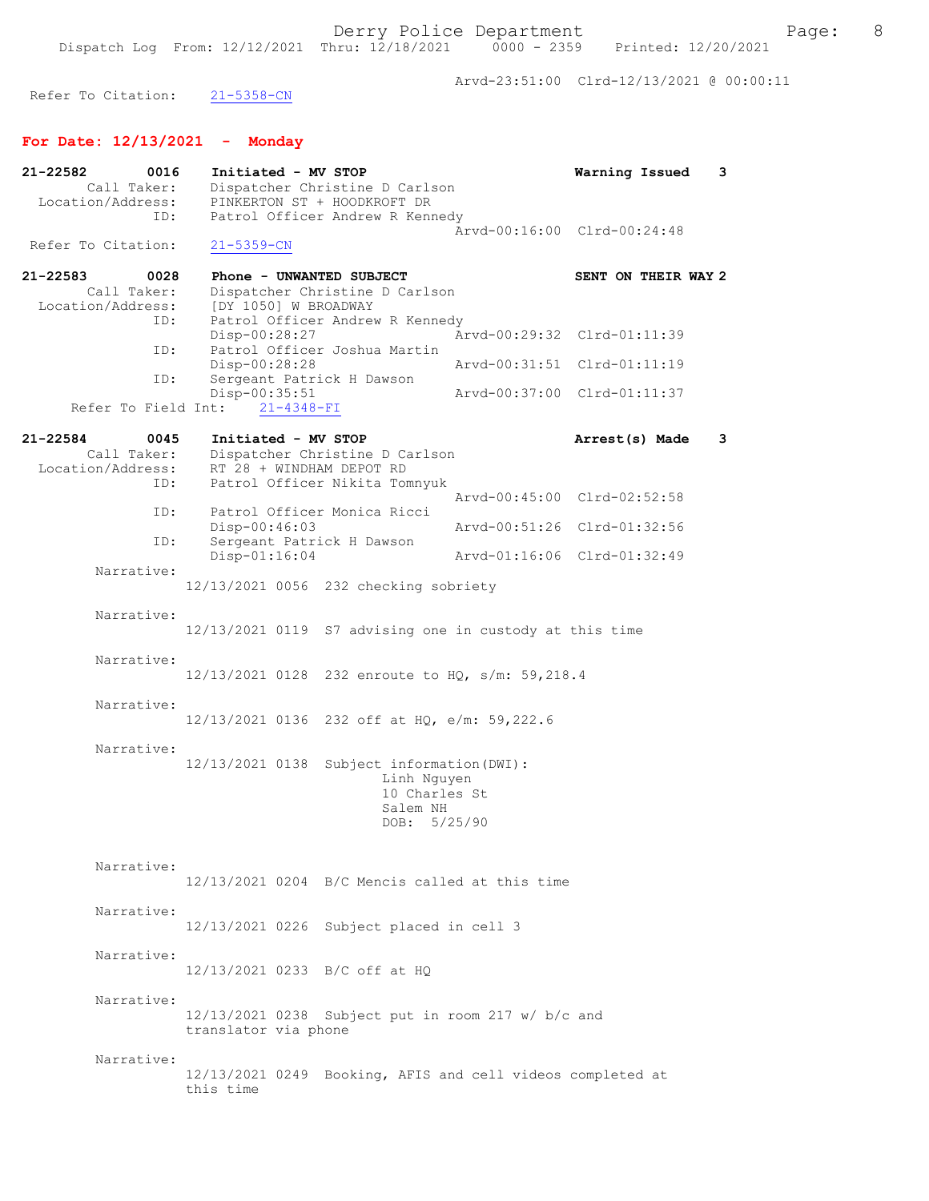Arvd-23:51:00 Clrd-12/13/2021 @ 00:00:11

Refer To Citation: 21-5358-CN

## For Date: 12/13/2021 - Monday

**21-22582 0016 Initiated - MV STOP** — **Warning Issued 3**

Call Taker: Dispatcher Christine D Carlson
Location/Address: PINKERTON ST + HOODKROFT DR
ID: Patrol Officer Andrew R Kennedy
Arvd-00:16:00 Clrd-00:24:48
Refer To Citation: 21-5359-CN

**21-22583 0028 Phone - UNWANTED SUBJECT** — **SENT ON THEIR WAY 2**

Call Taker: Dispatcher Christine D Carlson
Location/Address: [DY 1050] W BROADWAY
ID: Patrol Officer Andrew R Kennedy
Disp-00:28:27 Arvd-00:29:32 Clrd-01:11:39
ID: Patrol Officer Joshua Martin
Disp-00:28:28 Arvd-00:31:51 Clrd-01:11:19
ID: Sergeant Patrick H Dawson
Disp-00:35:51 Arvd-00:37:00 Clrd-01:11:37
Refer To Field Int: 21-4348-FI

**21-22584 0045 Initiated - MV STOP** — **Arrest(s) Made 3**

Call Taker: Dispatcher Christine D Carlson
Location/Address: RT 28 + WINDHAM DEPOT RD
ID: Patrol Officer Nikita Tomnyuk
Arvd-00:45:00 Clrd-02:52:58
ID: Patrol Officer Monica Ricci
Disp-00:46:03 Arvd-00:51:26 Clrd-01:32:56
ID: Sergeant Patrick H Dawson
Disp-01:16:04 Arvd-01:16:06 Clrd-01:32:49

Narrative:
12/13/2021 0056 232 checking sobriety

Narrative:
12/13/2021 0119 S7 advising one in custody at this time

Narrative:
12/13/2021 0128 232 enroute to HQ, s/m: 59,218.4

Narrative:
12/13/2021 0136 232 off at HQ, e/m: 59,222.6

Narrative:
12/13/2021 0138 Subject information(DWI):
Linh Nguyen
10 Charles St
Salem NH
DOB: 5/25/90

Narrative:
12/13/2021 0204 B/C Mencis called at this time

Narrative:
12/13/2021 0226 Subject placed in cell 3

Narrative:
12/13/2021 0233 B/C off at HQ

Narrative:
12/13/2021 0238 Subject put in room 217 w/ b/c and translator via phone

Narrative:
12/13/2021 0249 Booking, AFIS and cell videos completed at this time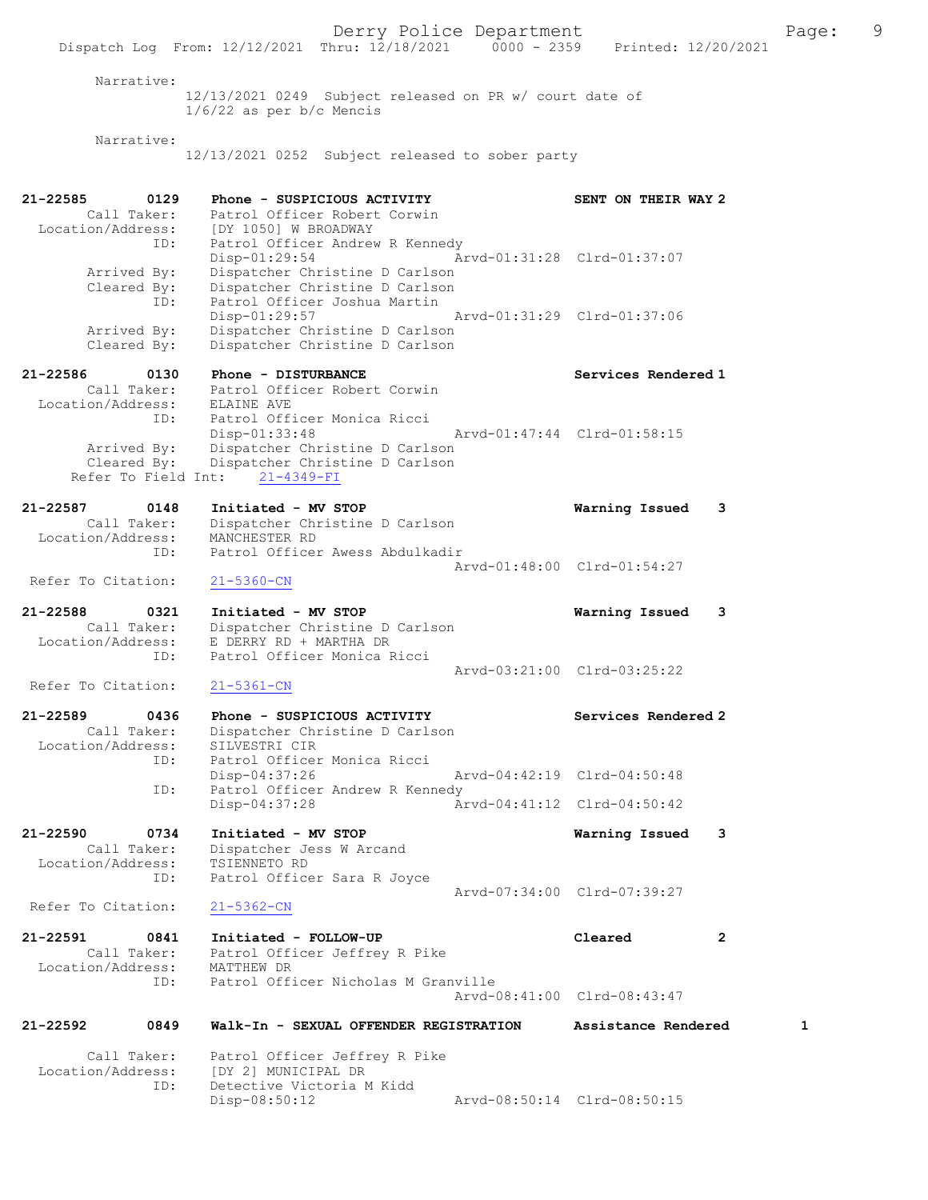Narrative:
12/13/2021 0249 Subject released on PR w/ court date of 1/6/22 as per b/c Mencis

Narrative:
12/13/2021 0252 Subject released to sober party

**21-22585 0129 Phone - SUSPICIOUS ACTIVITY — SENT ON THEIR WAY 2**
Call Taker: Patrol Officer Robert Corwin
Location/Address: [DY 1050] W BROADWAY
ID: Patrol Officer Andrew R Kennedy
Disp-01:29:54 Arvd-01:31:28 Clrd-01:37:07
Arrived By: Dispatcher Christine D Carlson
Cleared By: Dispatcher Christine D Carlson
ID: Patrol Officer Joshua Martin
Disp-01:29:57 Arvd-01:31:29 Clrd-01:37:06
Arrived By: Dispatcher Christine D Carlson
Cleared By: Dispatcher Christine D Carlson

**21-22586 0130 Phone - DISTURBANCE — Services Rendered 1**
Call Taker: Patrol Officer Robert Corwin
Location/Address: ELAINE AVE
ID: Patrol Officer Monica Ricci
Disp-01:33:48 Arvd-01:47:44 Clrd-01:58:15
Arrived By: Dispatcher Christine D Carlson
Cleared By: Dispatcher Christine D Carlson
Refer To Field Int: 21-4349-FI

**21-22587 0148 Initiated - MV STOP — Warning Issued 3**
Call Taker: Dispatcher Christine D Carlson
Location/Address: MANCHESTER RD
ID: Patrol Officer Awess Abdulkadir
Arvd-01:48:00 Clrd-01:54:27
Refer To Citation: 21-5360-CN

**21-22588 0321 Initiated - MV STOP — Warning Issued 3**
Call Taker: Dispatcher Christine D Carlson
Location/Address: E DERRY RD + MARTHA DR
ID: Patrol Officer Monica Ricci
Arvd-03:21:00 Clrd-03:25:22
Refer To Citation: 21-5361-CN

**21-22589 0436 Phone - SUSPICIOUS ACTIVITY — Services Rendered 2**
Call Taker: Dispatcher Christine D Carlson
Location/Address: SILVESTRI CIR
ID: Patrol Officer Monica Ricci
Disp-04:37:26 Arvd-04:42:19 Clrd-04:50:48
ID: Patrol Officer Andrew R Kennedy
Disp-04:37:28 Arvd-04:41:12 Clrd-04:50:42

**21-22590 0734 Initiated - MV STOP — Warning Issued 3**
Call Taker: Dispatcher Jess W Arcand
Location/Address: TSIENNETO RD
ID: Patrol Officer Sara R Joyce
Arvd-07:34:00 Clrd-07:39:27
Refer To Citation: 21-5362-CN

**21-22591 0841 Initiated - FOLLOW-UP — Cleared 2**
Call Taker: Patrol Officer Jeffrey R Pike
Location/Address: MATTHEW DR
ID: Patrol Officer Nicholas M Granville
Arvd-08:41:00 Clrd-08:43:47

**21-22592 0849 Walk-In - SEXUAL OFFENDER REGISTRATION — Assistance Rendered 1**
Call Taker: Patrol Officer Jeffrey R Pike
Location/Address: [DY 2] MUNICIPAL DR
ID: Detective Victoria M Kidd
Disp-08:50:12 Arvd-08:50:14 Clrd-08:50:15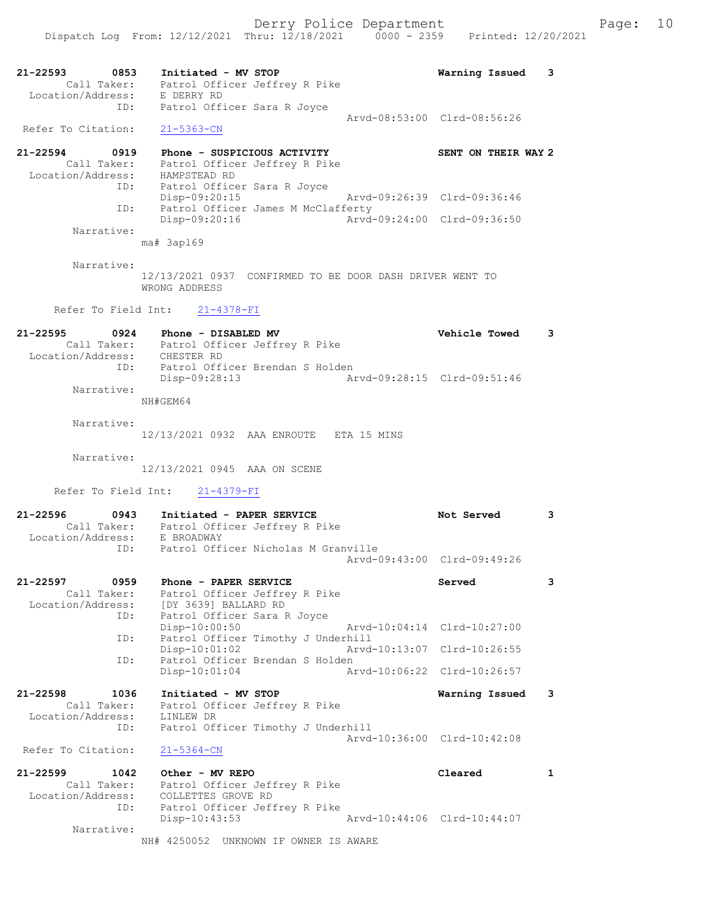```
21-22593        0853    Initiated - MV STOP                      Warning Issued    3
        Call Taker:     Patrol Officer Jeffrey R Pike
  Location/Address:     E DERRY RD
               ID:      Patrol Officer Sara R Joyce
                                               Arvd-08:53:00  Clrd-08:56:26
 Refer To Citation:     21-5363-CN

21-22594        0919    Phone - SUSPICIOUS ACTIVITY              SENT ON THEIR WAY 2
        Call Taker:     Patrol Officer Jeffrey R Pike
  Location/Address:     HAMPSTEAD RD
               ID:      Patrol Officer Sara R Joyce
                        Disp-09:20:15          Arvd-09:26:39  Clrd-09:36:46
               ID:      Patrol Officer James M McClafferty
                        Disp-09:20:16          Arvd-09:24:00  Clrd-09:36:50
         Narrative:
                      ma# 3apl69

         Narrative:
                      12/13/2021 0937  CONFIRMED TO BE DOOR DASH DRIVER WENT TO
                      WRONG ADDRESS

      Refer To Field Int:    21-4378-FI

21-22595        0924    Phone - DISABLED MV                      Vehicle Towed     3
        Call Taker:     Patrol Officer Jeffrey R Pike
  Location/Address:     CHESTER RD
               ID:      Patrol Officer Brendan S Holden
                        Disp-09:28:13          Arvd-09:28:15  Clrd-09:51:46
         Narrative:
                      NH#GEM64

         Narrative:
                      12/13/2021 0932  AAA ENROUTE   ETA 15 MINS

         Narrative:
                      12/13/2021 0945  AAA ON SCENE

      Refer To Field Int:    21-4379-FI

21-22596        0943    Initiated - PAPER SERVICE                Not Served        3
        Call Taker:     Patrol Officer Jeffrey R Pike
  Location/Address:     E BROADWAY
               ID:      Patrol Officer Nicholas M Granville
                                               Arvd-09:43:00  Clrd-09:49:26

21-22597        0959    Phone - PAPER SERVICE                    Served            3
        Call Taker:     Patrol Officer Jeffrey R Pike
  Location/Address:     [DY 3639] BALLARD RD
               ID:      Patrol Officer Sara R Joyce
                        Disp-10:00:50          Arvd-10:04:14  Clrd-10:27:00
               ID:      Patrol Officer Timothy J Underhill
                        Disp-10:01:02          Arvd-10:13:07  Clrd-10:26:55
               ID:      Patrol Officer Brendan S Holden
                        Disp-10:01:04          Arvd-10:06:22  Clrd-10:26:57

21-22598        1036    Initiated - MV STOP                      Warning Issued    3
        Call Taker:     Patrol Officer Jeffrey R Pike
  Location/Address:     LINLEW DR
               ID:      Patrol Officer Timothy J Underhill
                                               Arvd-10:36:00  Clrd-10:42:08
 Refer To Citation:     21-5364-CN

21-22599        1042    Other - MV REPO                          Cleared           1
        Call Taker:     Patrol Officer Jeffrey R Pike
  Location/Address:     COLLETTES GROVE RD
               ID:      Patrol Officer Jeffrey R Pike
                        Disp-10:43:53          Arvd-10:44:06  Clrd-10:44:07
         Narrative:
                      NH# 4250052  UNKNOWN IF OWNER IS AWARE
```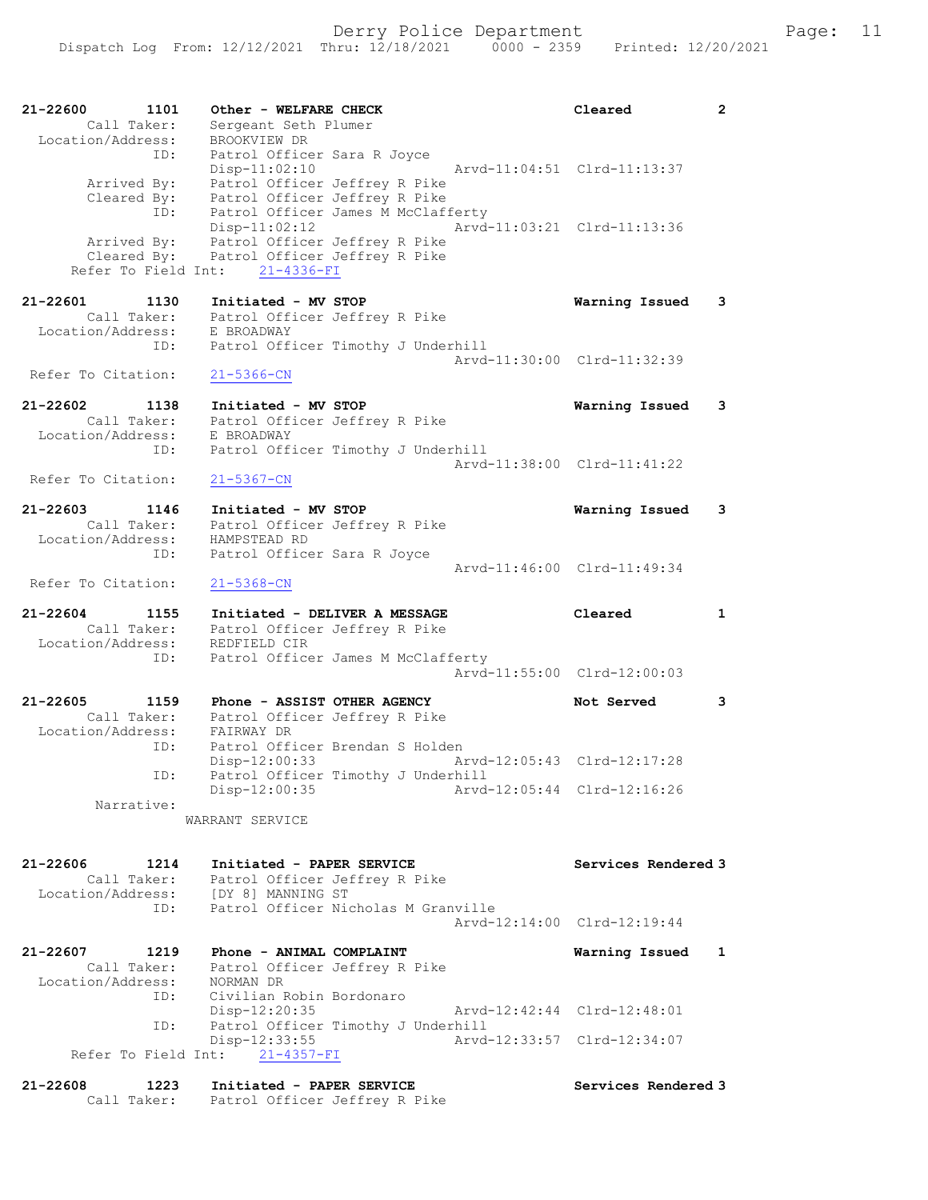```
21-22600        1101    Other - WELFARE CHECK                        Cleared            2
        Call Taker:     Sergeant Seth Plumer
  Location/Address:     BROOKVIEW DR
               ID:      Patrol Officer Sara R Joyce
                        Disp-11:02:10              Arvd-11:04:51  Clrd-11:13:37
       Arrived By:      Patrol Officer Jeffrey R Pike
       Cleared By:      Patrol Officer Jeffrey R Pike
               ID:      Patrol Officer James M McClafferty
                        Disp-11:02:12              Arvd-11:03:21  Clrd-11:13:36
       Arrived By:      Patrol Officer Jeffrey R Pike
       Cleared By:      Patrol Officer Jeffrey R Pike
     Refer To Field Int:     21-4336-FI

21-22601        1130    Initiated - MV STOP                          Warning Issued     3
        Call Taker:     Patrol Officer Jeffrey R Pike
  Location/Address:     E BROADWAY
               ID:      Patrol Officer Timothy J Underhill
                                                   Arvd-11:30:00  Clrd-11:32:39
  Refer To Citation:    21-5366-CN

21-22602        1138    Initiated - MV STOP                          Warning Issued     3
        Call Taker:     Patrol Officer Jeffrey R Pike
  Location/Address:     E BROADWAY
               ID:      Patrol Officer Timothy J Underhill
                                                   Arvd-11:38:00  Clrd-11:41:22
  Refer To Citation:    21-5367-CN

21-22603        1146    Initiated - MV STOP                          Warning Issued     3
        Call Taker:     Patrol Officer Jeffrey R Pike
  Location/Address:     HAMPSTEAD RD
               ID:      Patrol Officer Sara R Joyce
                                                   Arvd-11:46:00  Clrd-11:49:34
  Refer To Citation:    21-5368-CN

21-22604        1155    Initiated - DELIVER A MESSAGE                Cleared            1
        Call Taker:     Patrol Officer Jeffrey R Pike
  Location/Address:     REDFIELD CIR
               ID:      Patrol Officer James M McClafferty
                                                   Arvd-11:55:00  Clrd-12:00:03

21-22605        1159    Phone - ASSIST OTHER AGENCY                  Not Served         3
        Call Taker:     Patrol Officer Jeffrey R Pike
  Location/Address:     FAIRWAY DR
               ID:      Patrol Officer Brendan S Holden
                        Disp-12:00:33              Arvd-12:05:43  Clrd-12:17:28
               ID:      Patrol Officer Timothy J Underhill
                        Disp-12:00:35              Arvd-12:05:44  Clrd-12:16:26
        Narrative:
                      WARRANT SERVICE

21-22606        1214    Initiated - PAPER SERVICE                    Services Rendered 3
        Call Taker:     Patrol Officer Jeffrey R Pike
  Location/Address:     [DY 8] MANNING ST
               ID:      Patrol Officer Nicholas M Granville
                                                   Arvd-12:14:00  Clrd-12:19:44

21-22607        1219    Phone - ANIMAL COMPLAINT                     Warning Issued     1
        Call Taker:     Patrol Officer Jeffrey R Pike
  Location/Address:     NORMAN DR
               ID:      Civilian Robin Bordonaro
                        Disp-12:20:35              Arvd-12:42:44  Clrd-12:48:01
               ID:      Patrol Officer Timothy J Underhill
                        Disp-12:33:55              Arvd-12:33:57  Clrd-12:34:07
     Refer To Field Int:     21-4357-FI

21-22608        1223    Initiated - PAPER SERVICE                    Services Rendered 3
        Call Taker:     Patrol Officer Jeffrey R Pike
```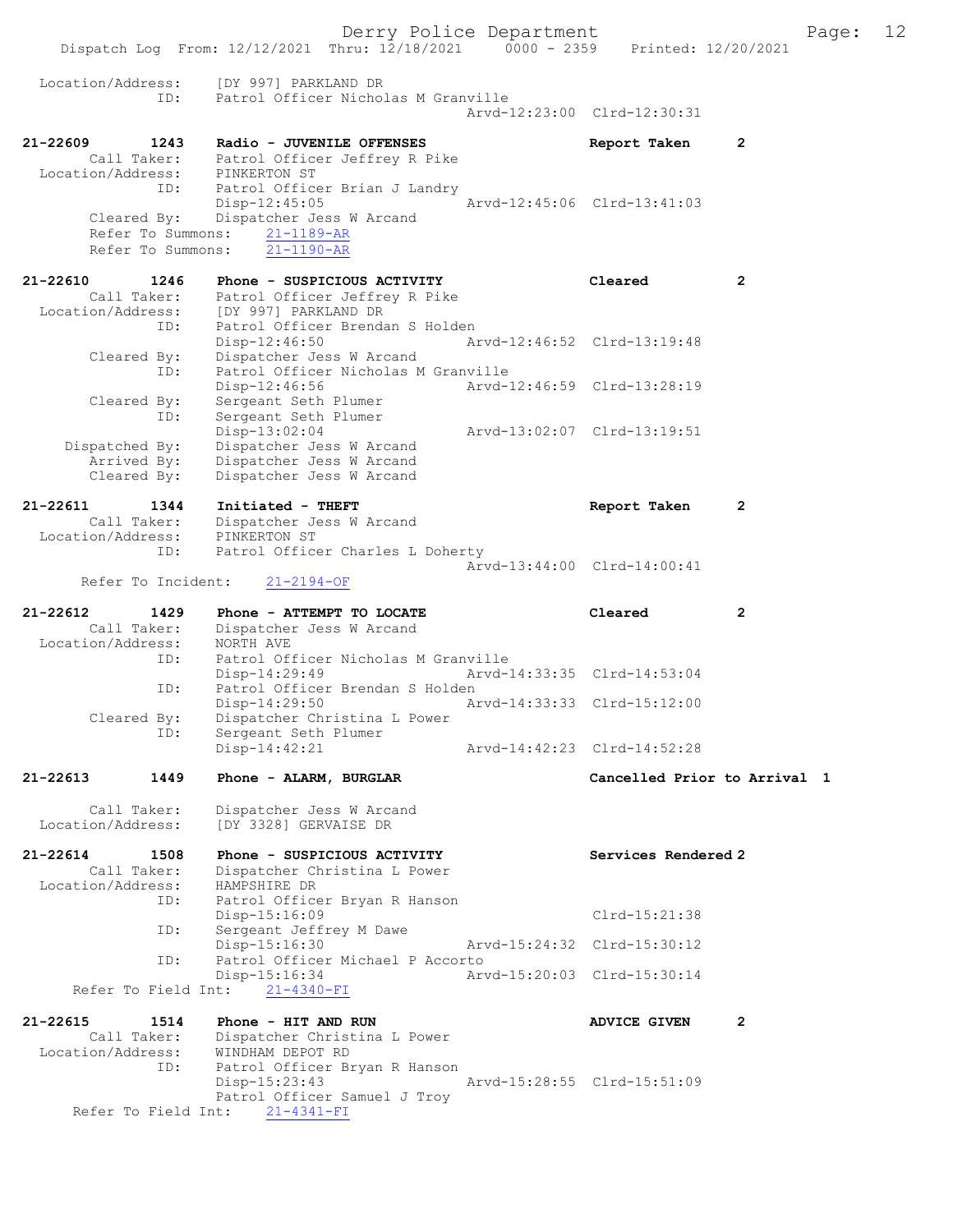```
 Location/Address:    [DY 997] PARKLAND DR
              ID:     Patrol Officer Nicholas M Granville
                                               Arvd-12:23:00  Clrd-12:30:31

21-22609       1243   Radio - JUVENILE OFFENSES                  Report Taken        2
         Call Taker:  Patrol Officer Jeffrey R Pike
  Location/Address:   PINKERTON ST
               ID:    Patrol Officer Brian J Landry
                      Disp-12:45:05            Arvd-12:45:06  Clrd-13:41:03
        Cleared By:   Dispatcher Jess W Arcand
        Refer To Summons:    21-1189-AR
        Refer To Summons:    21-1190-AR

21-22610       1246   Phone - SUSPICIOUS ACTIVITY                Cleared             2
         Call Taker:  Patrol Officer Jeffrey R Pike
  Location/Address:   [DY 997] PARKLAND DR
               ID:    Patrol Officer Brendan S Holden
                      Disp-12:46:50            Arvd-12:46:52  Clrd-13:19:48
        Cleared By:   Dispatcher Jess W Arcand
               ID:    Patrol Officer Nicholas M Granville
                      Disp-12:46:56            Arvd-12:46:59  Clrd-13:28:19
        Cleared By:   Sergeant Seth Plumer
               ID:    Sergeant Seth Plumer
                      Disp-13:02:04            Arvd-13:02:07  Clrd-13:19:51
     Dispatched By:   Dispatcher Jess W Arcand
        Arrived By:   Dispatcher Jess W Arcand
        Cleared By:   Dispatcher Jess W Arcand

21-22611       1344   Initiated - THEFT                          Report Taken        2
         Call Taker:  Dispatcher Jess W Arcand
  Location/Address:   PINKERTON ST
               ID:    Patrol Officer Charles L Doherty
                                               Arvd-13:44:00  Clrd-14:00:41
      Refer To Incident:    21-2194-OF

21-22612       1429   Phone - ATTEMPT TO LOCATE                  Cleared             2
         Call Taker:  Dispatcher Jess W Arcand
  Location/Address:   NORTH AVE
               ID:    Patrol Officer Nicholas M Granville
                      Disp-14:29:49            Arvd-14:33:35  Clrd-14:53:04
               ID:    Patrol Officer Brendan S Holden
                      Disp-14:29:50            Arvd-14:33:33  Clrd-15:12:00
        Cleared By:   Dispatcher Christina L Power
               ID:    Sergeant Seth Plumer
                      Disp-14:42:21            Arvd-14:42:23  Clrd-14:52:28

21-22613       1449   Phone - ALARM, BURGLAR                     Cancelled Prior to Arrival  1

         Call Taker:  Dispatcher Jess W Arcand
  Location/Address:   [DY 3328] GERVAISE DR

21-22614       1508   Phone - SUSPICIOUS ACTIVITY                Services Rendered 2
         Call Taker:  Dispatcher Christina L Power
  Location/Address:   HAMPSHIRE DR
               ID:    Patrol Officer Bryan R Hanson
                      Disp-15:16:09                           Clrd-15:21:38
               ID:    Sergeant Jeffrey M Dawe
                      Disp-15:16:30            Arvd-15:24:32  Clrd-15:30:12
               ID:    Patrol Officer Michael P Accorto
                      Disp-15:16:34            Arvd-15:20:03  Clrd-15:30:14
     Refer To Field Int:    21-4340-FI

21-22615       1514   Phone - HIT AND RUN                        ADVICE GIVEN        2
         Call Taker:  Dispatcher Christina L Power
  Location/Address:   WINDHAM DEPOT RD
               ID:    Patrol Officer Bryan R Hanson
                      Disp-15:23:43            Arvd-15:28:55  Clrd-15:51:09
                      Patrol Officer Samuel J Troy
     Refer To Field Int:    21-4341-FI
```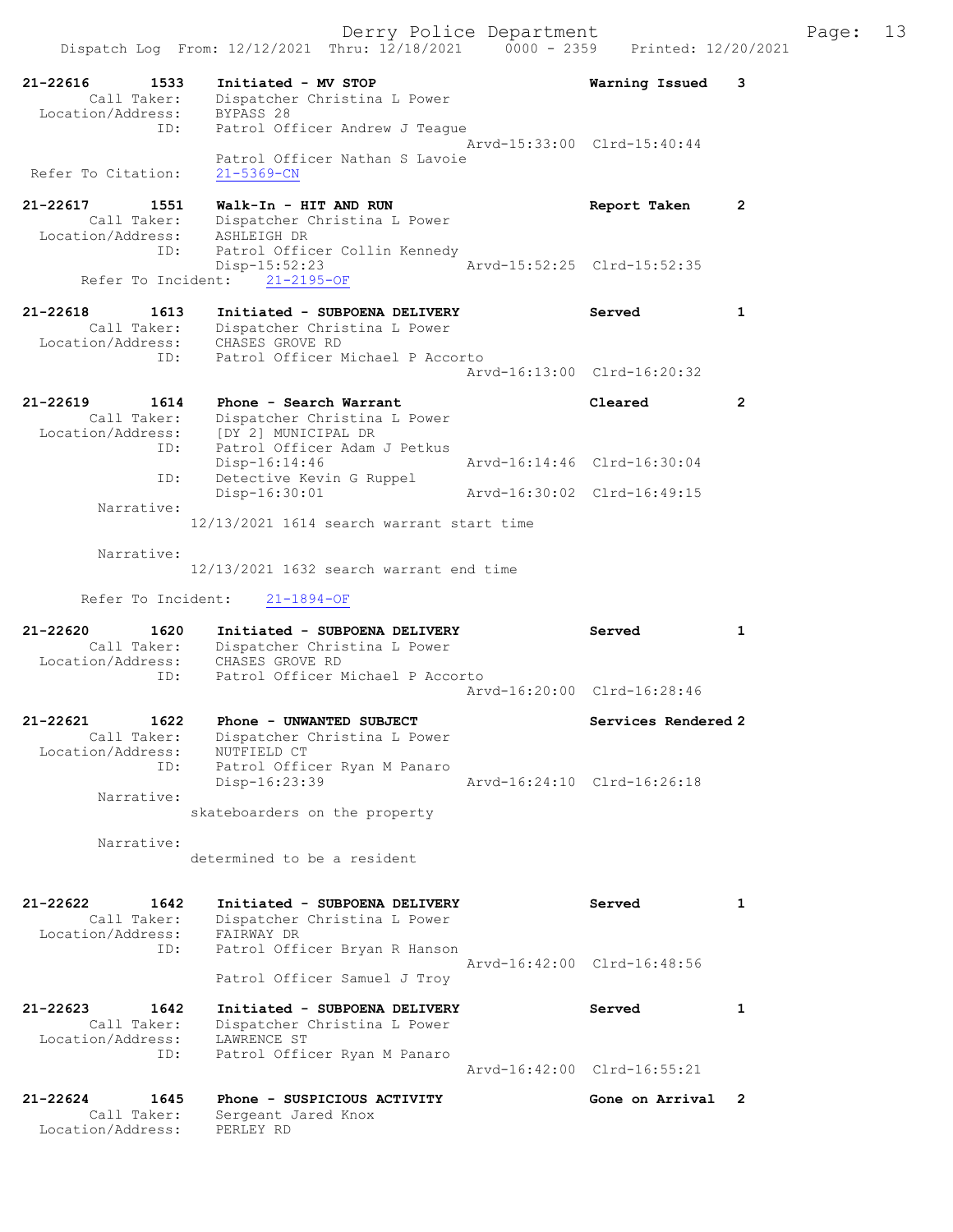Dispatch Log From: 12/12/2021 Thru: 12/18/2021 0000 - 2359 Printed: 12/20/2021

```
21-22616        1533    Initiated - MV STOP                         Warning Issued    3
        Call Taker:     Dispatcher Christina L Power
  Location/Address:     BYPASS 28
               ID:      Patrol Officer Andrew J Teague
                                                      Arvd-15:33:00  Clrd-15:40:44
                        Patrol Officer Nathan S Lavoie
 Refer To Citation:     21-5369-CN

21-22617        1551    Walk-In - HIT AND RUN                       Report Taken      2
        Call Taker:     Dispatcher Christina L Power
  Location/Address:     ASHLEIGH DR
               ID:      Patrol Officer Collin Kennedy
                        Disp-15:52:23                 Arvd-15:52:25  Clrd-15:52:35
      Refer To Incident:    21-2195-OF

21-22618        1613    Initiated - SUBPOENA DELIVERY               Served            1
        Call Taker:     Dispatcher Christina L Power
  Location/Address:     CHASES GROVE RD
               ID:      Patrol Officer Michael P Accorto
                                                      Arvd-16:13:00  Clrd-16:20:32

21-22619        1614    Phone - Search Warrant                      Cleared           2
        Call Taker:     Dispatcher Christina L Power
  Location/Address:     [DY 2] MUNICIPAL DR
               ID:      Patrol Officer Adam J Petkus
                        Disp-16:14:46                 Arvd-16:14:46  Clrd-16:30:04
               ID:      Detective Kevin G Ruppel
                        Disp-16:30:01                 Arvd-16:30:02  Clrd-16:49:15
         Narrative:
                    12/13/2021 1614 search warrant start time

         Narrative:
                    12/13/2021 1632 search warrant end time

      Refer To Incident:    21-1894-OF

21-22620        1620    Initiated - SUBPOENA DELIVERY               Served            1
        Call Taker:     Dispatcher Christina L Power
  Location/Address:     CHASES GROVE RD
               ID:      Patrol Officer Michael P Accorto
                                                      Arvd-16:20:00  Clrd-16:28:46

21-22621        1622    Phone - UNWANTED SUBJECT                    Services Rendered 2
        Call Taker:     Dispatcher Christina L Power
  Location/Address:     NUTFIELD CT
               ID:      Patrol Officer Ryan M Panaro
                        Disp-16:23:39                 Arvd-16:24:10  Clrd-16:26:18
         Narrative:
                    skateboarders on the property

         Narrative:
                    determined to be a resident

21-22622        1642    Initiated - SUBPOENA DELIVERY               Served            1
        Call Taker:     Dispatcher Christina L Power
  Location/Address:     FAIRWAY DR
               ID:      Patrol Officer Bryan R Hanson
                                                      Arvd-16:42:00  Clrd-16:48:56
                        Patrol Officer Samuel J Troy

21-22623        1642    Initiated - SUBPOENA DELIVERY               Served            1
        Call Taker:     Dispatcher Christina L Power
  Location/Address:     LAWRENCE ST
               ID:      Patrol Officer Ryan M Panaro
                                                      Arvd-16:42:00  Clrd-16:55:21

21-22624        1645    Phone - SUSPICIOUS ACTIVITY                 Gone on Arrival   2
        Call Taker:     Sergeant Jared Knox
  Location/Address:     PERLEY RD
```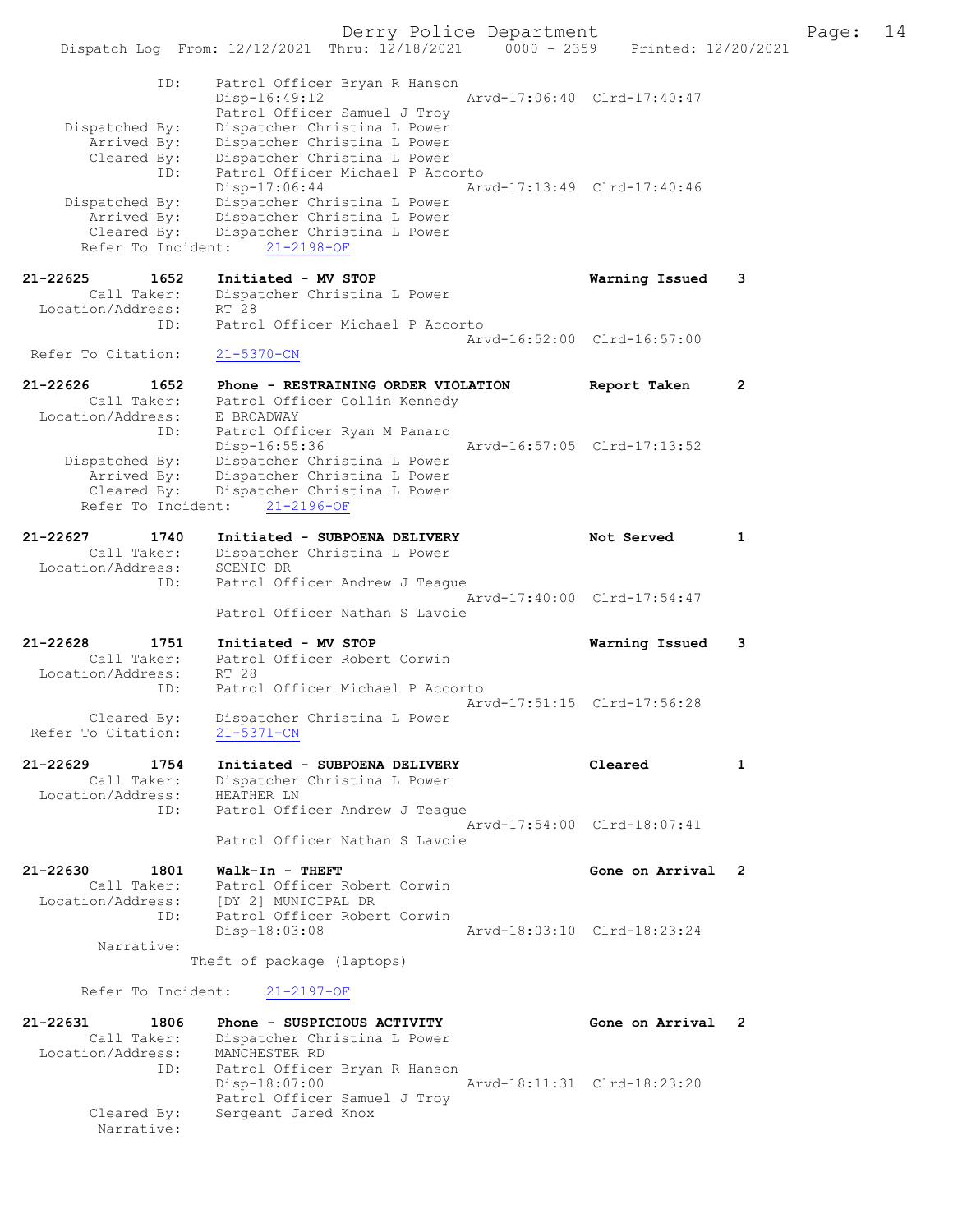```
            ID:     Patrol Officer Bryan R Hanson
                    Disp-16:49:12                 Arvd-17:06:40  Clrd-17:40:47
                    Patrol Officer Samuel J Troy
     Dispatched By: Dispatcher Christina L Power
        Arrived By: Dispatcher Christina L Power
        Cleared By: Dispatcher Christina L Power
            ID:     Patrol Officer Michael P Accorto
                    Disp-17:06:44                 Arvd-17:13:49  Clrd-17:40:46
     Dispatched By: Dispatcher Christina L Power
        Arrived By: Dispatcher Christina L Power
        Cleared By: Dispatcher Christina L Power
     Refer To Incident:    21-2198-OF

21-22625       1652    Initiated - MV STOP                        Warning Issued    3
        Call Taker:    Dispatcher Christina L Power
  Location/Address:    RT 28
            ID:        Patrol Officer Michael P Accorto
                                                  Arvd-16:52:00  Clrd-16:57:00
 Refer To Citation:    21-5370-CN

21-22626       1652    Phone - RESTRAINING ORDER VIOLATION        Report Taken      2
        Call Taker:    Patrol Officer Collin Kennedy
  Location/Address:    E BROADWAY
            ID:        Patrol Officer Ryan M Panaro
                       Disp-16:55:36              Arvd-16:57:05  Clrd-17:13:52
     Dispatched By:    Dispatcher Christina L Power
        Arrived By:    Dispatcher Christina L Power
        Cleared By:    Dispatcher Christina L Power
     Refer To Incident:    21-2196-OF

21-22627       1740    Initiated - SUBPOENA DELIVERY              Not Served        1
        Call Taker:    Dispatcher Christina L Power
  Location/Address:    SCENIC DR
            ID:        Patrol Officer Andrew J Teague
                                                  Arvd-17:40:00  Clrd-17:54:47
                       Patrol Officer Nathan S Lavoie

21-22628       1751    Initiated - MV STOP                        Warning Issued    3
        Call Taker:    Patrol Officer Robert Corwin
  Location/Address:    RT 28
            ID:        Patrol Officer Michael P Accorto
                                                  Arvd-17:51:15  Clrd-17:56:28
        Cleared By:    Dispatcher Christina L Power
 Refer To Citation:    21-5371-CN

21-22629       1754    Initiated - SUBPOENA DELIVERY              Cleared           1
        Call Taker:    Dispatcher Christina L Power
  Location/Address:    HEATHER LN
            ID:        Patrol Officer Andrew J Teague
                                                  Arvd-17:54:00  Clrd-18:07:41
                       Patrol Officer Nathan S Lavoie

21-22630       1801    Walk-In - THEFT                            Gone on Arrival   2
        Call Taker:    Patrol Officer Robert Corwin
  Location/Address:    [DY 2] MUNICIPAL DR
            ID:        Patrol Officer Robert Corwin
                       Disp-18:03:08              Arvd-18:03:10  Clrd-18:23:24
         Narrative:
                    Theft of package (laptops)

     Refer To Incident:    21-2197-OF

21-22631       1806    Phone - SUSPICIOUS ACTIVITY                Gone on Arrival   2
        Call Taker:    Dispatcher Christina L Power
  Location/Address:    MANCHESTER RD
            ID:        Patrol Officer Bryan R Hanson
                       Disp-18:07:00              Arvd-18:11:31  Clrd-18:23:20
                       Patrol Officer Samuel J Troy
        Cleared By:    Sergeant Jared Knox
         Narrative:
```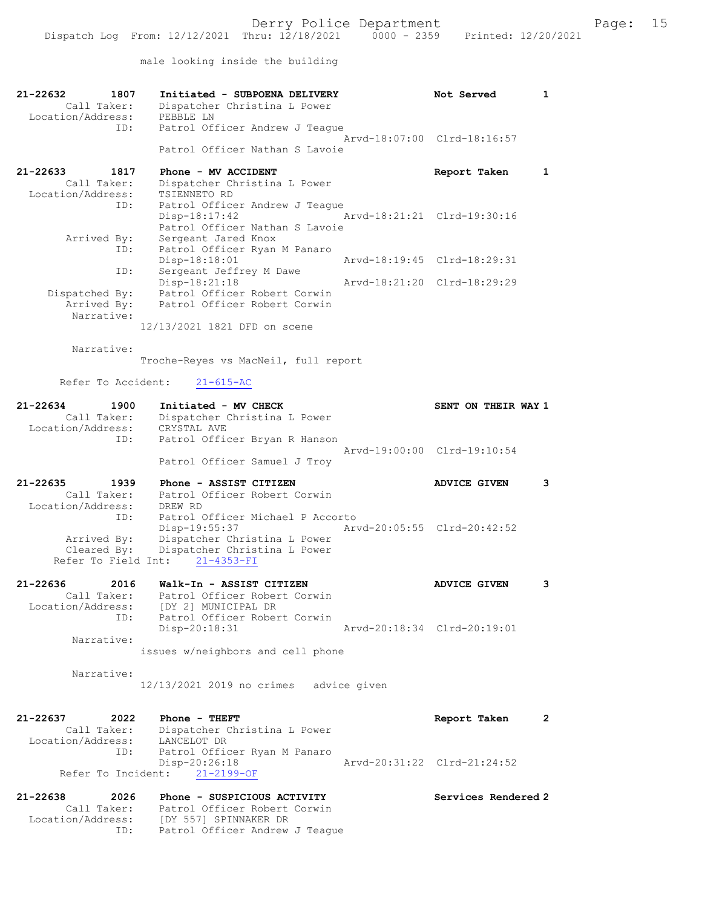male looking inside the building

```
21-22632        1807    Initiated - SUBPOENA DELIVERY              Not Served        1
        Call Taker:     Dispatcher Christina L Power
  Location/Address:     PEBBLE LN
                ID:     Patrol Officer Andrew J Teague
                                                   Arvd-18:07:00  Clrd-18:16:57
                        Patrol Officer Nathan S Lavoie

21-22633        1817    Phone - MV ACCIDENT                        Report Taken      1
        Call Taker:     Dispatcher Christina L Power
  Location/Address:     TSIENNETO RD
                ID:     Patrol Officer Andrew J Teague
                        Disp-18:17:42              Arvd-18:21:21  Clrd-19:30:16
                        Patrol Officer Nathan S Lavoie
        Arrived By:     Sergeant Jared Knox
                ID:     Patrol Officer Ryan M Panaro
                        Disp-18:18:01              Arvd-18:19:45  Clrd-18:29:31
                ID:     Sergeant Jeffrey M Dawe
                        Disp-18:21:18              Arvd-18:21:20  Clrd-18:29:29
     Dispatched By:     Patrol Officer Robert Corwin
        Arrived By:     Patrol Officer Robert Corwin
         Narrative:
                  12/13/2021 1821 DFD on scene

         Narrative:
                  Troche-Reyes vs MacNeil, full report

      Refer To Accident:    21-615-AC

21-22634        1900    Initiated - MV CHECK                       SENT ON THEIR WAY 1
        Call Taker:     Dispatcher Christina L Power
  Location/Address:     CRYSTAL AVE
                ID:     Patrol Officer Bryan R Hanson
                                                   Arvd-19:00:00  Clrd-19:10:54
                        Patrol Officer Samuel J Troy

21-22635        1939    Phone - ASSIST CITIZEN                     ADVICE GIVEN      3
        Call Taker:     Patrol Officer Robert Corwin
  Location/Address:     DREW RD
                ID:     Patrol Officer Michael P Accorto
                        Disp-19:55:37              Arvd-20:05:55  Clrd-20:42:52
        Arrived By:     Dispatcher Christina L Power
        Cleared By:     Dispatcher Christina L Power
     Refer To Field Int:    21-4353-FI

21-22636        2016    Walk-In - ASSIST CITIZEN                   ADVICE GIVEN      3
        Call Taker:     Patrol Officer Robert Corwin
  Location/Address:     [DY 2] MUNICIPAL DR
                ID:     Patrol Officer Robert Corwin
                        Disp-20:18:31              Arvd-20:18:34  Clrd-20:19:01
         Narrative:
                  issues w/neighbors and cell phone

         Narrative:
                  12/13/2021 2019 no crimes   advice given

21-22637        2022    Phone - THEFT                              Report Taken      2
        Call Taker:     Dispatcher Christina L Power
  Location/Address:     LANCELOT DR
                ID:     Patrol Officer Ryan M Panaro
                        Disp-20:26:18              Arvd-20:31:22  Clrd-21:24:52
      Refer To Incident:    21-2199-OF

21-22638        2026    Phone - SUSPICIOUS ACTIVITY                Services Rendered 2
        Call Taker:     Patrol Officer Robert Corwin
  Location/Address:     [DY 557] SPINNAKER DR
                ID:     Patrol Officer Andrew J Teague
```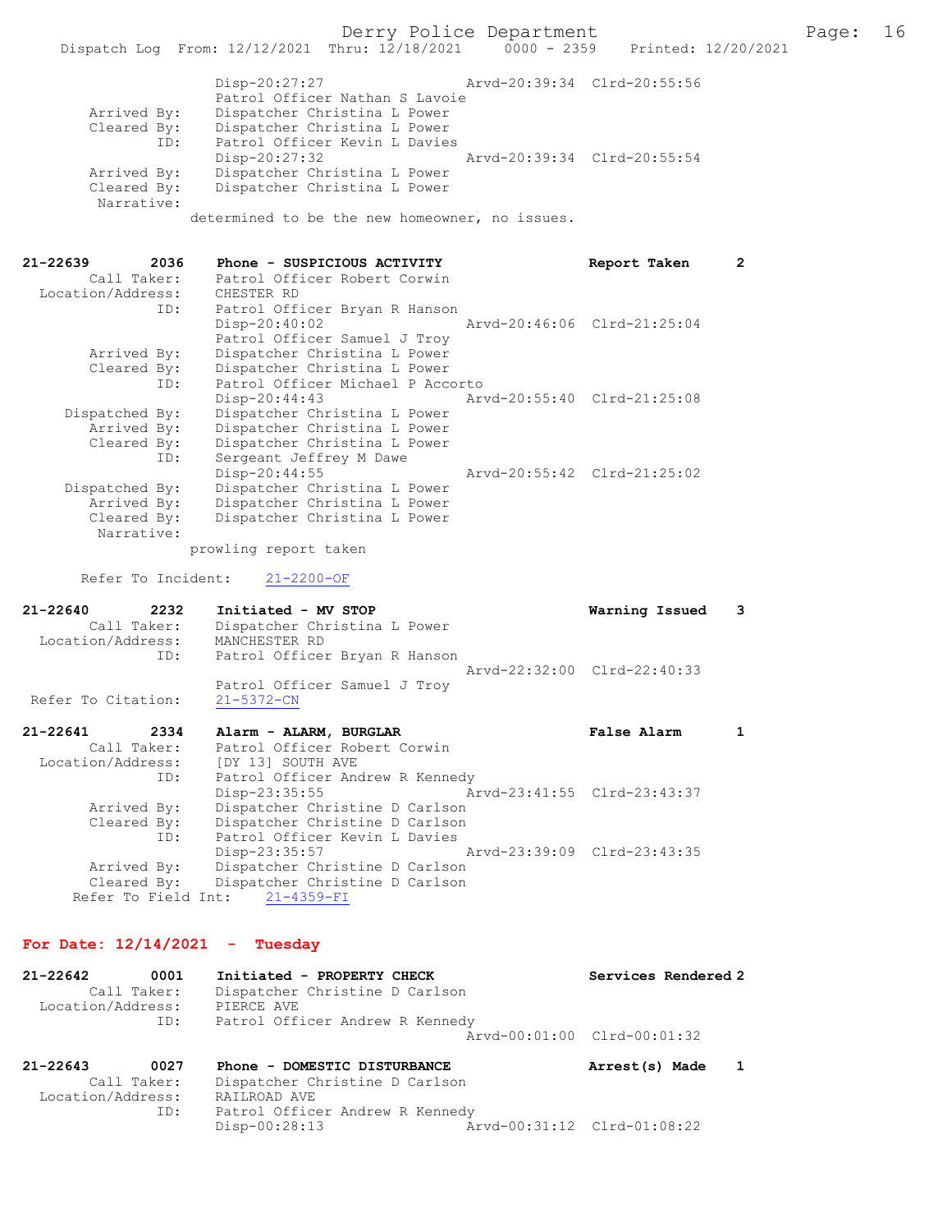```
                Disp-20:27:27                Arvd-20:39:34  Clrd-20:55:56
                Patrol Officer Nathan S Lavoie
     Arrived By:  Dispatcher Christina L Power
     Cleared By:  Dispatcher Christina L Power
            ID:   Patrol Officer Kevin L Davies
                Disp-20:27:32                Arvd-20:39:34  Clrd-20:55:54
     Arrived By:  Dispatcher Christina L Power
     Cleared By:  Dispatcher Christina L Power
      Narrative:
              determined to be the new homeowner, no issues.


21-22639       2036    Phone - SUSPICIOUS ACTIVITY              Report Taken      2
        Call Taker:    Patrol Officer Robert Corwin
  Location/Address:    CHESTER RD
               ID:     Patrol Officer Bryan R Hanson
                       Disp-20:40:02                Arvd-20:46:06  Clrd-21:25:04
                       Patrol Officer Samuel J Troy
       Arrived By:     Dispatcher Christina L Power
       Cleared By:     Dispatcher Christina L Power
               ID:     Patrol Officer Michael P Accorto
                       Disp-20:44:43                Arvd-20:55:40  Clrd-21:25:08
    Dispatched By:     Dispatcher Christina L Power
       Arrived By:     Dispatcher Christina L Power
       Cleared By:     Dispatcher Christina L Power
               ID:     Sergeant Jeffrey M Dawe
                       Disp-20:44:55                Arvd-20:55:42  Clrd-21:25:02
    Dispatched By:     Dispatcher Christina L Power
       Arrived By:     Dispatcher Christina L Power
       Cleared By:     Dispatcher Christina L Power
        Narrative:
                prowling report taken

      Refer To Incident:    21-2200-OF

21-22640       2232    Initiated - MV STOP                      Warning Issued    3
        Call Taker:    Dispatcher Christina L Power
  Location/Address:    MANCHESTER RD
               ID:     Patrol Officer Bryan R Hanson
                                                    Arvd-22:32:00  Clrd-22:40:33
                       Patrol Officer Samuel J Troy
 Refer To Citation:    21-5372-CN

21-22641       2334    Alarm - ALARM, BURGLAR                   False Alarm       1
        Call Taker:    Patrol Officer Robert Corwin
  Location/Address:    [DY 13] SOUTH AVE
               ID:     Patrol Officer Andrew R Kennedy
                       Disp-23:35:55                Arvd-23:41:55  Clrd-23:43:37
       Arrived By:     Dispatcher Christine D Carlson
       Cleared By:     Dispatcher Christine D Carlson
               ID:     Patrol Officer Kevin L Davies
                       Disp-23:35:57                Arvd-23:39:09  Clrd-23:43:35
       Arrived By:     Dispatcher Christine D Carlson
       Cleared By:     Dispatcher Christine D Carlson
      Refer To Field Int:    21-4359-FI
```

## For Date: 12/14/2021 - Tuesday

```
21-22642       0001    Initiated - PROPERTY CHECK               Services Rendered 2
        Call Taker:    Dispatcher Christine D Carlson
  Location/Address:    PIERCE AVE
               ID:     Patrol Officer Andrew R Kennedy
                                                    Arvd-00:01:00  Clrd-00:01:32

21-22643       0027    Phone - DOMESTIC DISTURBANCE             Arrest(s) Made    1
        Call Taker:    Dispatcher Christine D Carlson
  Location/Address:    RAILROAD AVE
               ID:     Patrol Officer Andrew R Kennedy
                       Disp-00:28:13                Arvd-00:31:12  Clrd-01:08:22
```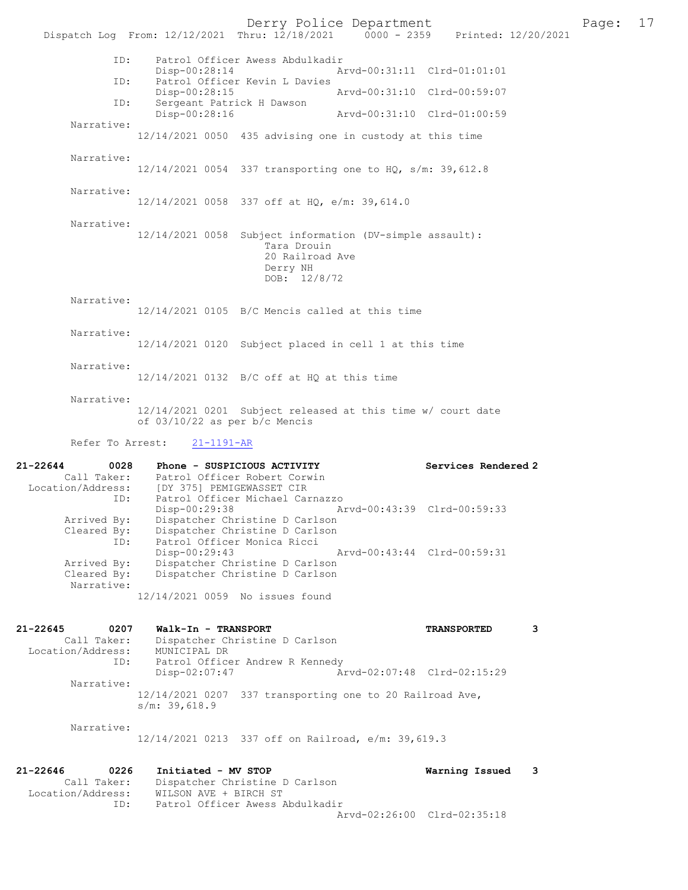```
            ID:     Patrol Officer Awess Abdulkadir
                    Disp-00:28:14              Arvd-00:31:11  Clrd-01:01:01
            ID:     Patrol Officer Kevin L Davies
                    Disp-00:28:15              Arvd-00:31:10  Clrd-00:59:07
            ID:     Sergeant Patrick H Dawson
                    Disp-00:28:16              Arvd-00:31:10  Clrd-01:00:59
     Narrative:
                12/14/2021 0050  435 advising one in custody at this time

     Narrative:
                12/14/2021 0054  337 transporting one to HQ, s/m: 39,612.8

     Narrative:
                12/14/2021 0058  337 off at HQ, e/m: 39,614.0

     Narrative:
                12/14/2021 0058  Subject information (DV-simple assault):
                                    Tara Drouin
                                    20 Railroad Ave
                                    Derry NH
                                    DOB:  12/8/72

     Narrative:
                12/14/2021 0105  B/C Mencis called at this time

     Narrative:
                12/14/2021 0120  Subject placed in cell 1 at this time

     Narrative:
                12/14/2021 0132  B/C off at HQ at this time

     Narrative:
                12/14/2021 0201  Subject released at this time w/ court date
                of 03/10/22 as per b/c Mencis

     Refer To Arrest:    21-1191-AR

21-22644        0028    Phone - SUSPICIOUS ACTIVITY                Services Rendered 2
        Call Taker:     Patrol Officer Robert Corwin
  Location/Address:     [DY 375] PEMIGEWASSET CIR
                ID:     Patrol Officer Michael Carnazzo
                        Disp-00:29:38              Arvd-00:43:39  Clrd-00:59:33
       Arrived By:      Dispatcher Christine D Carlson
       Cleared By:      Dispatcher Christine D Carlson
                ID:     Patrol Officer Monica Ricci
                        Disp-00:29:43              Arvd-00:43:44  Clrd-00:59:31
       Arrived By:      Dispatcher Christine D Carlson
       Cleared By:      Dispatcher Christine D Carlson
        Narrative:
                12/14/2021 0059  No issues found

21-22645        0207    Walk-In - TRANSPORT                        TRANSPORTED      3
        Call Taker:     Dispatcher Christine D Carlson
  Location/Address:     MUNICIPAL DR
                ID:     Patrol Officer Andrew R Kennedy
                        Disp-02:07:47              Arvd-02:07:48  Clrd-02:15:29
        Narrative:
                12/14/2021 0207  337 transporting one to 20 Railroad Ave,
                s/m: 39,618.9

        Narrative:
                12/14/2021 0213  337 off on Railroad, e/m: 39,619.3

21-22646        0226    Initiated - MV STOP                        Warning Issued   3
        Call Taker:     Dispatcher Christine D Carlson
  Location/Address:     WILSON AVE + BIRCH ST
                ID:     Patrol Officer Awess Abdulkadir
                                                   Arvd-02:26:00  Clrd-02:35:18
```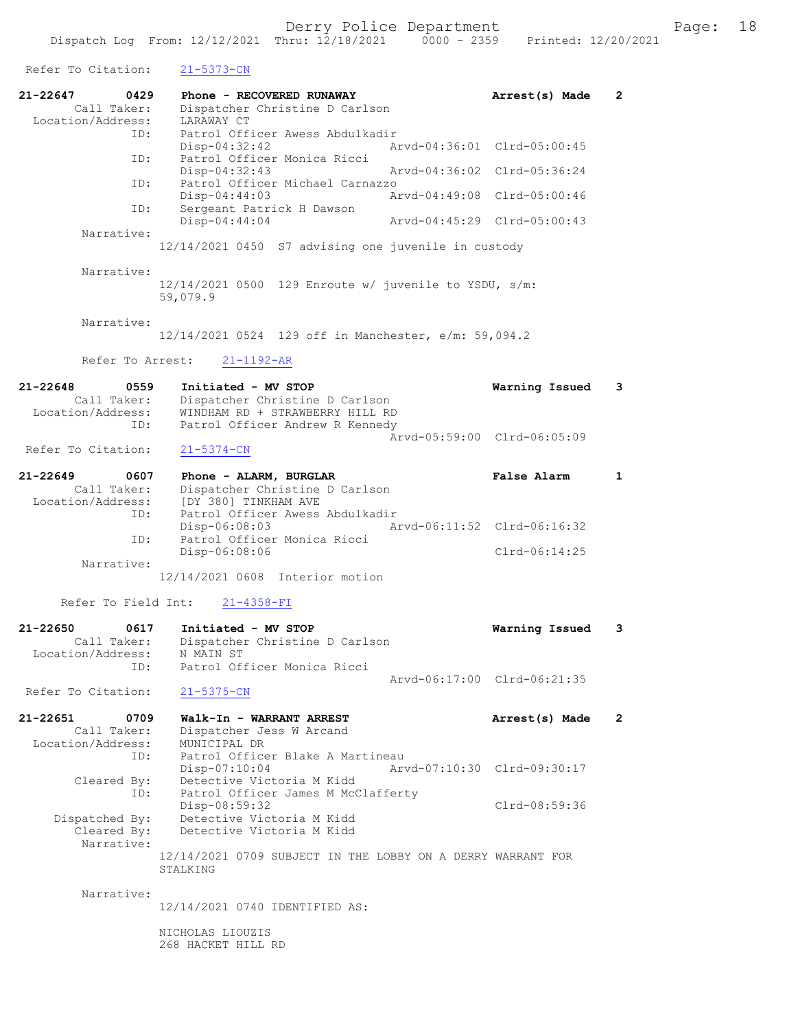Refer To Citation: 21-5373-CN

**21-22647 0429 Phone - RECOVERED RUNAWAY** — **Arrest(s) Made 2**

Call Taker: Dispatcher Christine D Carlson
Location/Address: LARAWAY CT
ID: Patrol Officer Awess Abdulkadir
Disp-04:32:42 Arvd-04:36:01 Clrd-05:00:45
ID: Patrol Officer Monica Ricci
Disp-04:32:43 Arvd-04:36:02 Clrd-05:36:24
ID: Patrol Officer Michael Carnazzo
Disp-04:44:03 Arvd-04:49:08 Clrd-05:00:46
ID: Sergeant Patrick H Dawson
Disp-04:44:04 Arvd-04:45:29 Clrd-05:00:43

Narrative:
12/14/2021 0450 S7 advising one juvenile in custody

Narrative:
12/14/2021 0500 129 Enroute w/ juvenile to YSDU, s/m: 59,079.9

Narrative:
12/14/2021 0524 129 off in Manchester, e/m: 59,094.2

Refer To Arrest: 21-1192-AR

**21-22648 0559 Initiated - MV STOP** — **Warning Issued 3**

Call Taker: Dispatcher Christine D Carlson
Location/Address: WINDHAM RD + STRAWBERRY HILL RD
ID: Patrol Officer Andrew R Kennedy
Arvd-05:59:00 Clrd-06:05:09

Refer To Citation: 21-5374-CN

**21-22649 0607 Phone - ALARM, BURGLAR** — **False Alarm 1**

Call Taker: Dispatcher Christine D Carlson
Location/Address: [DY 380] TINKHAM AVE
ID: Patrol Officer Awess Abdulkadir
Disp-06:08:03 Arvd-06:11:52 Clrd-06:16:32
ID: Patrol Officer Monica Ricci
Disp-06:08:06 Clrd-06:14:25

Narrative:
12/14/2021 0608 Interior motion

Refer To Field Int: 21-4358-FI

**21-22650 0617 Initiated - MV STOP** — **Warning Issued 3**

Call Taker: Dispatcher Christine D Carlson
Location/Address: N MAIN ST
ID: Patrol Officer Monica Ricci
Arvd-06:17:00 Clrd-06:21:35

Refer To Citation: 21-5375-CN

**21-22651 0709 Walk-In - WARRANT ARREST** — **Arrest(s) Made 2**

Call Taker: Dispatcher Jess W Arcand
Location/Address: MUNICIPAL DR
ID: Patrol Officer Blake A Martineau
Disp-07:10:04 Arvd-07:10:30 Clrd-09:30:17
Cleared By: Detective Victoria M Kidd
ID: Patrol Officer James M McClafferty
Disp-08:59:32 Clrd-08:59:36
Dispatched By: Detective Victoria M Kidd
Cleared By: Detective Victoria M Kidd

Narrative:
12/14/2021 0709 SUBJECT IN THE LOBBY ON A DERRY WARRANT FOR STALKING

Narrative:
12/14/2021 0740 IDENTIFIED AS:

NICHOLAS LIOUZIS
268 HACKET HILL RD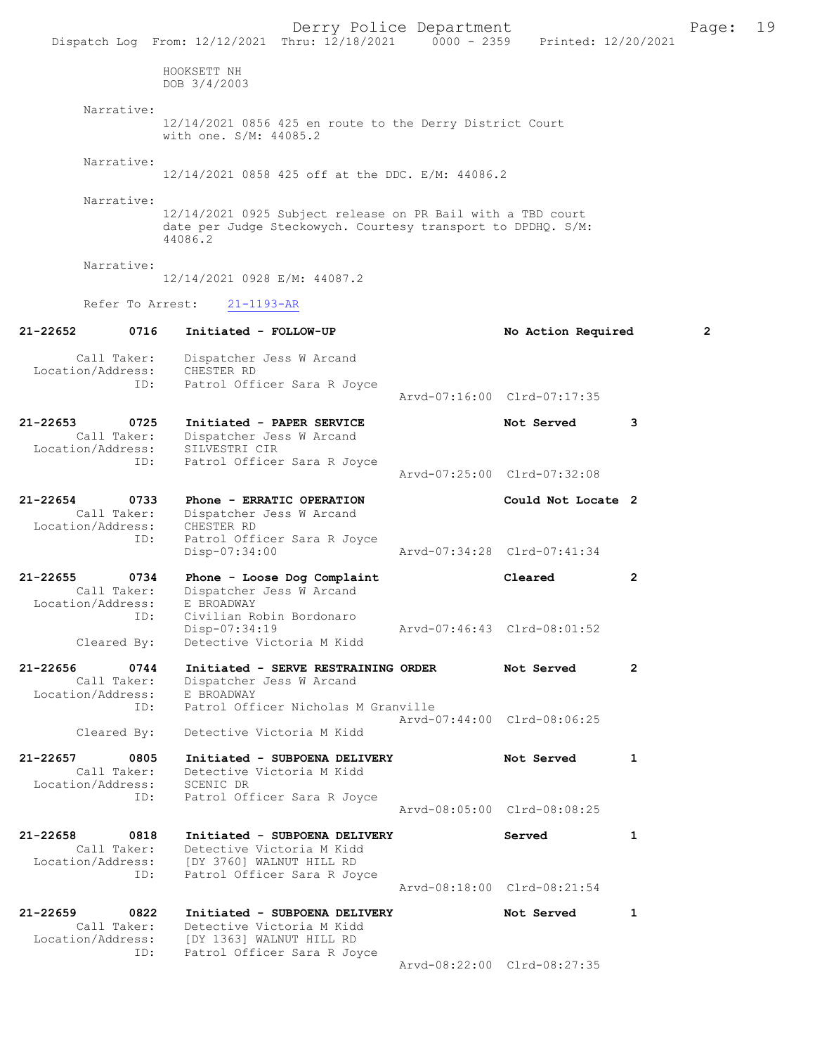HOOKSETT NH
DOB 3/4/2003

Narrative:
12/14/2021 0856 425 en route to the Derry District Court with one. S/M: 44085.2

Narrative:
12/14/2021 0858 425 off at the DDC. E/M: 44086.2

Narrative:
12/14/2021 0925 Subject release on PR Bail with a TBD court date per Judge Steckowych. Courtesy transport to DPDHQ. S/M: 44086.2

Narrative:
12/14/2021 0928 E/M: 44087.2

Refer To Arrest: 21-1193-AR

**21-22652 0716 Initiated - FOLLOW-UP** — No Action Required — 2
Call Taker: Dispatcher Jess W Arcand
Location/Address: CHESTER RD
ID: Patrol Officer Sara R Joyce
Arvd-07:16:00 Clrd-07:17:35

**21-22653 0725 Initiated - PAPER SERVICE** — Not Served — 3
Call Taker: Dispatcher Jess W Arcand
Location/Address: SILVESTRI CIR
ID: Patrol Officer Sara R Joyce
Arvd-07:25:00 Clrd-07:32:08

**21-22654 0733 Phone - ERRATIC OPERATION** — Could Not Locate — 2
Call Taker: Dispatcher Jess W Arcand
Location/Address: CHESTER RD
ID: Patrol Officer Sara R Joyce
Disp-07:34:00 Arvd-07:34:28 Clrd-07:41:34

**21-22655 0734 Phone - Loose Dog Complaint** — Cleared — 2
Call Taker: Dispatcher Jess W Arcand
Location/Address: E BROADWAY
ID: Civilian Robin Bordonaro
Disp-07:34:19 Arvd-07:46:43 Clrd-08:01:52
Cleared By: Detective Victoria M Kidd

**21-22656 0744 Initiated - SERVE RESTRAINING ORDER** — Not Served — 2
Call Taker: Dispatcher Jess W Arcand
Location/Address: E BROADWAY
ID: Patrol Officer Nicholas M Granville
Arvd-07:44:00 Clrd-08:06:25
Cleared By: Detective Victoria M Kidd

**21-22657 0805 Initiated - SUBPOENA DELIVERY** — Not Served — 1
Call Taker: Detective Victoria M Kidd
Location/Address: SCENIC DR
ID: Patrol Officer Sara R Joyce
Arvd-08:05:00 Clrd-08:08:25

**21-22658 0818 Initiated - SUBPOENA DELIVERY** — Served — 1
Call Taker: Detective Victoria M Kidd
Location/Address: [DY 3760] WALNUT HILL RD
ID: Patrol Officer Sara R Joyce
Arvd-08:18:00 Clrd-08:21:54

**21-22659 0822 Initiated - SUBPOENA DELIVERY** — Not Served — 1
Call Taker: Detective Victoria M Kidd
Location/Address: [DY 1363] WALNUT HILL RD
ID: Patrol Officer Sara R Joyce
Arvd-08:22:00 Clrd-08:27:35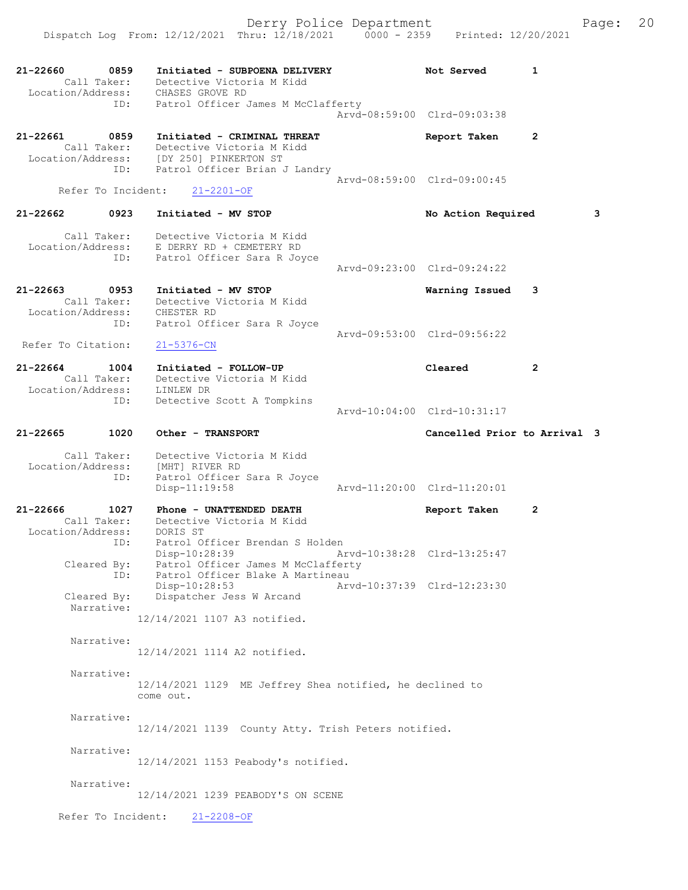```
21-22660        0859    Initiated - SUBPOENA DELIVERY              Not Served       1
         Call Taker:    Detective Victoria M Kidd
   Location/Address:    CHASES GROVE RD
                 ID:    Patrol Officer James M McClafferty
                                                    Arvd-08:59:00  Clrd-09:03:38

21-22661        0859    Initiated - CRIMINAL THREAT                Report Taken     2
         Call Taker:    Detective Victoria M Kidd
   Location/Address:    [DY 250] PINKERTON ST
                 ID:    Patrol Officer Brian J Landry
                                                    Arvd-08:59:00  Clrd-09:00:45
      Refer To Incident:    21-2201-OF

21-22662        0923    Initiated - MV STOP                        No Action Required          3

         Call Taker:    Detective Victoria M Kidd
   Location/Address:    E DERRY RD + CEMETERY RD
                 ID:    Patrol Officer Sara R Joyce
                                                    Arvd-09:23:00  Clrd-09:24:22

21-22663        0953    Initiated - MV STOP                        Warning Issued   3
         Call Taker:    Detective Victoria M Kidd
   Location/Address:    CHESTER RD
                 ID:    Patrol Officer Sara R Joyce
                                                    Arvd-09:53:00  Clrd-09:56:22
   Refer To Citation:   21-5376-CN

21-22664        1004    Initiated - FOLLOW-UP                      Cleared          2
         Call Taker:    Detective Victoria M Kidd
   Location/Address:    LINLEW DR
                 ID:    Detective Scott A Tompkins
                                                    Arvd-10:04:00  Clrd-10:31:17

21-22665        1020    Other - TRANSPORT                          Cancelled Prior to Arrival  3

         Call Taker:    Detective Victoria M Kidd
   Location/Address:    [MHT] RIVER RD
                 ID:    Patrol Officer Sara R Joyce
                        Disp-11:19:58               Arvd-11:20:00  Clrd-11:20:01

21-22666        1027    Phone - UNATTENDED DEATH                   Report Taken     2
         Call Taker:    Detective Victoria M Kidd
   Location/Address:    DORIS ST
                 ID:    Patrol Officer Brendan S Holden
                        Disp-10:28:39               Arvd-10:38:28  Clrd-13:25:47
         Cleared By:    Patrol Officer James M McClafferty
                 ID:    Patrol Officer Blake A Martineau
                        Disp-10:28:53               Arvd-10:37:39  Clrd-12:23:30
         Cleared By:    Dispatcher Jess W Arcand
          Narrative:
                    12/14/2021 1107 A3 notified.

          Narrative:
                    12/14/2021 1114 A2 notified.

          Narrative:
                    12/14/2021 1129  ME Jeffrey Shea notified, he declined to
                    come out.

          Narrative:
                    12/14/2021 1139  County Atty. Trish Peters notified.

          Narrative:
                    12/14/2021 1153 Peabody's notified.

          Narrative:
                    12/14/2021 1239 PEABODY'S ON SCENE

      Refer To Incident:    21-2208-OF
```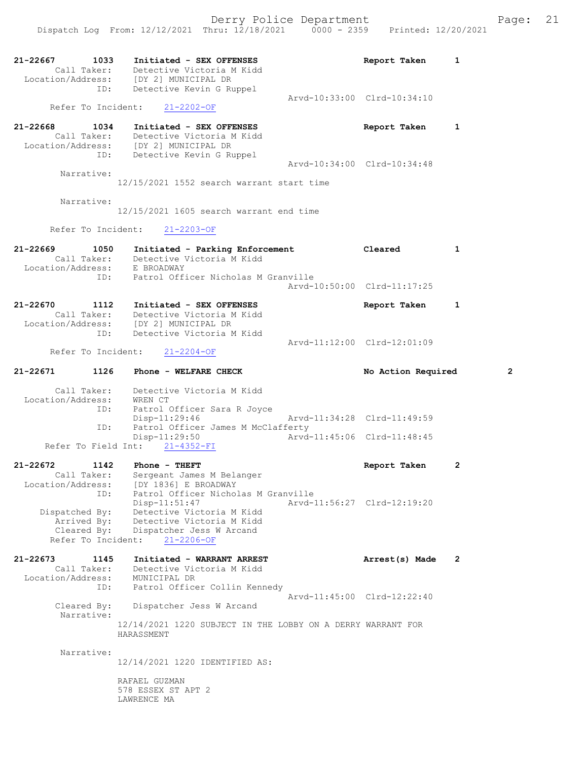```
21-22667        1033    Initiated - SEX OFFENSES                  Report Taken     1
        Call Taker:     Detective Victoria M Kidd
  Location/Address:     [DY 2] MUNICIPAL DR
                ID:     Detective Kevin G Ruppel
                                                 Arvd-10:33:00  Clrd-10:34:10
      Refer To Incident:    21-2202-OF

21-22668        1034    Initiated - SEX OFFENSES                  Report Taken     1
        Call Taker:     Detective Victoria M Kidd
  Location/Address:     [DY 2] MUNICIPAL DR
                ID:     Detective Kevin G Ruppel
                                                 Arvd-10:34:00  Clrd-10:34:48
         Narrative:
                  12/15/2021 1552 search warrant start time

         Narrative:
                  12/15/2021 1605 search warrant end time

      Refer To Incident:    21-2203-OF

21-22669        1050    Initiated - Parking Enforcement           Cleared          1
        Call Taker:     Detective Victoria M Kidd
  Location/Address:     E BROADWAY
                ID:     Patrol Officer Nicholas M Granville
                                                 Arvd-10:50:00  Clrd-11:17:25

21-22670        1112    Initiated - SEX OFFENSES                  Report Taken     1
        Call Taker:     Detective Victoria M Kidd
  Location/Address:     [DY 2] MUNICIPAL DR
                ID:     Detective Victoria M Kidd
                                                 Arvd-11:12:00  Clrd-12:01:09
      Refer To Incident:    21-2204-OF

21-22671        1126    Phone - WELFARE CHECK                     No Action Required       2

        Call Taker:     Detective Victoria M Kidd
  Location/Address:     WREN CT
                ID:     Patrol Officer Sara R Joyce
                        Disp-11:29:46            Arvd-11:34:28  Clrd-11:49:59
                ID:     Patrol Officer James M McClafferty
                        Disp-11:29:50            Arvd-11:45:06  Clrd-11:48:45
     Refer To Field Int:    21-4352-FI

21-22672        1142    Phone - THEFT                             Report Taken     2
        Call Taker:     Sergeant James M Belanger
  Location/Address:     [DY 1836] E BROADWAY
                ID:     Patrol Officer Nicholas M Granville
                        Disp-11:51:47            Arvd-11:56:27  Clrd-12:19:20
     Dispatched By:     Detective Victoria M Kidd
        Arrived By:     Detective Victoria M Kidd
        Cleared By:     Dispatcher Jess W Arcand
      Refer To Incident:    21-2206-OF

21-22673        1145    Initiated - WARRANT ARREST                Arrest(s) Made   2
        Call Taker:     Detective Victoria M Kidd
  Location/Address:     MUNICIPAL DR
                ID:     Patrol Officer Collin Kennedy
                                                 Arvd-11:45:00  Clrd-12:22:40
        Cleared By:     Dispatcher Jess W Arcand
         Narrative:
                  12/14/2021 1220 SUBJECT IN THE LOBBY ON A DERRY WARRANT FOR
                  HARASSMENT

         Narrative:
                  12/14/2021 1220 IDENTIFIED AS:

                  RAFAEL GUZMAN
                  578 ESSEX ST APT 2
                  LAWRENCE MA
```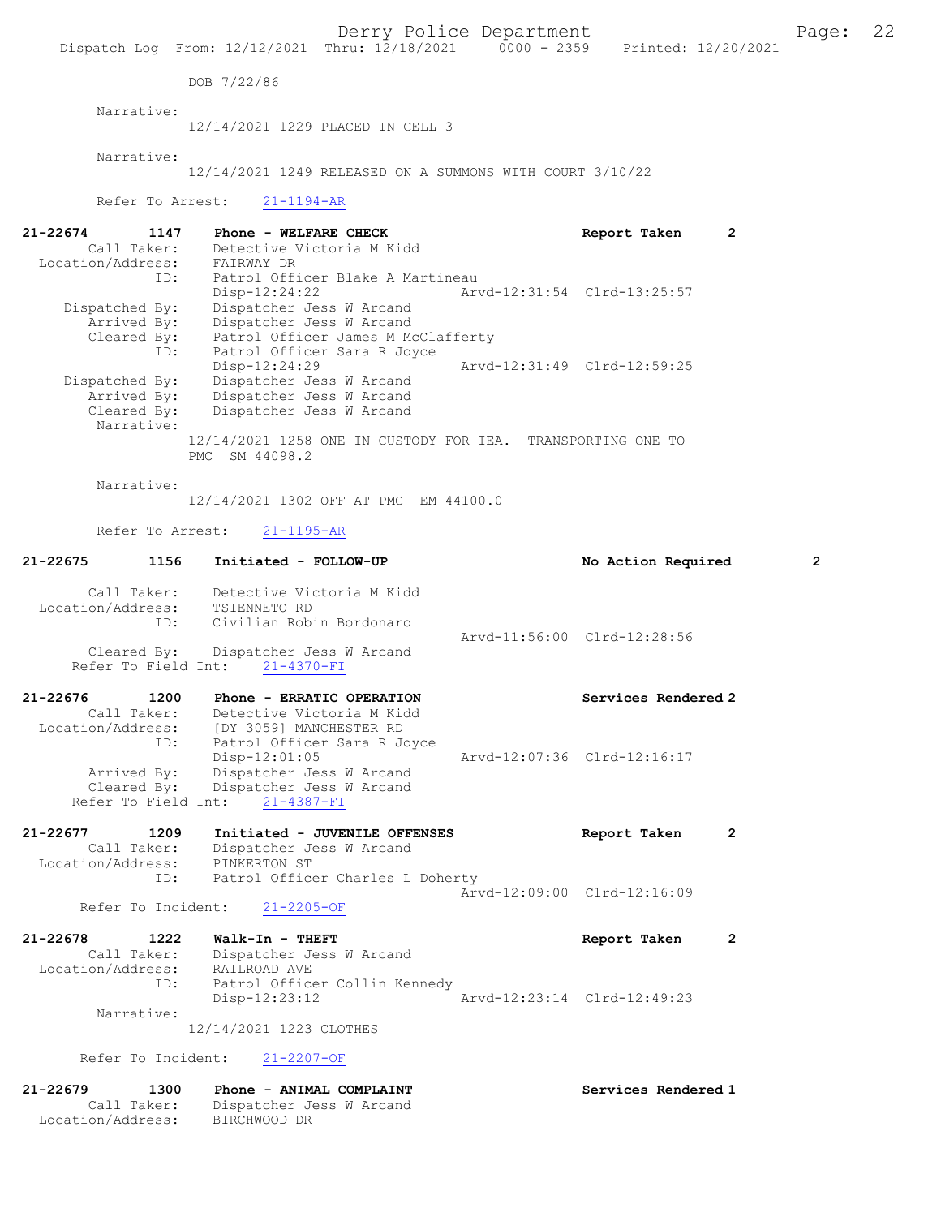DOB 7/22/86

Narrative:
12/14/2021 1229 PLACED IN CELL 3

Narrative:
12/14/2021 1249 RELEASED ON A SUMMONS WITH COURT 3/10/22

Refer To Arrest: 21-1194-AR

**21-22674 1147 Phone - WELFARE CHECK** Report Taken 2
Call Taker: Detective Victoria M Kidd
Location/Address: FAIRWAY DR
ID: Patrol Officer Blake A Martineau
Disp-12:24:22 Arvd-12:31:54 Clrd-13:25:57
Dispatched By: Dispatcher Jess W Arcand
Arrived By: Dispatcher Jess W Arcand
Cleared By: Patrol Officer James M McClafferty
ID: Patrol Officer Sara R Joyce
Disp-12:24:29 Arvd-12:31:49 Clrd-12:59:25
Dispatched By: Dispatcher Jess W Arcand
Arrived By: Dispatcher Jess W Arcand
Cleared By: Dispatcher Jess W Arcand
Narrative:
12/14/2021 1258 ONE IN CUSTODY FOR IEA. TRANSPORTING ONE TO PMC SM 44098.2

Narrative:
12/14/2021 1302 OFF AT PMC EM 44100.0

Refer To Arrest: 21-1195-AR

**21-22675 1156 Initiated - FOLLOW-UP** No Action Required 2
Call Taker: Detective Victoria M Kidd
Location/Address: TSIENNETO RD
ID: Civilian Robin Bordonaro
Arvd-11:56:00 Clrd-12:28:56
Cleared By: Dispatcher Jess W Arcand
Refer To Field Int: 21-4370-FI

**21-22676 1200 Phone - ERRATIC OPERATION** Services Rendered 2
Call Taker: Detective Victoria M Kidd
Location/Address: [DY 3059] MANCHESTER RD
ID: Patrol Officer Sara R Joyce
Disp-12:01:05 Arvd-12:07:36 Clrd-12:16:17
Arrived By: Dispatcher Jess W Arcand
Cleared By: Dispatcher Jess W Arcand
Refer To Field Int: 21-4387-FI

**21-22677 1209 Initiated - JUVENILE OFFENSES** Report Taken 2
Call Taker: Dispatcher Jess W Arcand
Location/Address: PINKERTON ST
ID: Patrol Officer Charles L Doherty
Arvd-12:09:00 Clrd-12:16:09
Refer To Incident: 21-2205-OF

**21-22678 1222 Walk-In - THEFT** Report Taken 2
Call Taker: Dispatcher Jess W Arcand
Location/Address: RAILROAD AVE
ID: Patrol Officer Collin Kennedy
Disp-12:23:12 Arvd-12:23:14 Clrd-12:49:23
Narrative:
12/14/2021 1223 CLOTHES

Refer To Incident: 21-2207-OF

**21-22679 1300 Phone - ANIMAL COMPLAINT** Services Rendered 1
Call Taker: Dispatcher Jess W Arcand
Location/Address: BIRCHWOOD DR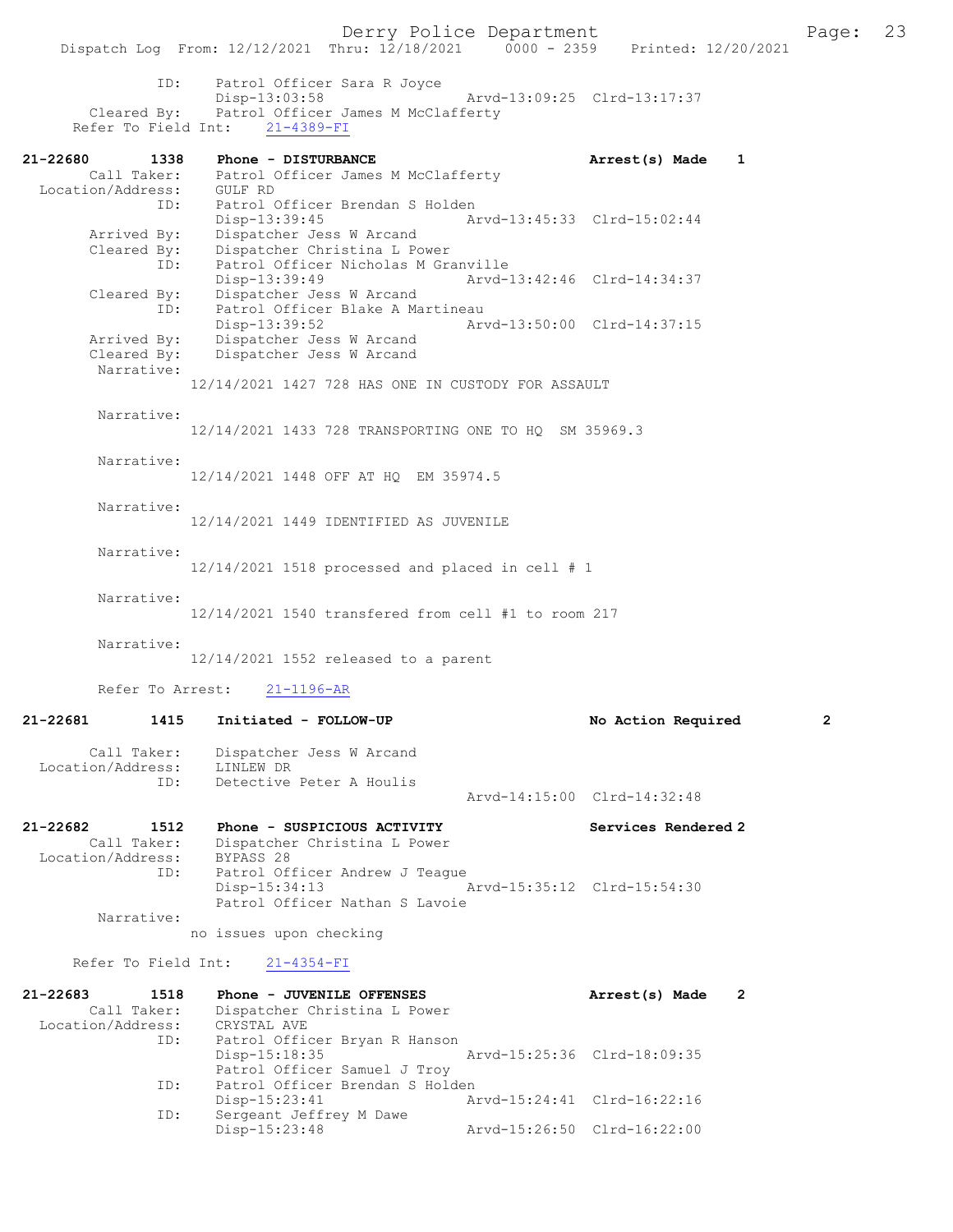```
            ID:     Patrol Officer Sara R Joyce
                    Disp-13:03:58               Arvd-13:09:25  Clrd-13:17:37
    Cleared By:     Patrol Officer James M McClafferty
  Refer To Field Int:    21-4389-FI

21-22680      1338    Phone - DISTURBANCE                          Arrest(s) Made    1
       Call Taker:    Patrol Officer James M McClafferty
 Location/Address:    GULF RD
              ID:     Patrol Officer Brendan S Holden
                      Disp-13:39:45               Arvd-13:45:33  Clrd-15:02:44
      Arrived By:     Dispatcher Jess W Arcand
      Cleared By:     Dispatcher Christina L Power
              ID:     Patrol Officer Nicholas M Granville
                      Disp-13:39:49               Arvd-13:42:46  Clrd-14:34:37
      Cleared By:     Dispatcher Jess W Arcand
              ID:     Patrol Officer Blake A Martineau
                      Disp-13:39:52               Arvd-13:50:00  Clrd-14:37:15
      Arrived By:     Dispatcher Jess W Arcand
      Cleared By:     Dispatcher Jess W Arcand
       Narrative:
                   12/14/2021 1427 728 HAS ONE IN CUSTODY FOR ASSAULT

       Narrative:
                   12/14/2021 1433 728 TRANSPORTING ONE TO HQ  SM 35969.3

       Narrative:
                   12/14/2021 1448 OFF AT HQ  EM 35974.5

       Narrative:
                   12/14/2021 1449 IDENTIFIED AS JUVENILE

       Narrative:
                   12/14/2021 1518 processed and placed in cell # 1

       Narrative:
                   12/14/2021 1540 transfered from cell #1 to room 217

       Narrative:
                   12/14/2021 1552 released to a parent

       Refer To Arrest:    21-1196-AR

21-22681      1415    Initiated - FOLLOW-UP                        No Action Required        2

       Call Taker:    Dispatcher Jess W Arcand
 Location/Address:    LINLEW DR
              ID:     Detective Peter A Houlis
                                                  Arvd-14:15:00  Clrd-14:32:48

21-22682      1512    Phone - SUSPICIOUS ACTIVITY                  Services Rendered 2
       Call Taker:    Dispatcher Christina L Power
 Location/Address:    BYPASS 28
              ID:     Patrol Officer Andrew J Teague
                      Disp-15:34:13               Arvd-15:35:12  Clrd-15:54:30
                      Patrol Officer Nathan S Lavoie
       Narrative:
                   no issues upon checking

  Refer To Field Int:    21-4354-FI

21-22683      1518    Phone - JUVENILE OFFENSES                    Arrest(s) Made    2
       Call Taker:    Dispatcher Christina L Power
 Location/Address:    CRYSTAL AVE
              ID:     Patrol Officer Bryan R Hanson
                      Disp-15:18:35               Arvd-15:25:36  Clrd-18:09:35
                      Patrol Officer Samuel J Troy
              ID:     Patrol Officer Brendan S Holden
                      Disp-15:23:41               Arvd-15:24:41  Clrd-16:22:16
              ID:     Sergeant Jeffrey M Dawe
                      Disp-15:23:48               Arvd-15:26:50  Clrd-16:22:00
```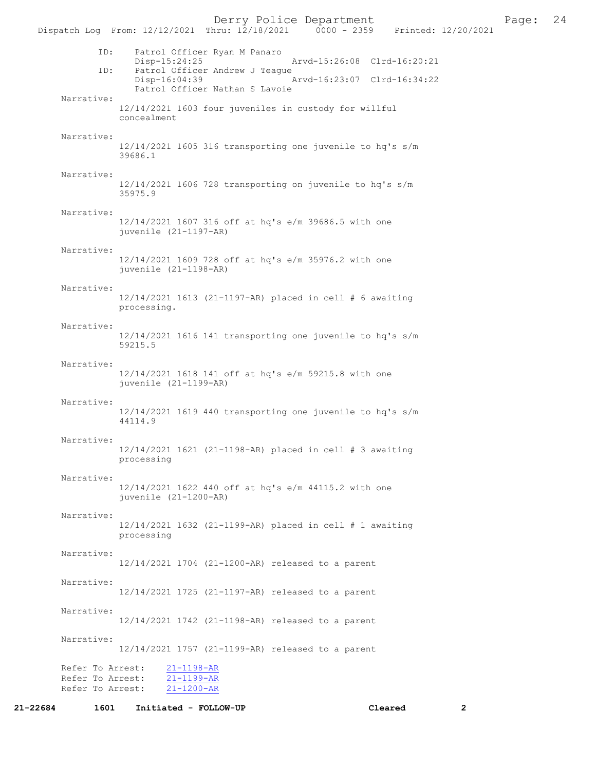ID: Patrol Officer Ryan M Panaro
Disp-15:24:25 Arvd-15:26:08 Clrd-16:20:21

ID: Patrol Officer Andrew J Teague
Disp-16:04:39 Arvd-16:23:07 Clrd-16:34:22
Patrol Officer Nathan S Lavoie

Narrative:
12/14/2021 1603 four juveniles in custody for willful concealment

Narrative:
12/14/2021 1605 316 transporting one juvenile to hq's s/m 39686.1

Narrative:
12/14/2021 1606 728 transporting on juvenile to hq's s/m 35975.9

Narrative:
12/14/2021 1607 316 off at hq's e/m 39686.5 with one juvenile (21-1197-AR)

Narrative:
12/14/2021 1609 728 off at hq's e/m 35976.2 with one juvenile (21-1198-AR)

Narrative:
12/14/2021 1613 (21-1197-AR) placed in cell # 6 awaiting processing.

Narrative:
12/14/2021 1616 141 transporting one juvenile to hq's s/m 59215.5

Narrative:
12/14/2021 1618 141 off at hq's e/m 59215.8 with one juvenile (21-1199-AR)

Narrative:
12/14/2021 1619 440 transporting one juvenile to hq's s/m 44114.9

Narrative:
12/14/2021 1621 (21-1198-AR) placed in cell # 3 awaiting processing

Narrative:
12/14/2021 1622 440 off at hq's e/m 44115.2 with one juvenile (21-1200-AR)

Narrative:
12/14/2021 1632 (21-1199-AR) placed in cell # 1 awaiting processing

Narrative:
12/14/2021 1704 (21-1200-AR) released to a parent

Narrative:
12/14/2021 1725 (21-1197-AR) released to a parent

Narrative:
12/14/2021 1742 (21-1198-AR) released to a parent

Narrative:
12/14/2021 1757 (21-1199-AR) released to a parent

Refer To Arrest: 21-1198-AR
Refer To Arrest: 21-1199-AR
Refer To Arrest: 21-1200-AR

**21-22684 1601 Initiated - FOLLOW-UP Cleared 2**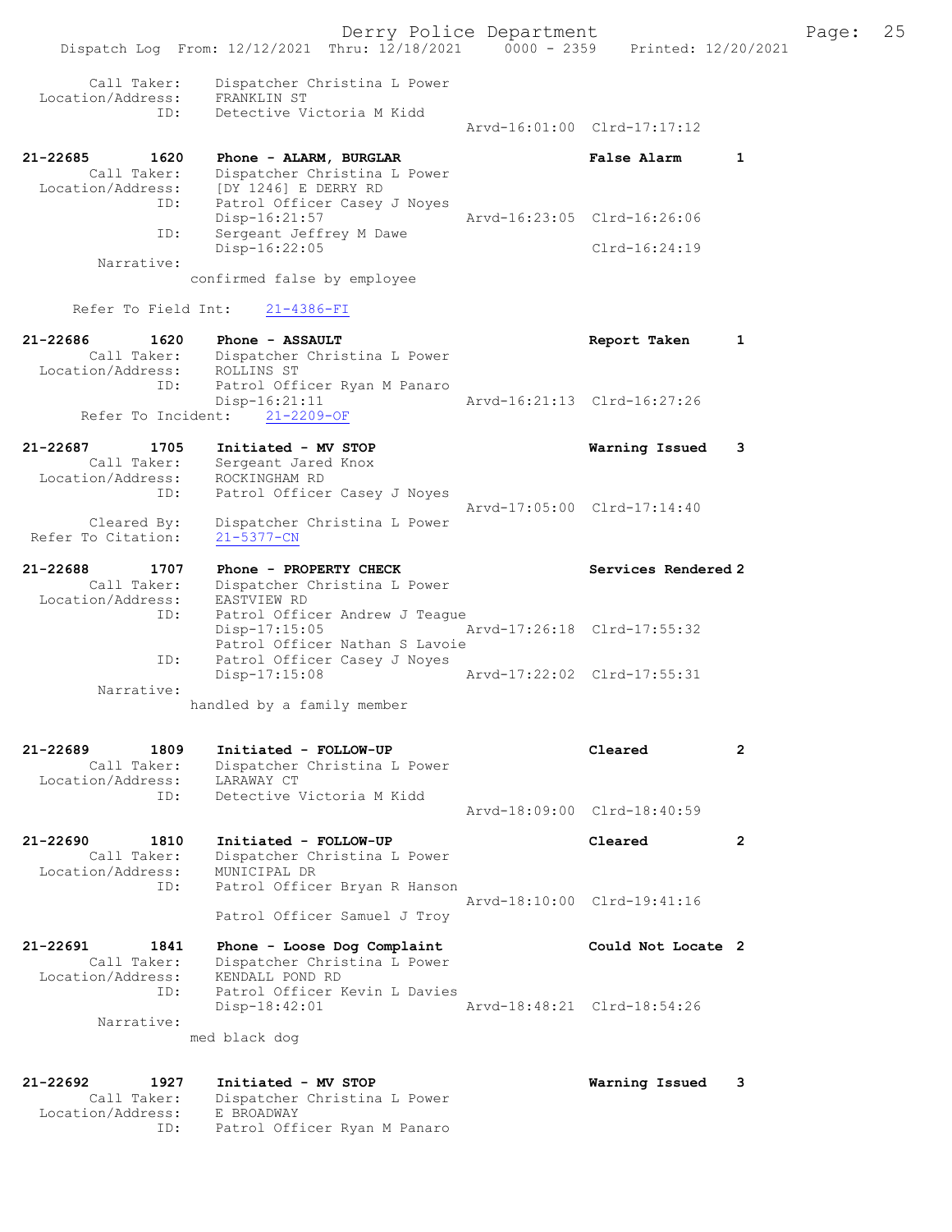```
        Call Taker:    Dispatcher Christina L Power
  Location/Address:    FRANKLIN ST
                ID:    Detective Victoria M Kidd
                                                     Arvd-16:01:00  Clrd-17:17:12

21-22685         1620    Phone - ALARM, BURGLAR                    False Alarm        1
        Call Taker:    Dispatcher Christina L Power
  Location/Address:    [DY 1246] E DERRY RD
                ID:    Patrol Officer Casey J Noyes
                       Disp-16:21:57                 Arvd-16:23:05  Clrd-16:26:06
                ID:    Sergeant Jeffrey M Dawe
                       Disp-16:22:05                                Clrd-16:24:19
         Narrative:
                     confirmed false by employee

      Refer To Field Int:    21-4386-FI

21-22686         1620    Phone - ASSAULT                           Report Taken       1
        Call Taker:    Dispatcher Christina L Power
  Location/Address:    ROLLINS ST
                ID:    Patrol Officer Ryan M Panaro
                       Disp-16:21:11                 Arvd-16:21:13  Clrd-16:27:26
     Refer To Incident:    21-2209-OF

21-22687         1705    Initiated - MV STOP                       Warning Issued     3
        Call Taker:    Sergeant Jared Knox
  Location/Address:    ROCKINGHAM RD
                ID:    Patrol Officer Casey J Noyes
                                                     Arvd-17:05:00  Clrd-17:14:40
        Cleared By:    Dispatcher Christina L Power
 Refer To Citation:    21-5377-CN

21-22688         1707    Phone - PROPERTY CHECK                    Services Rendered 2
        Call Taker:    Dispatcher Christina L Power
  Location/Address:    EASTVIEW RD
                ID:    Patrol Officer Andrew J Teague
                       Disp-17:15:05                 Arvd-17:26:18  Clrd-17:55:32
                       Patrol Officer Nathan S Lavoie
                ID:    Patrol Officer Casey J Noyes
                       Disp-17:15:08                 Arvd-17:22:02  Clrd-17:55:31
         Narrative:
                     handled by a family member


21-22689         1809    Initiated - FOLLOW-UP                     Cleared            2
        Call Taker:    Dispatcher Christina L Power
  Location/Address:    LARAWAY CT
                ID:    Detective Victoria M Kidd
                                                     Arvd-18:09:00  Clrd-18:40:59

21-22690         1810    Initiated - FOLLOW-UP                     Cleared            2
        Call Taker:    Dispatcher Christina L Power
  Location/Address:    MUNICIPAL DR
                ID:    Patrol Officer Bryan R Hanson
                                                     Arvd-18:10:00  Clrd-19:41:16
                       Patrol Officer Samuel J Troy

21-22691         1841    Phone - Loose Dog Complaint               Could Not Locate  2
        Call Taker:    Dispatcher Christina L Power
  Location/Address:    KENDALL POND RD
                ID:    Patrol Officer Kevin L Davies
                       Disp-18:42:01                 Arvd-18:48:21  Clrd-18:54:26
         Narrative:
                     med black dog


21-22692         1927    Initiated - MV STOP                       Warning Issued     3
        Call Taker:    Dispatcher Christina L Power
  Location/Address:    E BROADWAY
                ID:    Patrol Officer Ryan M Panaro
```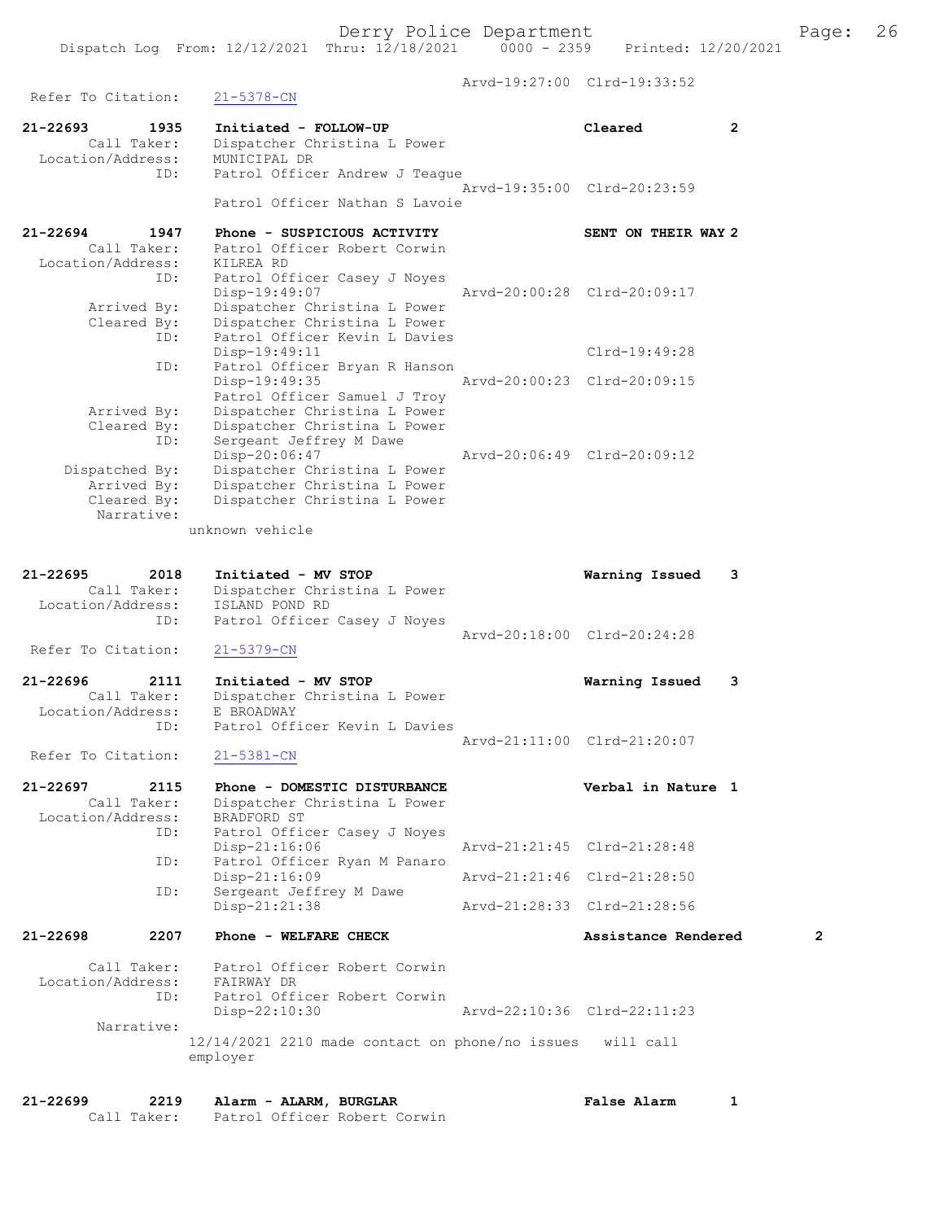Arvd-19:27:00 Clrd-19:33:52

Refer To Citation: 21-5378-CN

21-22693 1935 Initiated - FOLLOW-UP Cleared 2
Call Taker: Dispatcher Christina L Power
Location/Address: MUNICIPAL DR
ID: Patrol Officer Andrew J Teague
Arvd-19:35:00 Clrd-20:23:59
Patrol Officer Nathan S Lavoie

21-22694 1947 Phone - SUSPICIOUS ACTIVITY SENT ON THEIR WAY 2
Call Taker: Patrol Officer Robert Corwin
Location/Address: KILREA RD
ID: Patrol Officer Casey J Noyes
Disp-19:49:07 Arvd-20:00:28 Clrd-20:09:17
Arrived By: Dispatcher Christina L Power
Cleared By: Dispatcher Christina L Power
ID: Patrol Officer Kevin L Davies
Disp-19:49:11 Clrd-19:49:28
ID: Patrol Officer Bryan R Hanson
Disp-19:49:35 Arvd-20:00:23 Clrd-20:09:15
Patrol Officer Samuel J Troy
Arrived By: Dispatcher Christina L Power
Cleared By: Dispatcher Christina L Power
ID: Sergeant Jeffrey M Dawe
Disp-20:06:47 Arvd-20:06:49 Clrd-20:09:12
Dispatched By: Dispatcher Christina L Power
Arrived By: Dispatcher Christina L Power
Cleared By: Dispatcher Christina L Power
Narrative:
unknown vehicle

21-22695 2018 Initiated - MV STOP Warning Issued 3
Call Taker: Dispatcher Christina L Power
Location/Address: ISLAND POND RD
ID: Patrol Officer Casey J Noyes
Arvd-20:18:00 Clrd-20:24:28
Refer To Citation: 21-5379-CN

21-22696 2111 Initiated - MV STOP Warning Issued 3
Call Taker: Dispatcher Christina L Power
Location/Address: E BROADWAY
ID: Patrol Officer Kevin L Davies
Arvd-21:11:00 Clrd-21:20:07
Refer To Citation: 21-5381-CN

21-22697 2115 Phone - DOMESTIC DISTURBANCE Verbal in Nature 1
Call Taker: Dispatcher Christina L Power
Location/Address: BRADFORD ST
ID: Patrol Officer Casey J Noyes
Disp-21:16:06 Arvd-21:21:45 Clrd-21:28:48
ID: Patrol Officer Ryan M Panaro
Disp-21:16:09 Arvd-21:21:46 Clrd-21:28:50
ID: Sergeant Jeffrey M Dawe
Disp-21:21:38 Arvd-21:28:33 Clrd-21:28:56

21-22698 2207 Phone - WELFARE CHECK Assistance Rendered 2
Call Taker: Patrol Officer Robert Corwin
Location/Address: FAIRWAY DR
ID: Patrol Officer Robert Corwin
Disp-22:10:30 Arvd-22:10:36 Clrd-22:11:23
Narrative:
12/14/2021 2210 made contact on phone/no issues will call employer

21-22699 2219 Alarm - ALARM, BURGLAR False Alarm 1
Call Taker: Patrol Officer Robert Corwin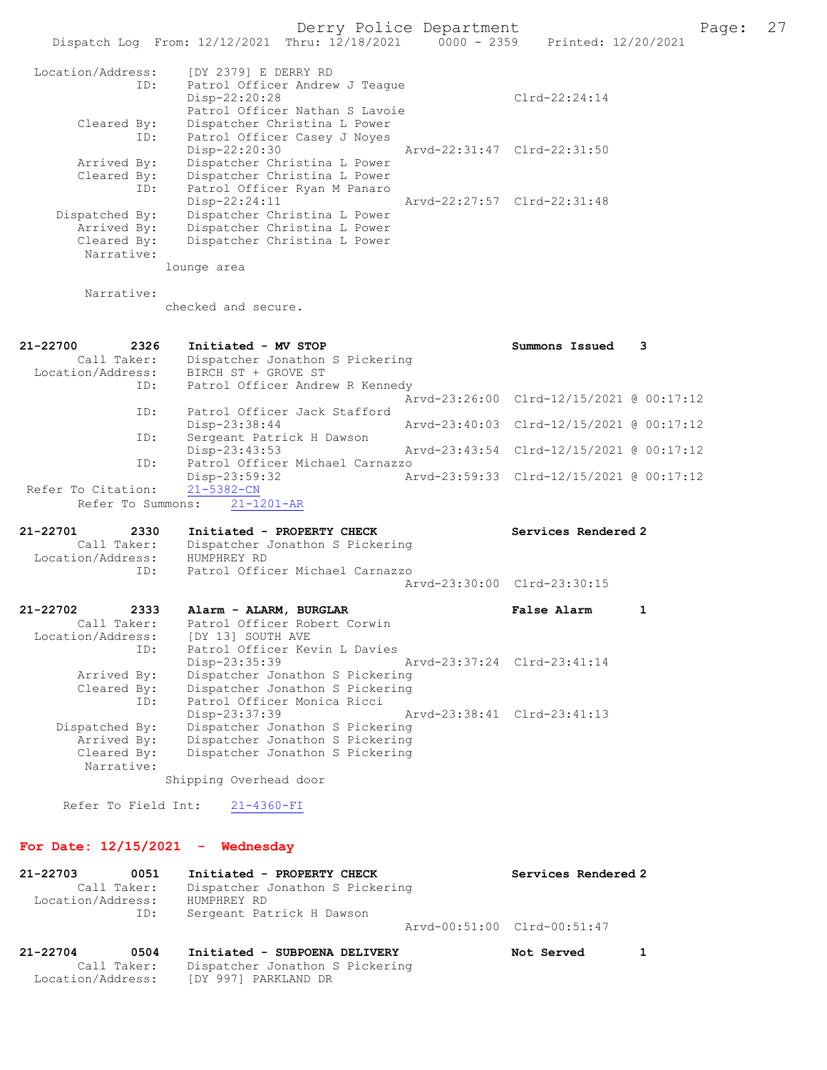```
 Location/Address:    [DY 2379] E DERRY RD
               ID:    Patrol Officer Andrew J Teague
                      Disp-22:20:28                            Clrd-22:24:14
                      Patrol Officer Nathan S Lavoie
       Cleared By:    Dispatcher Christina L Power
               ID:    Patrol Officer Casey J Noyes
                      Disp-22:20:30              Arvd-22:31:47  Clrd-22:31:50
       Arrived By:    Dispatcher Christina L Power
       Cleared By:    Dispatcher Christina L Power
               ID:    Patrol Officer Ryan M Panaro
                      Disp-22:24:11              Arvd-22:27:57  Clrd-22:31:48
    Dispatched By:    Dispatcher Christina L Power
       Arrived By:    Dispatcher Christina L Power
       Cleared By:    Dispatcher Christina L Power
        Narrative:
                  lounge area

        Narrative:
                  checked and secure.


21-22700        2326    Initiated - MV STOP                            Summons Issued    3
       Call Taker:    Dispatcher Jonathon S Pickering
 Location/Address:    BIRCH ST + GROVE ST
               ID:    Patrol Officer Andrew R Kennedy
                                                 Arvd-23:26:00  Clrd-12/15/2021 @ 00:17:12
               ID:    Patrol Officer Jack Stafford
                      Disp-23:38:44              Arvd-23:40:03  Clrd-12/15/2021 @ 00:17:12
               ID:    Sergeant Patrick H Dawson
                      Disp-23:43:53              Arvd-23:43:54  Clrd-12/15/2021 @ 00:17:12
               ID:    Patrol Officer Michael Carnazzo
                      Disp-23:59:32              Arvd-23:59:33  Clrd-12/15/2021 @ 00:17:12
 Refer To Citation:    21-5382-CN
       Refer To Summons:    21-1201-AR

21-22701        2330    Initiated - PROPERTY CHECK                     Services Rendered 2
       Call Taker:    Dispatcher Jonathon S Pickering
 Location/Address:    HUMPHREY RD
               ID:    Patrol Officer Michael Carnazzo
                                                 Arvd-23:30:00  Clrd-23:30:15

21-22702        2333    Alarm - ALARM, BURGLAR                         False Alarm       1
       Call Taker:    Patrol Officer Robert Corwin
 Location/Address:    [DY 13] SOUTH AVE
               ID:    Patrol Officer Kevin L Davies
                      Disp-23:35:39              Arvd-23:37:24  Clrd-23:41:14
       Arrived By:    Dispatcher Jonathon S Pickering
       Cleared By:    Dispatcher Jonathon S Pickering
               ID:    Patrol Officer Monica Ricci
                      Disp-23:37:39              Arvd-23:38:41  Clrd-23:41:13
    Dispatched By:    Dispatcher Jonathon S Pickering
       Arrived By:    Dispatcher Jonathon S Pickering
       Cleared By:    Dispatcher Jonathon S Pickering
        Narrative:
                  Shipping Overhead door

      Refer To Field Int:    21-4360-FI
```

## For Date: 12/15/2021 - Wednesday

```
21-22703        0051    Initiated - PROPERTY CHECK                     Services Rendered 2
       Call Taker:    Dispatcher Jonathon S Pickering
 Location/Address:    HUMPHREY RD
               ID:    Sergeant Patrick H Dawson
                                                 Arvd-00:51:00  Clrd-00:51:47

21-22704        0504    Initiated - SUBPOENA DELIVERY                  Not Served        1
       Call Taker:    Dispatcher Jonathon S Pickering
 Location/Address:    [DY 997] PARKLAND DR
```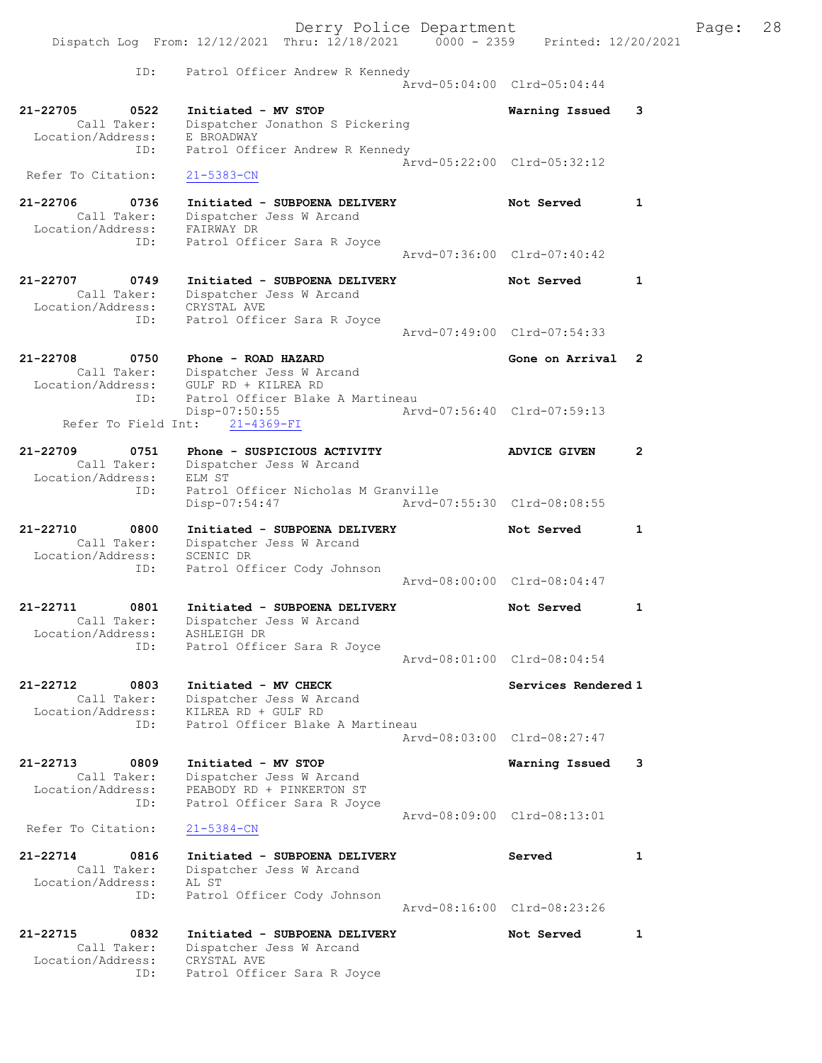ID: Patrol Officer Andrew R Kennedy
Arvd-05:04:00 Clrd-05:04:44

**21-22705 0522 Initiated - MV STOP** — Warning Issued 3
Call Taker: Dispatcher Jonathon S Pickering
Location/Address: E BROADWAY
ID: Patrol Officer Andrew R Kennedy
Arvd-05:22:00 Clrd-05:32:12
Refer To Citation: 21-5383-CN

**21-22706 0736 Initiated - SUBPOENA DELIVERY** — Not Served 1
Call Taker: Dispatcher Jess W Arcand
Location/Address: FAIRWAY DR
ID: Patrol Officer Sara R Joyce
Arvd-07:36:00 Clrd-07:40:42

**21-22707 0749 Initiated - SUBPOENA DELIVERY** — Not Served 1
Call Taker: Dispatcher Jess W Arcand
Location/Address: CRYSTAL AVE
ID: Patrol Officer Sara R Joyce
Arvd-07:49:00 Clrd-07:54:33

**21-22708 0750 Phone - ROAD HAZARD** — Gone on Arrival 2
Call Taker: Dispatcher Jess W Arcand
Location/Address: GULF RD + KILREA RD
ID: Patrol Officer Blake A Martineau
Disp-07:50:55 Arvd-07:56:40 Clrd-07:59:13
Refer To Field Int: 21-4369-FI

**21-22709 0751 Phone - SUSPICIOUS ACTIVITY** — ADVICE GIVEN 2
Call Taker: Dispatcher Jess W Arcand
Location/Address: ELM ST
ID: Patrol Officer Nicholas M Granville
Disp-07:54:47 Arvd-07:55:30 Clrd-08:08:55

**21-22710 0800 Initiated - SUBPOENA DELIVERY** — Not Served 1
Call Taker: Dispatcher Jess W Arcand
Location/Address: SCENIC DR
ID: Patrol Officer Cody Johnson
Arvd-08:00:00 Clrd-08:04:47

**21-22711 0801 Initiated - SUBPOENA DELIVERY** — Not Served 1
Call Taker: Dispatcher Jess W Arcand
Location/Address: ASHLEIGH DR
ID: Patrol Officer Sara R Joyce
Arvd-08:01:00 Clrd-08:04:54

**21-22712 0803 Initiated - MV CHECK** — Services Rendered 1
Call Taker: Dispatcher Jess W Arcand
Location/Address: KILREA RD + GULF RD
ID: Patrol Officer Blake A Martineau
Arvd-08:03:00 Clrd-08:27:47

**21-22713 0809 Initiated - MV STOP** — Warning Issued 3
Call Taker: Dispatcher Jess W Arcand
Location/Address: PEABODY RD + PINKERTON ST
ID: Patrol Officer Sara R Joyce
Arvd-08:09:00 Clrd-08:13:01
Refer To Citation: 21-5384-CN

**21-22714 0816 Initiated - SUBPOENA DELIVERY** — Served 1
Call Taker: Dispatcher Jess W Arcand
Location/Address: AL ST
ID: Patrol Officer Cody Johnson
Arvd-08:16:00 Clrd-08:23:26

**21-22715 0832 Initiated - SUBPOENA DELIVERY** — Not Served 1
Call Taker: Dispatcher Jess W Arcand
Location/Address: CRYSTAL AVE
ID: Patrol Officer Sara R Joyce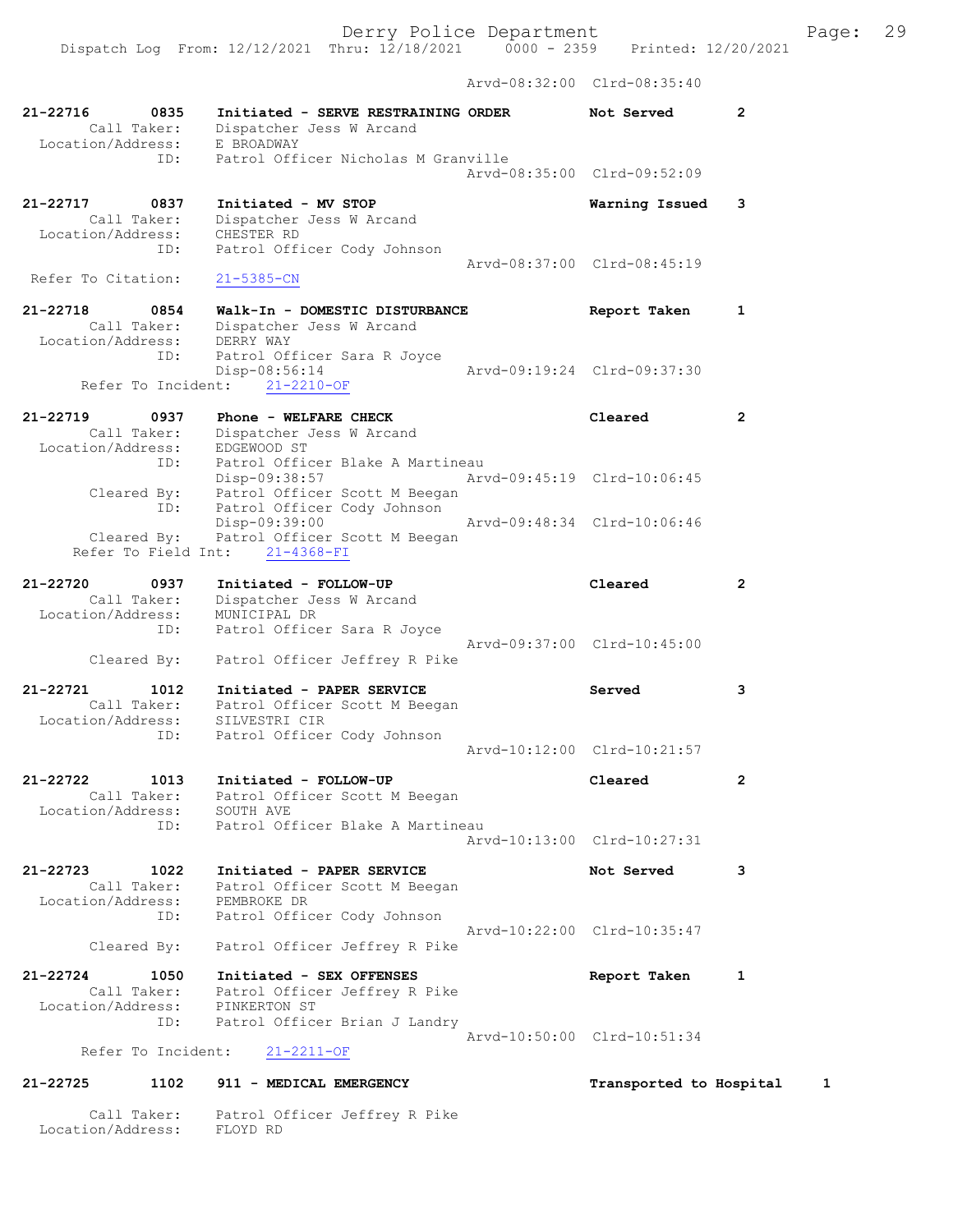Arvd-08:32:00 Clrd-08:35:40

```
21-22716        0835    Initiated - SERVE RESTRAINING ORDER        Not Served         2
        Call Taker:     Dispatcher Jess W Arcand
  Location/Address:     E BROADWAY
                ID:     Patrol Officer Nicholas M Granville
                                                  Arvd-08:35:00  Clrd-09:52:09

21-22717        0837    Initiated - MV STOP                        Warning Issued     3
        Call Taker:     Dispatcher Jess W Arcand
  Location/Address:     CHESTER RD
                ID:     Patrol Officer Cody Johnson
                                                  Arvd-08:37:00  Clrd-08:45:19
 Refer To Citation:     21-5385-CN

21-22718        0854    Walk-In - DOMESTIC DISTURBANCE             Report Taken       1
        Call Taker:     Dispatcher Jess W Arcand
  Location/Address:     DERRY WAY
                ID:     Patrol Officer Sara R Joyce
                        Disp-08:56:14             Arvd-09:19:24  Clrd-09:37:30
      Refer To Incident:    21-2210-OF

21-22719        0937    Phone - WELFARE CHECK                      Cleared            2
        Call Taker:     Dispatcher Jess W Arcand
  Location/Address:     EDGEWOOD ST
                ID:     Patrol Officer Blake A Martineau
                        Disp-09:38:57             Arvd-09:45:19  Clrd-10:06:45
        Cleared By:     Patrol Officer Scott M Beegan
                ID:     Patrol Officer Cody Johnson
                        Disp-09:39:00             Arvd-09:48:34  Clrd-10:06:46
        Cleared By:     Patrol Officer Scott M Beegan
     Refer To Field Int:    21-4368-FI

21-22720        0937    Initiated - FOLLOW-UP                      Cleared            2
        Call Taker:     Dispatcher Jess W Arcand
  Location/Address:     MUNICIPAL DR
                ID:     Patrol Officer Sara R Joyce
                                                  Arvd-09:37:00  Clrd-10:45:00
        Cleared By:     Patrol Officer Jeffrey R Pike

21-22721        1012    Initiated - PAPER SERVICE                  Served             3
        Call Taker:     Patrol Officer Scott M Beegan
  Location/Address:     SILVESTRI CIR
                ID:     Patrol Officer Cody Johnson
                                                  Arvd-10:12:00  Clrd-10:21:57

21-22722        1013    Initiated - FOLLOW-UP                      Cleared            2
        Call Taker:     Patrol Officer Scott M Beegan
  Location/Address:     SOUTH AVE
                ID:     Patrol Officer Blake A Martineau
                                                  Arvd-10:13:00  Clrd-10:27:31

21-22723        1022    Initiated - PAPER SERVICE                  Not Served         3
        Call Taker:     Patrol Officer Scott M Beegan
  Location/Address:     PEMBROKE DR
                ID:     Patrol Officer Cody Johnson
                                                  Arvd-10:22:00  Clrd-10:35:47
        Cleared By:     Patrol Officer Jeffrey R Pike

21-22724        1050    Initiated - SEX OFFENSES                   Report Taken       1
        Call Taker:     Patrol Officer Jeffrey R Pike
  Location/Address:     PINKERTON ST
                ID:     Patrol Officer Brian J Landry
                                                  Arvd-10:50:00  Clrd-10:51:34
      Refer To Incident:    21-2211-OF

21-22725        1102    911 - MEDICAL EMERGENCY                    Transported to Hospital     1

        Call Taker:     Patrol Officer Jeffrey R Pike
  Location/Address:     FLOYD RD
```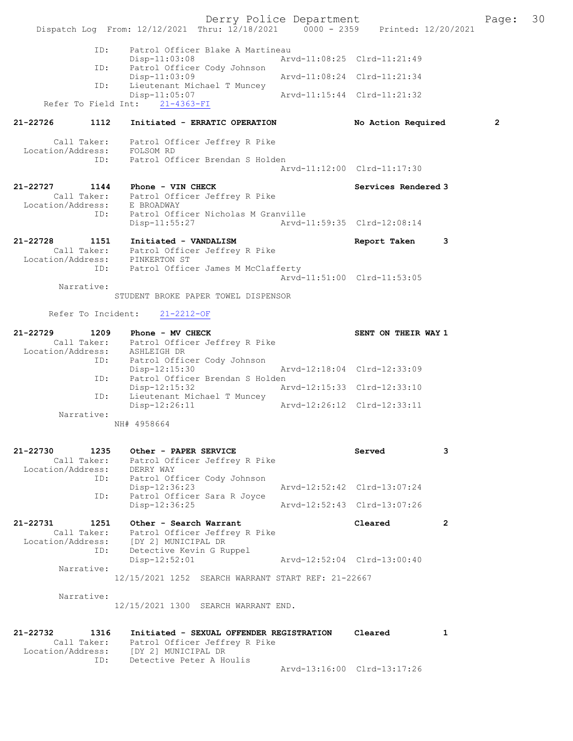```
        ID:    Patrol Officer Blake A Martineau
               Disp-11:03:08              Arvd-11:08:25  Clrd-11:21:49
        ID:    Patrol Officer Cody Johnson
               Disp-11:03:09              Arvd-11:08:24  Clrd-11:21:34
        ID:    Lieutenant Michael T Muncey
               Disp-11:05:07              Arvd-11:15:44  Clrd-11:21:32
  Refer To Field Int:    21-4363-FI

21-22726      1112    Initiated - ERRATIC OPERATION            No Action Required       2

      Call Taker:    Patrol Officer Jeffrey R Pike
  Location/Address:    FOLSOM RD
            ID:    Patrol Officer Brendan S Holden
                                          Arvd-11:12:00  Clrd-11:17:30

21-22727      1144    Phone - VIN CHECK                        Services Rendered 3
      Call Taker:    Patrol Officer Jeffrey R Pike
  Location/Address:    E BROADWAY
            ID:    Patrol Officer Nicholas M Granville
                   Disp-11:55:27              Arvd-11:59:35  Clrd-12:08:14

21-22728      1151    Initiated - VANDALISM                    Report Taken      3
      Call Taker:    Patrol Officer Jeffrey R Pike
  Location/Address:    PINKERTON ST
            ID:    Patrol Officer James M McClafferty
                                          Arvd-11:51:00  Clrd-11:53:05
      Narrative:
               STUDENT BROKE PAPER TOWEL DISPENSOR

      Refer To Incident:    21-2212-OF

21-22729      1209    Phone - MV CHECK                         SENT ON THEIR WAY 1
      Call Taker:    Patrol Officer Jeffrey R Pike
  Location/Address:    ASHLEIGH DR
            ID:    Patrol Officer Cody Johnson
                   Disp-12:15:30              Arvd-12:18:04  Clrd-12:33:09
            ID:    Patrol Officer Brendan S Holden
                   Disp-12:15:32              Arvd-12:15:33  Clrd-12:33:10
            ID:    Lieutenant Michael T Muncey
                   Disp-12:26:11              Arvd-12:26:12  Clrd-12:33:11
      Narrative:
               NH# 4958664


21-22730      1235    Other - PAPER SERVICE                    Served            3
      Call Taker:    Patrol Officer Jeffrey R Pike
  Location/Address:    DERRY WAY
            ID:    Patrol Officer Cody Johnson
                   Disp-12:36:23              Arvd-12:52:42  Clrd-13:07:24
            ID:    Patrol Officer Sara R Joyce
                   Disp-12:36:25              Arvd-12:52:43  Clrd-13:07:26

21-22731      1251    Other - Search Warrant                   Cleared           2
      Call Taker:    Patrol Officer Jeffrey R Pike
  Location/Address:    [DY 2] MUNICIPAL DR
            ID:    Detective Kevin G Ruppel
                   Disp-12:52:01              Arvd-12:52:04  Clrd-13:00:40
      Narrative:
               12/15/2021 1252  SEARCH WARRANT START REF: 21-22667

      Narrative:
               12/15/2021 1300  SEARCH WARRANT END.


21-22732      1316    Initiated - SEXUAL OFFENDER REGISTRATION    Cleared           1
      Call Taker:    Patrol Officer Jeffrey R Pike
  Location/Address:    [DY 2] MUNICIPAL DR
            ID:    Detective Peter A Houlis
                                          Arvd-13:16:00  Clrd-13:17:26
```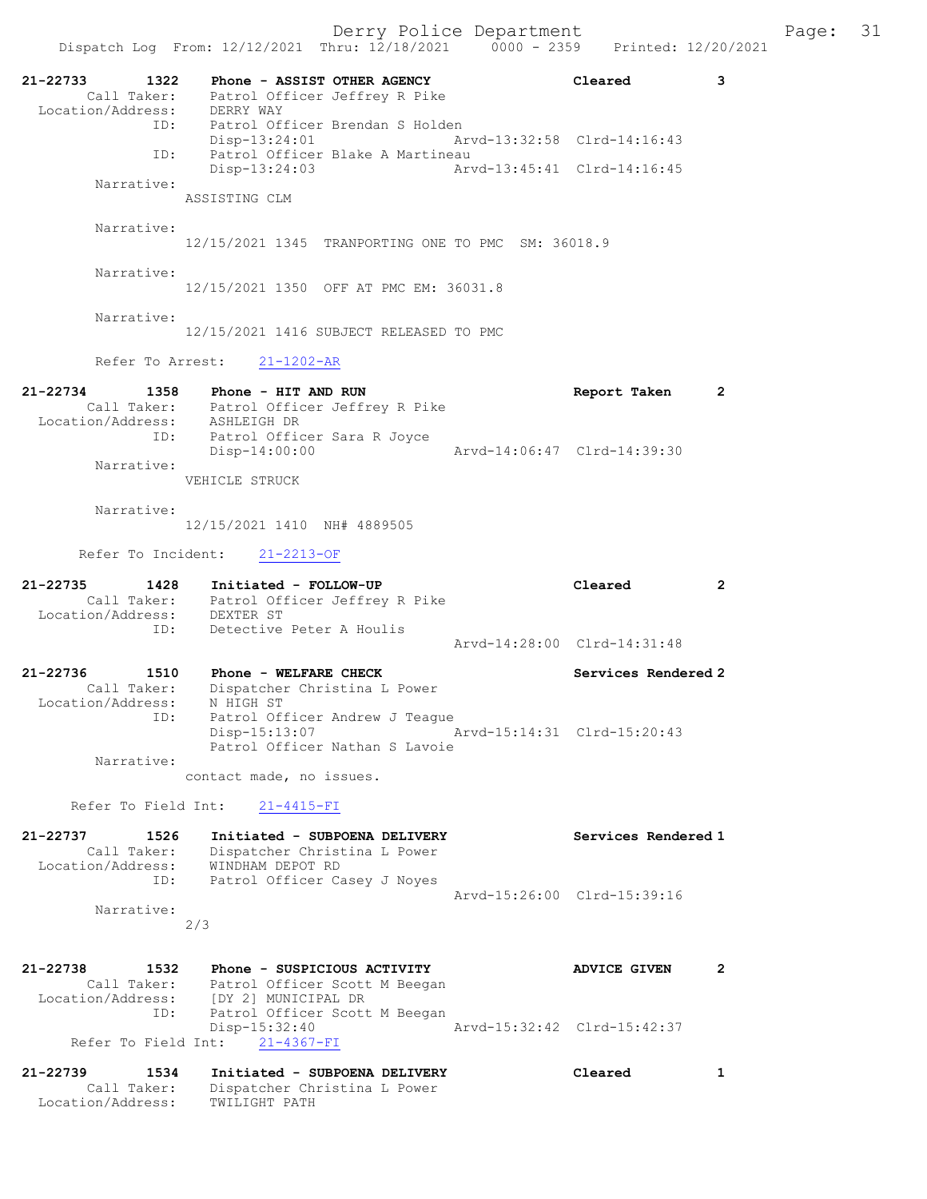Dispatch Log From: 12/12/2021 Thru: 12/18/2021 0000 - 2359 Printed: 12/20/2021

```
21-22733        1322    Phone - ASSIST OTHER AGENCY                    Cleared          3
         Call Taker:     Patrol Officer Jeffrey R Pike
   Location/Address:     DERRY WAY
                 ID:     Patrol Officer Brendan S Holden
                         Disp-13:24:01                  Arvd-13:32:58  Clrd-14:16:43
                 ID:     Patrol Officer Blake A Martineau
                         Disp-13:24:03                  Arvd-13:45:41  Clrd-14:16:45
          Narrative:
                  ASSISTING CLM

          Narrative:
                  12/15/2021 1345  TRANPORTING ONE TO PMC  SM: 36018.9

          Narrative:
                  12/15/2021 1350  OFF AT PMC EM: 36031.8

          Narrative:
                  12/15/2021 1416 SUBJECT RELEASED TO PMC

          Refer To Arrest:    21-1202-AR

21-22734        1358    Phone - HIT AND RUN                            Report Taken     2
         Call Taker:     Patrol Officer Jeffrey R Pike
   Location/Address:     ASHLEIGH DR
                 ID:     Patrol Officer Sara R Joyce
                         Disp-14:00:00                  Arvd-14:06:47  Clrd-14:39:30
          Narrative:
                  VEHICLE STRUCK

          Narrative:
                  12/15/2021 1410  NH# 4889505

       Refer To Incident:    21-2213-OF

21-22735        1428    Initiated - FOLLOW-UP                          Cleared          2
         Call Taker:     Patrol Officer Jeffrey R Pike
   Location/Address:     DEXTER ST
                 ID:     Detective Peter A Houlis
                                                        Arvd-14:28:00  Clrd-14:31:48

21-22736        1510    Phone - WELFARE CHECK                          Services Rendered 2
         Call Taker:     Dispatcher Christina L Power
   Location/Address:     N HIGH ST
                 ID:     Patrol Officer Andrew J Teague
                         Disp-15:13:07                  Arvd-15:14:31  Clrd-15:20:43
                         Patrol Officer Nathan S Lavoie
          Narrative:
                  contact made, no issues.

      Refer To Field Int:    21-4415-FI

21-22737        1526    Initiated - SUBPOENA DELIVERY                  Services Rendered 1
         Call Taker:     Dispatcher Christina L Power
   Location/Address:     WINDHAM DEPOT RD
                 ID:     Patrol Officer Casey J Noyes
                                                        Arvd-15:26:00  Clrd-15:39:16
          Narrative:
                  2/3

21-22738        1532    Phone - SUSPICIOUS ACTIVITY                    ADVICE GIVEN     2
         Call Taker:     Patrol Officer Scott M Beegan
   Location/Address:     [DY 2] MUNICIPAL DR
                 ID:     Patrol Officer Scott M Beegan
                         Disp-15:32:40                  Arvd-15:32:42  Clrd-15:42:37
      Refer To Field Int:    21-4367-FI

21-22739        1534    Initiated - SUBPOENA DELIVERY                  Cleared          1
         Call Taker:     Dispatcher Christina L Power
   Location/Address:     TWILIGHT PATH
```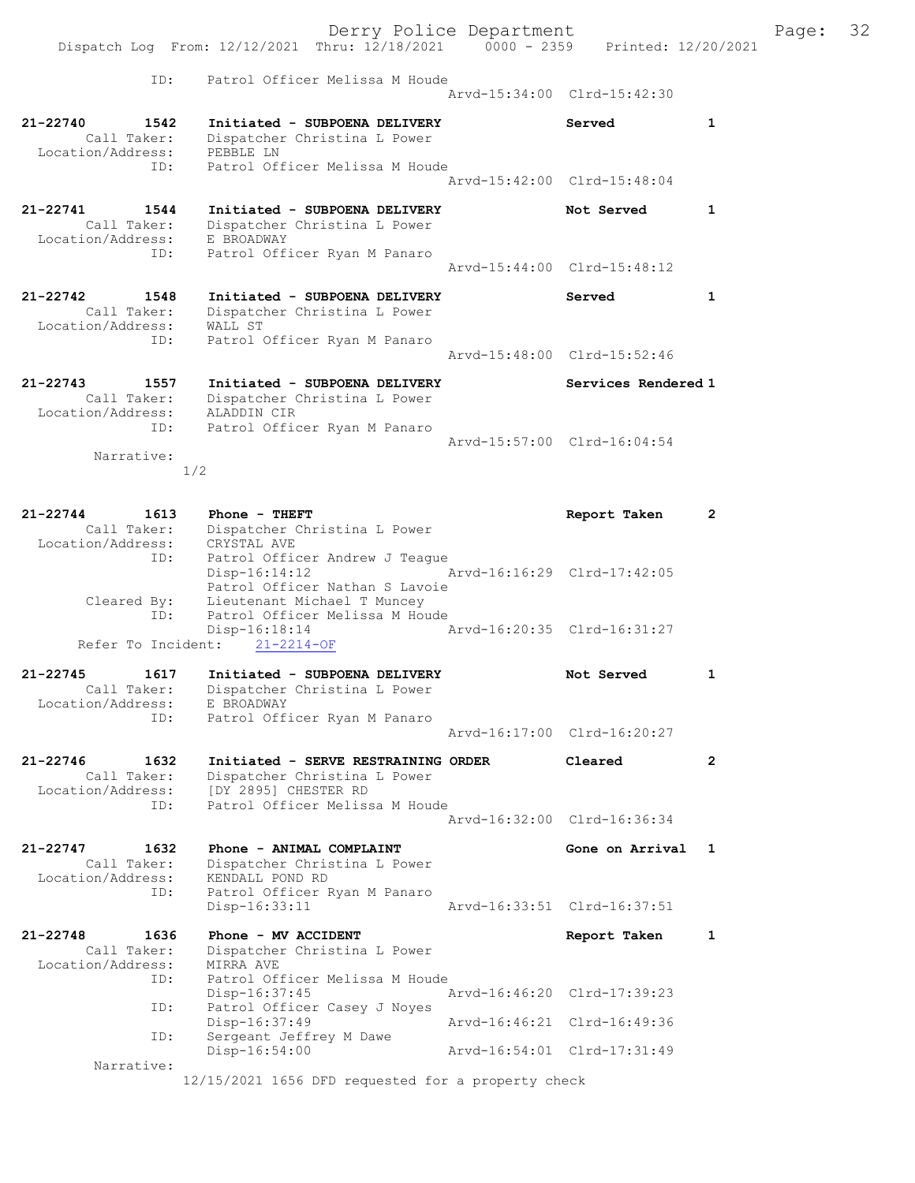ID: Patrol Officer Melissa M Houde
Arvd-15:34:00 Clrd-15:42:30

**21-22740 1542 Initiated - SUBPOENA DELIVERY** — **Served** — 1
Call Taker: Dispatcher Christina L Power
Location/Address: PEBBLE LN
ID: Patrol Officer Melissa M Houde
Arvd-15:42:00 Clrd-15:48:04

**21-22741 1544 Initiated - SUBPOENA DELIVERY** — **Not Served** — 1
Call Taker: Dispatcher Christina L Power
Location/Address: E BROADWAY
ID: Patrol Officer Ryan M Panaro
Arvd-15:44:00 Clrd-15:48:12

**21-22742 1548 Initiated - SUBPOENA DELIVERY** — **Served** — 1
Call Taker: Dispatcher Christina L Power
Location/Address: WALL ST
ID: Patrol Officer Ryan M Panaro
Arvd-15:48:00 Clrd-15:52:46

**21-22743 1557 Initiated - SUBPOENA DELIVERY** — **Services Rendered** — 1
Call Taker: Dispatcher Christina L Power
Location/Address: ALADDIN CIR
ID: Patrol Officer Ryan M Panaro
Arvd-15:57:00 Clrd-16:04:54
Narrative:
1/2

**21-22744 1613 Phone - THEFT** — **Report Taken** — 2
Call Taker: Dispatcher Christina L Power
Location/Address: CRYSTAL AVE
ID: Patrol Officer Andrew J Teague
Disp-16:14:12 Arvd-16:16:29 Clrd-17:42:05
Patrol Officer Nathan S Lavoie
Cleared By: Lieutenant Michael T Muncey
ID: Patrol Officer Melissa M Houde
Disp-16:18:14 Arvd-16:20:35 Clrd-16:31:27
Refer To Incident: 21-2214-OF

**21-22745 1617 Initiated - SUBPOENA DELIVERY** — **Not Served** — 1
Call Taker: Dispatcher Christina L Power
Location/Address: E BROADWAY
ID: Patrol Officer Ryan M Panaro
Arvd-16:17:00 Clrd-16:20:27

**21-22746 1632 Initiated - SERVE RESTRAINING ORDER** — **Cleared** — 2
Call Taker: Dispatcher Christina L Power
Location/Address: [DY 2895] CHESTER RD
ID: Patrol Officer Melissa M Houde
Arvd-16:32:00 Clrd-16:36:34

**21-22747 1632 Phone - ANIMAL COMPLAINT** — **Gone on Arrival** — 1
Call Taker: Dispatcher Christina L Power
Location/Address: KENDALL POND RD
ID: Patrol Officer Ryan M Panaro
Disp-16:33:11 Arvd-16:33:51 Clrd-16:37:51

**21-22748 1636 Phone - MV ACCIDENT** — **Report Taken** — 1
Call Taker: Dispatcher Christina L Power
Location/Address: MIRRA AVE
ID: Patrol Officer Melissa M Houde
Disp-16:37:45 Arvd-16:46:20 Clrd-17:39:23
ID: Patrol Officer Casey J Noyes
Disp-16:37:49 Arvd-16:46:21 Clrd-16:49:36
ID: Sergeant Jeffrey M Dawe
Disp-16:54:00 Arvd-16:54:01 Clrd-17:31:49
Narrative:
12/15/2021 1656 DFD requested for a property check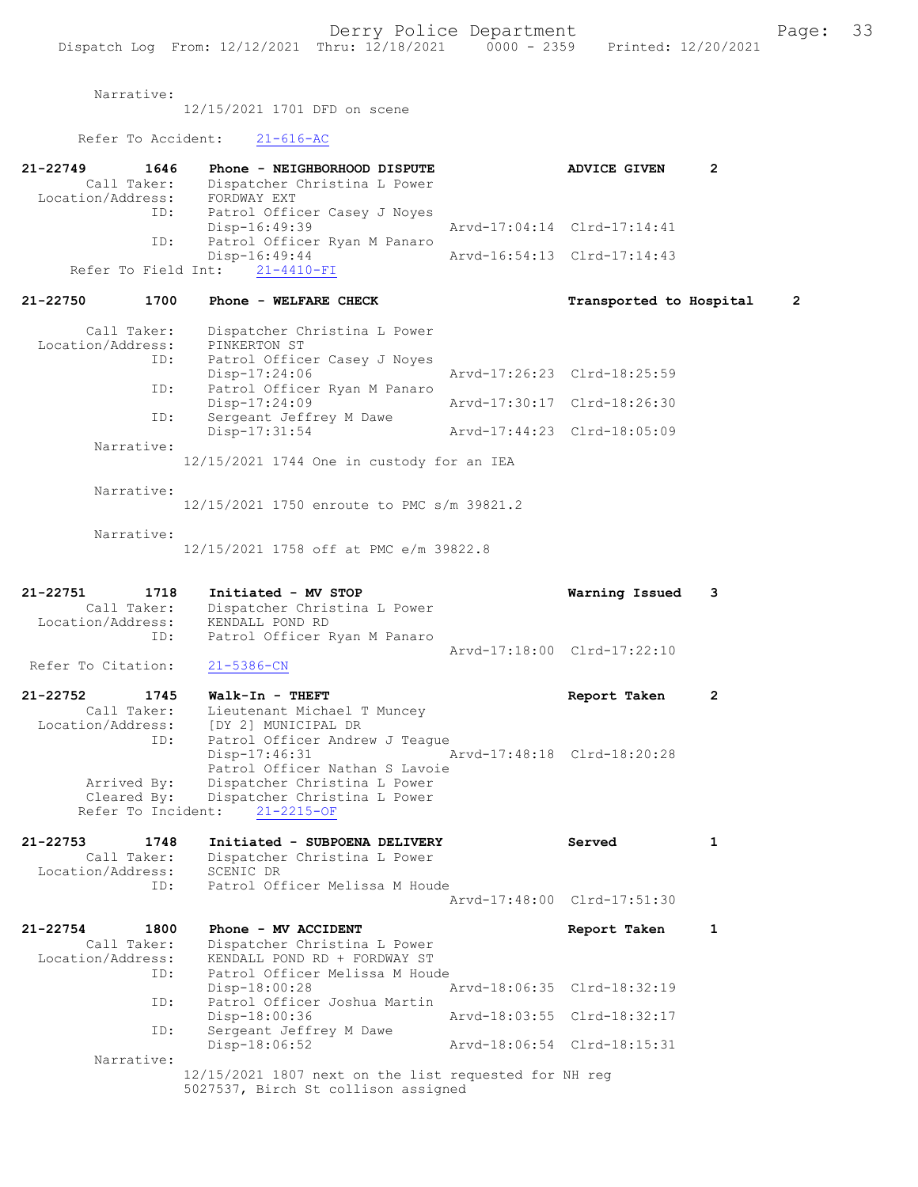Narrative:
12/15/2021 1701 DFD on scene

Refer To Accident: 21-616-AC

**21-22749 1646 Phone - NEIGHBORHOOD DISPUTE ADVICE GIVEN 2**
Call Taker: Dispatcher Christina L Power
Location/Address: FORDWAY EXT
ID: Patrol Officer Casey J Noyes
Disp-16:49:39 Arvd-17:04:14 Clrd-17:14:41
ID: Patrol Officer Ryan M Panaro
Disp-16:49:44 Arvd-16:54:13 Clrd-17:14:43
Refer To Field Int: 21-4410-FI

**21-22750 1700 Phone - WELFARE CHECK Transported to Hospital 2**
Call Taker: Dispatcher Christina L Power
Location/Address: PINKERTON ST
ID: Patrol Officer Casey J Noyes
Disp-17:24:06 Arvd-17:26:23 Clrd-18:25:59
ID: Patrol Officer Ryan M Panaro
Disp-17:24:09 Arvd-17:30:17 Clrd-18:26:30
ID: Sergeant Jeffrey M Dawe
Disp-17:31:54 Arvd-17:44:23 Clrd-18:05:09
Narrative:
12/15/2021 1744 One in custody for an IEA

Narrative:
12/15/2021 1750 enroute to PMC s/m 39821.2

Narrative:
12/15/2021 1758 off at PMC e/m 39822.8

**21-22751 1718 Initiated - MV STOP Warning Issued 3**
Call Taker: Dispatcher Christina L Power
Location/Address: KENDALL POND RD
ID: Patrol Officer Ryan M Panaro
Arvd-17:18:00 Clrd-17:22:10
Refer To Citation: 21-5386-CN

**21-22752 1745 Walk-In - THEFT Report Taken 2**
Call Taker: Lieutenant Michael T Muncey
Location/Address: [DY 2] MUNICIPAL DR
ID: Patrol Officer Andrew J Teague
Disp-17:46:31 Arvd-17:48:18 Clrd-18:20:28
Patrol Officer Nathan S Lavoie
Arrived By: Dispatcher Christina L Power
Cleared By: Dispatcher Christina L Power
Refer To Incident: 21-2215-OF

**21-22753 1748 Initiated - SUBPOENA DELIVERY Served 1**
Call Taker: Dispatcher Christina L Power
Location/Address: SCENIC DR
ID: Patrol Officer Melissa M Houde
Arvd-17:48:00 Clrd-17:51:30

**21-22754 1800 Phone - MV ACCIDENT Report Taken 1**
Call Taker: Dispatcher Christina L Power
Location/Address: KENDALL POND RD + FORDWAY ST
ID: Patrol Officer Melissa M Houde
Disp-18:00:28 Arvd-18:06:35 Clrd-18:32:19
ID: Patrol Officer Joshua Martin
Disp-18:00:36 Arvd-18:03:55 Clrd-18:32:17
ID: Sergeant Jeffrey M Dawe
Disp-18:06:52 Arvd-18:06:54 Clrd-18:15:31
Narrative:
12/15/2021 1807 next on the list requested for NH reg 5027537, Birch St collison assigned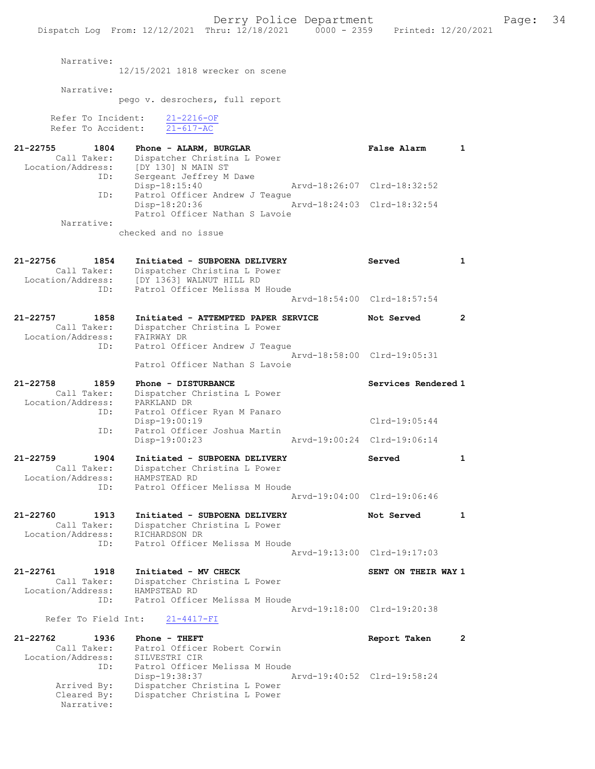Narrative:
12/15/2021 1818 wrecker on scene

Narrative:
pego v. desrochers, full report

Refer To Incident: 21-2216-OF
Refer To Accident: 21-617-AC

**21-22755 1804 Phone - ALARM, BURGLAR** — **False Alarm** — **1**
Call Taker: Dispatcher Christina L Power
Location/Address: [DY 130] N MAIN ST
ID: Sergeant Jeffrey M Dawe
Disp-18:15:40 Arvd-18:26:07 Clrd-18:32:52
ID: Patrol Officer Andrew J Teague
Disp-18:20:36 Arvd-18:24:03 Clrd-18:32:54
Patrol Officer Nathan S Lavoie
Narrative:
checked and no issue

**21-22756 1854 Initiated - SUBPOENA DELIVERY** — **Served** — **1**
Call Taker: Dispatcher Christina L Power
Location/Address: [DY 1363] WALNUT HILL RD
ID: Patrol Officer Melissa M Houde
Arvd-18:54:00 Clrd-18:57:54

**21-22757 1858 Initiated - ATTEMPTED PAPER SERVICE** — **Not Served** — **2**
Call Taker: Dispatcher Christina L Power
Location/Address: FAIRWAY DR
ID: Patrol Officer Andrew J Teague
Arvd-18:58:00 Clrd-19:05:31
Patrol Officer Nathan S Lavoie

**21-22758 1859 Phone - DISTURBANCE** — **Services Rendered** — **1**
Call Taker: Dispatcher Christina L Power
Location/Address: PARKLAND DR
ID: Patrol Officer Ryan M Panaro
Disp-19:00:19 Clrd-19:05:44
ID: Patrol Officer Joshua Martin
Disp-19:00:23 Arvd-19:00:24 Clrd-19:06:14

**21-22759 1904 Initiated - SUBPOENA DELIVERY** — **Served** — **1**
Call Taker: Dispatcher Christina L Power
Location/Address: HAMPSTEAD RD
ID: Patrol Officer Melissa M Houde
Arvd-19:04:00 Clrd-19:06:46

**21-22760 1913 Initiated - SUBPOENA DELIVERY** — **Not Served** — **1**
Call Taker: Dispatcher Christina L Power
Location/Address: RICHARDSON DR
ID: Patrol Officer Melissa M Houde
Arvd-19:13:00 Clrd-19:17:03

**21-22761 1918 Initiated - MV CHECK** — **SENT ON THEIR WAY** — **1**
Call Taker: Dispatcher Christina L Power
Location/Address: HAMPSTEAD RD
ID: Patrol Officer Melissa M Houde
Arvd-19:18:00 Clrd-19:20:38
Refer To Field Int: 21-4417-FI

**21-22762 1936 Phone - THEFT** — **Report Taken** — **2**
Call Taker: Patrol Officer Robert Corwin
Location/Address: SILVESTRI CIR
ID: Patrol Officer Melissa M Houde
Disp-19:38:37 Arvd-19:40:52 Clrd-19:58:24
Arrived By: Dispatcher Christina L Power
Cleared By: Dispatcher Christina L Power
Narrative: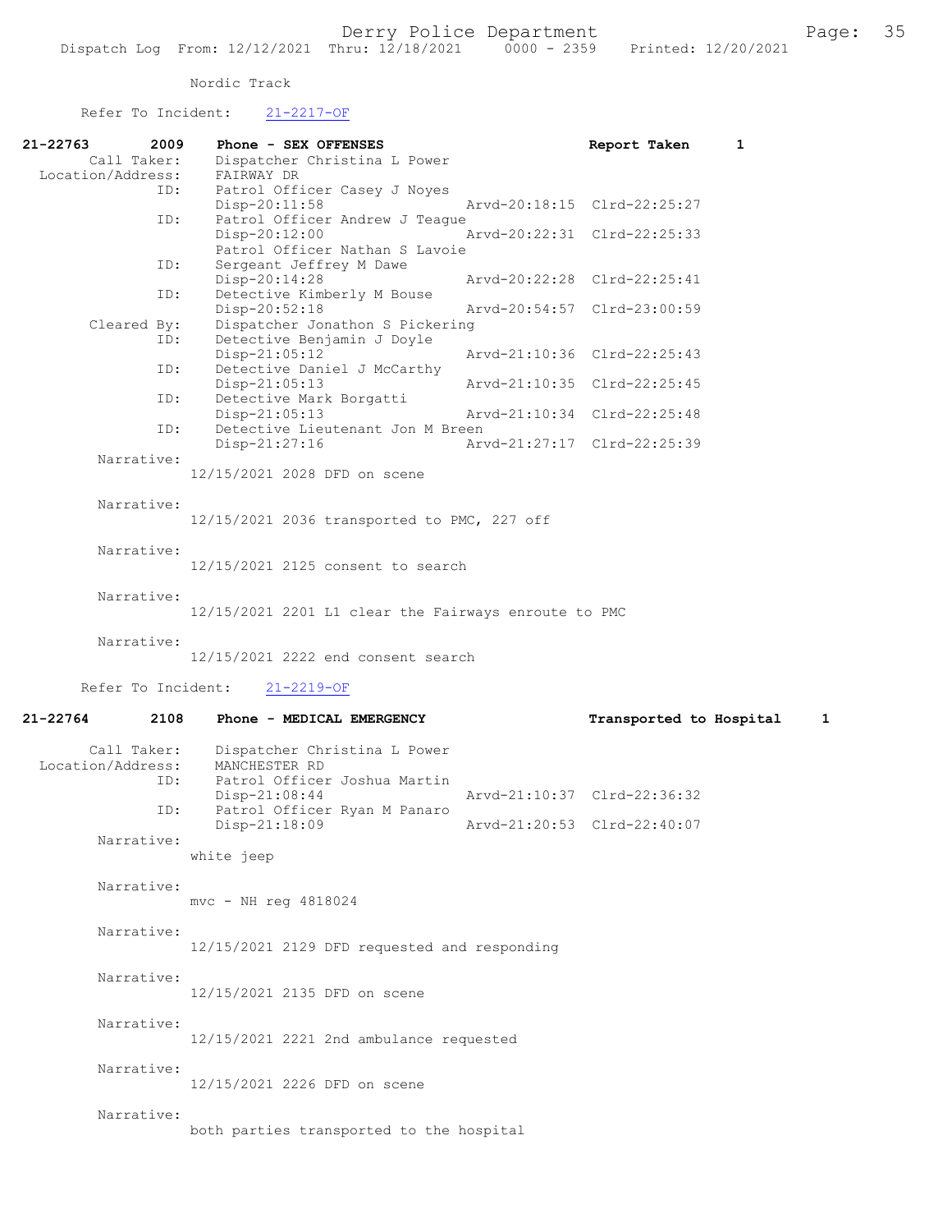Nordic Track

Refer To Incident: 21-2217-OF

**21-22763 2009 Phone - SEX OFFENSES** Report Taken 1

Call Taker: Dispatcher Christina L Power
Location/Address: FAIRWAY DR
ID: Patrol Officer Casey J Noyes
Disp-20:11:58 Arvd-20:18:15 Clrd-22:25:27
ID: Patrol Officer Andrew J Teague
Disp-20:12:00 Arvd-20:22:31 Clrd-22:25:33
Patrol Officer Nathan S Lavoie
ID: Sergeant Jeffrey M Dawe
Disp-20:14:28 Arvd-20:22:28 Clrd-22:25:41
ID: Detective Kimberly M Bouse
Disp-20:52:18 Arvd-20:54:57 Clrd-23:00:59
Cleared By: Dispatcher Jonathon S Pickering
ID: Detective Benjamin J Doyle
Disp-21:05:12 Arvd-21:10:36 Clrd-22:25:43
ID: Detective Daniel J McCarthy
Disp-21:05:13 Arvd-21:10:35 Clrd-22:25:45
ID: Detective Mark Borgatti
Disp-21:05:13 Arvd-21:10:34 Clrd-22:25:48
ID: Detective Lieutenant Jon M Breen
Disp-21:27:16 Arvd-21:27:17 Clrd-22:25:39

Narrative:
12/15/2021 2028 DFD on scene

Narrative:
12/15/2021 2036 transported to PMC, 227 off

Narrative:
12/15/2021 2125 consent to search

Narrative:
12/15/2021 2201 L1 clear the Fairways enroute to PMC

Narrative:
12/15/2021 2222 end consent search

Refer To Incident: 21-2219-OF

**21-22764 2108 Phone - MEDICAL EMERGENCY** Transported to Hospital 1

Call Taker: Dispatcher Christina L Power
Location/Address: MANCHESTER RD
ID: Patrol Officer Joshua Martin
Disp-21:08:44 Arvd-21:10:37 Clrd-22:36:32
ID: Patrol Officer Ryan M Panaro
Disp-21:18:09 Arvd-21:20:53 Clrd-22:40:07

Narrative:
white jeep

Narrative:
mvc - NH reg 4818024

Narrative:
12/15/2021 2129 DFD requested and responding

Narrative:
12/15/2021 2135 DFD on scene

Narrative:
12/15/2021 2221 2nd ambulance requested

Narrative:
12/15/2021 2226 DFD on scene

Narrative:
both parties transported to the hospital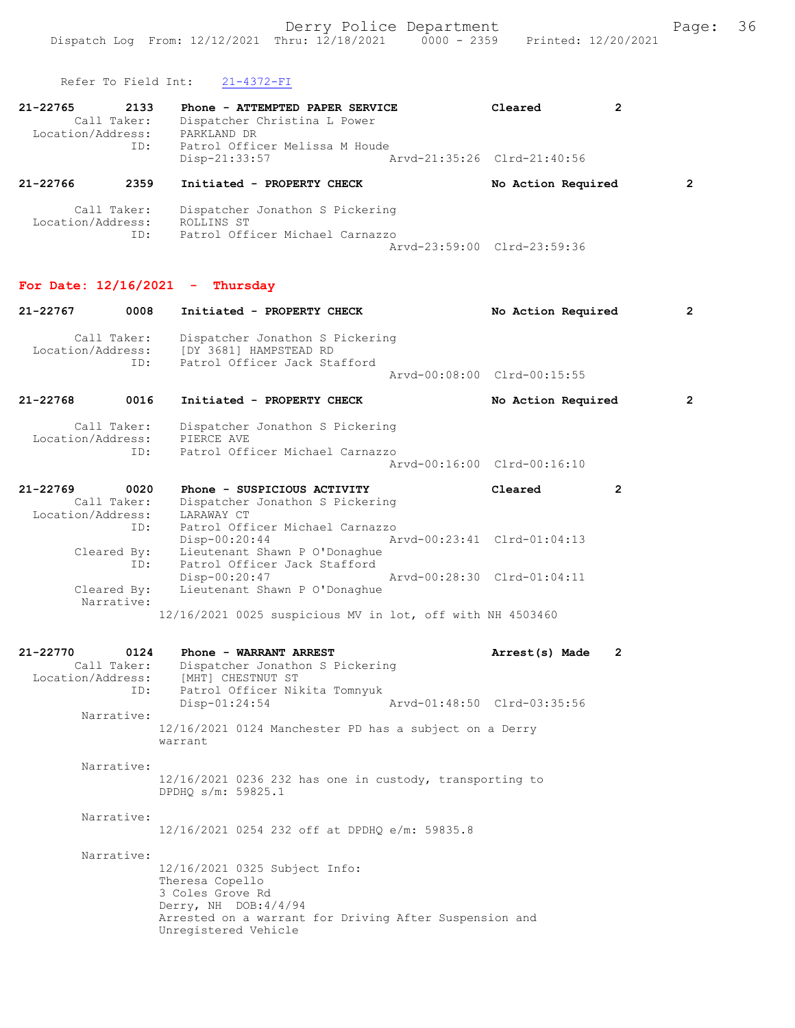Refer To Field Int: 21-4372-FI

```
21-22765        2133    Phone - ATTEMPTED PAPER SERVICE              Cleared          2
        Call Taker:     Dispatcher Christina L Power
  Location/Address:     PARKLAND DR
                ID:     Patrol Officer Melissa M Houde
                        Disp-21:33:57                  Arvd-21:35:26  Clrd-21:40:56

21-22766        2359    Initiated - PROPERTY CHECK                   No Action Required       2

        Call Taker:     Dispatcher Jonathon S Pickering
  Location/Address:     ROLLINS ST
                ID:     Patrol Officer Michael Carnazzo
                                                       Arvd-23:59:00  Clrd-23:59:36
```

## For Date: 12/16/2021 - Thursday

```
21-22767        0008    Initiated - PROPERTY CHECK                   No Action Required       2

        Call Taker:     Dispatcher Jonathon S Pickering
  Location/Address:     [DY 3681] HAMPSTEAD RD
                ID:     Patrol Officer Jack Stafford
                                                       Arvd-00:08:00  Clrd-00:15:55

21-22768        0016    Initiated - PROPERTY CHECK                   No Action Required       2

        Call Taker:     Dispatcher Jonathon S Pickering
  Location/Address:     PIERCE AVE
                ID:     Patrol Officer Michael Carnazzo
                                                       Arvd-00:16:00  Clrd-00:16:10

21-22769        0020    Phone - SUSPICIOUS ACTIVITY                  Cleared          2
        Call Taker:     Dispatcher Jonathon S Pickering
  Location/Address:     LARAWAY CT
                ID:     Patrol Officer Michael Carnazzo
                        Disp-00:20:44                  Arvd-00:23:41  Clrd-01:04:13
        Cleared By:     Lieutenant Shawn P O'Donaghue
                ID:     Patrol Officer Jack Stafford
                        Disp-00:20:47                  Arvd-00:28:30  Clrd-01:04:11
        Cleared By:     Lieutenant Shawn P O'Donaghue
         Narrative:
                12/16/2021 0025 suspicious MV in lot, off with NH 4503460

21-22770        0124    Phone - WARRANT ARREST                       Arrest(s) Made   2
        Call Taker:     Dispatcher Jonathon S Pickering
  Location/Address:     [MHT] CHESTNUT ST
                ID:     Patrol Officer Nikita Tomnyuk
                        Disp-01:24:54                  Arvd-01:48:50  Clrd-03:35:56
         Narrative:
                12/16/2021 0124 Manchester PD has a subject on a Derry
                warrant

         Narrative:
                12/16/2021 0236 232 has one in custody, transporting to
                DPDHQ s/m: 59825.1

         Narrative:
                12/16/2021 0254 232 off at DPDHQ e/m: 59835.8

         Narrative:
                12/16/2021 0325 Subject Info:
                Theresa Copello
                3 Coles Grove Rd
                Derry, NH  DOB:4/4/94
                Arrested on a warrant for Driving After Suspension and
                Unregistered Vehicle
```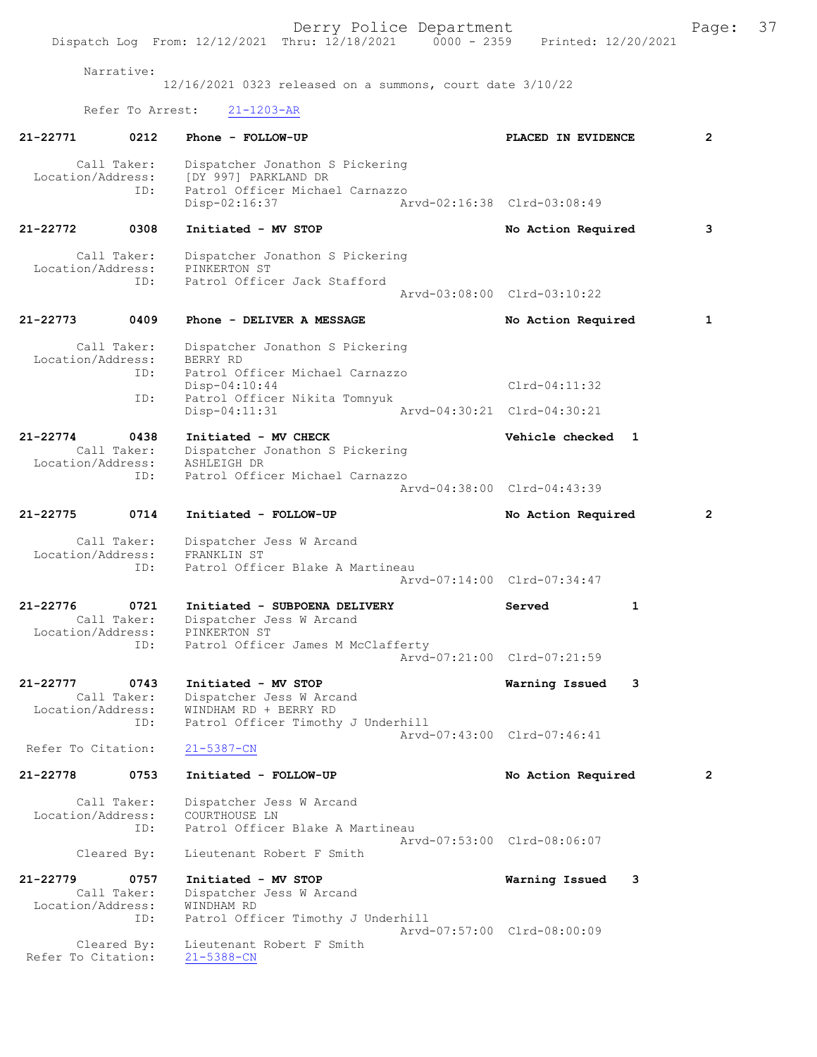Narrative:
12/16/2021 0323 released on a summons, court date 3/10/22

Refer To Arrest: 21-1203-AR

**21-22771 0212 Phone - FOLLOW-UP PLACED IN EVIDENCE 2**

Call Taker: Dispatcher Jonathon S Pickering
Location/Address: [DY 997] PARKLAND DR
ID: Patrol Officer Michael Carnazzo
Disp-02:16:37 Arvd-02:16:38 Clrd-03:08:49

**21-22772 0308 Initiated - MV STOP No Action Required 3**

Call Taker: Dispatcher Jonathon S Pickering
Location/Address: PINKERTON ST
ID: Patrol Officer Jack Stafford
Arvd-03:08:00 Clrd-03:10:22

**21-22773 0409 Phone - DELIVER A MESSAGE No Action Required 1**

Call Taker: Dispatcher Jonathon S Pickering
Location/Address: BERRY RD
ID: Patrol Officer Michael Carnazzo
Disp-04:10:44 Clrd-04:11:32
ID: Patrol Officer Nikita Tomnyuk
Disp-04:11:31 Arvd-04:30:21 Clrd-04:30:21

**21-22774 0438 Initiated - MV CHECK Vehicle checked 1**

Call Taker: Dispatcher Jonathon S Pickering
Location/Address: ASHLEIGH DR
ID: Patrol Officer Michael Carnazzo
Arvd-04:38:00 Clrd-04:43:39

**21-22775 0714 Initiated - FOLLOW-UP No Action Required 2**

Call Taker: Dispatcher Jess W Arcand
Location/Address: FRANKLIN ST
ID: Patrol Officer Blake A Martineau
Arvd-07:14:00 Clrd-07:34:47

**21-22776 0721 Initiated - SUBPOENA DELIVERY Served 1**

Call Taker: Dispatcher Jess W Arcand
Location/Address: PINKERTON ST
ID: Patrol Officer James M McClafferty
Arvd-07:21:00 Clrd-07:21:59

**21-22777 0743 Initiated - MV STOP Warning Issued 3**

Call Taker: Dispatcher Jess W Arcand
Location/Address: WINDHAM RD + BERRY RD
ID: Patrol Officer Timothy J Underhill
Arvd-07:43:00 Clrd-07:46:41
Refer To Citation: 21-5387-CN

**21-22778 0753 Initiated - FOLLOW-UP No Action Required 2**

Call Taker: Dispatcher Jess W Arcand
Location/Address: COURTHOUSE LN
ID: Patrol Officer Blake A Martineau
Arvd-07:53:00 Clrd-08:06:07
Cleared By: Lieutenant Robert F Smith

**21-22779 0757 Initiated - MV STOP Warning Issued 3**

Call Taker: Dispatcher Jess W Arcand
Location/Address: WINDHAM RD
ID: Patrol Officer Timothy J Underhill
Arvd-07:57:00 Clrd-08:00:09
Cleared By: Lieutenant Robert F Smith
Refer To Citation: 21-5388-CN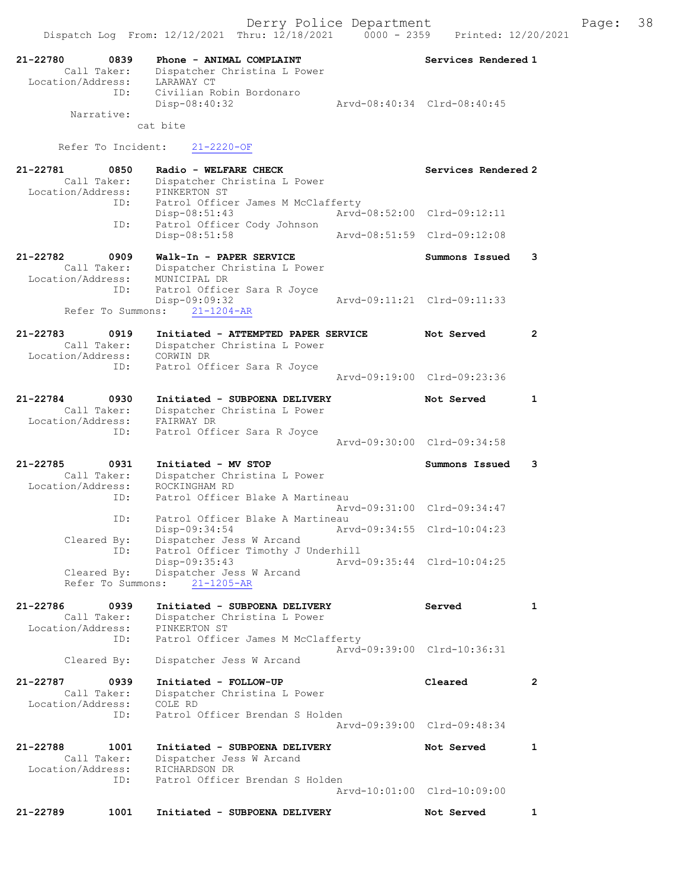```
21-22780        0839    Phone - ANIMAL COMPLAINT                    Services Rendered 1
        Call Taker:     Dispatcher Christina L Power
  Location/Address:     LARAWAY CT
                ID:     Civilian Robin Bordonaro
                        Disp-08:40:32                  Arvd-08:40:34  Clrd-08:40:45
         Narrative:
                      cat bite

       Refer To Incident:     21-2220-OF

21-22781        0850    Radio - WELFARE CHECK                       Services Rendered 2
        Call Taker:     Dispatcher Christina L Power
  Location/Address:     PINKERTON ST
                ID:     Patrol Officer James M McClafferty
                        Disp-08:51:43                  Arvd-08:52:00  Clrd-09:12:11
                ID:     Patrol Officer Cody Johnson
                        Disp-08:51:58                  Arvd-08:51:59  Clrd-09:12:08

21-22782        0909    Walk-In - PAPER SERVICE                     Summons Issued    3
        Call Taker:     Dispatcher Christina L Power
  Location/Address:     MUNICIPAL DR
                ID:     Patrol Officer Sara R Joyce
                        Disp-09:09:32                  Arvd-09:11:21  Clrd-09:11:33
      Refer To Summons:     21-1204-AR

21-22783        0919    Initiated - ATTEMPTED PAPER SERVICE         Not Served        2
        Call Taker:     Dispatcher Christina L Power
  Location/Address:     CORWIN DR
                ID:     Patrol Officer Sara R Joyce
                                                       Arvd-09:19:00  Clrd-09:23:36

21-22784        0930    Initiated - SUBPOENA DELIVERY               Not Served        1
        Call Taker:     Dispatcher Christina L Power
  Location/Address:     FAIRWAY DR
                ID:     Patrol Officer Sara R Joyce
                                                       Arvd-09:30:00  Clrd-09:34:58

21-22785        0931    Initiated - MV STOP                         Summons Issued    3
        Call Taker:     Dispatcher Christina L Power
  Location/Address:     ROCKINGHAM RD
                ID:     Patrol Officer Blake A Martineau
                                                       Arvd-09:31:00  Clrd-09:34:47
                ID:     Patrol Officer Blake A Martineau
                        Disp-09:34:54                  Arvd-09:34:55  Clrd-10:04:23
        Cleared By:     Dispatcher Jess W Arcand
                ID:     Patrol Officer Timothy J Underhill
                        Disp-09:35:43                  Arvd-09:35:44  Clrd-10:04:25
        Cleared By:     Dispatcher Jess W Arcand
      Refer To Summons:     21-1205-AR

21-22786        0939    Initiated - SUBPOENA DELIVERY               Served            1
        Call Taker:     Dispatcher Christina L Power
  Location/Address:     PINKERTON ST
                ID:     Patrol Officer James M McClafferty
                                                       Arvd-09:39:00  Clrd-10:36:31
        Cleared By:     Dispatcher Jess W Arcand

21-22787        0939    Initiated - FOLLOW-UP                       Cleared           2
        Call Taker:     Dispatcher Christina L Power
  Location/Address:     COLE RD
                ID:     Patrol Officer Brendan S Holden
                                                       Arvd-09:39:00  Clrd-09:48:34

21-22788        1001    Initiated - SUBPOENA DELIVERY               Not Served        1
        Call Taker:     Dispatcher Jess W Arcand
  Location/Address:     RICHARDSON DR
                ID:     Patrol Officer Brendan S Holden
                                                       Arvd-10:01:00  Clrd-10:09:00

21-22789        1001    Initiated - SUBPOENA DELIVERY               Not Served        1
```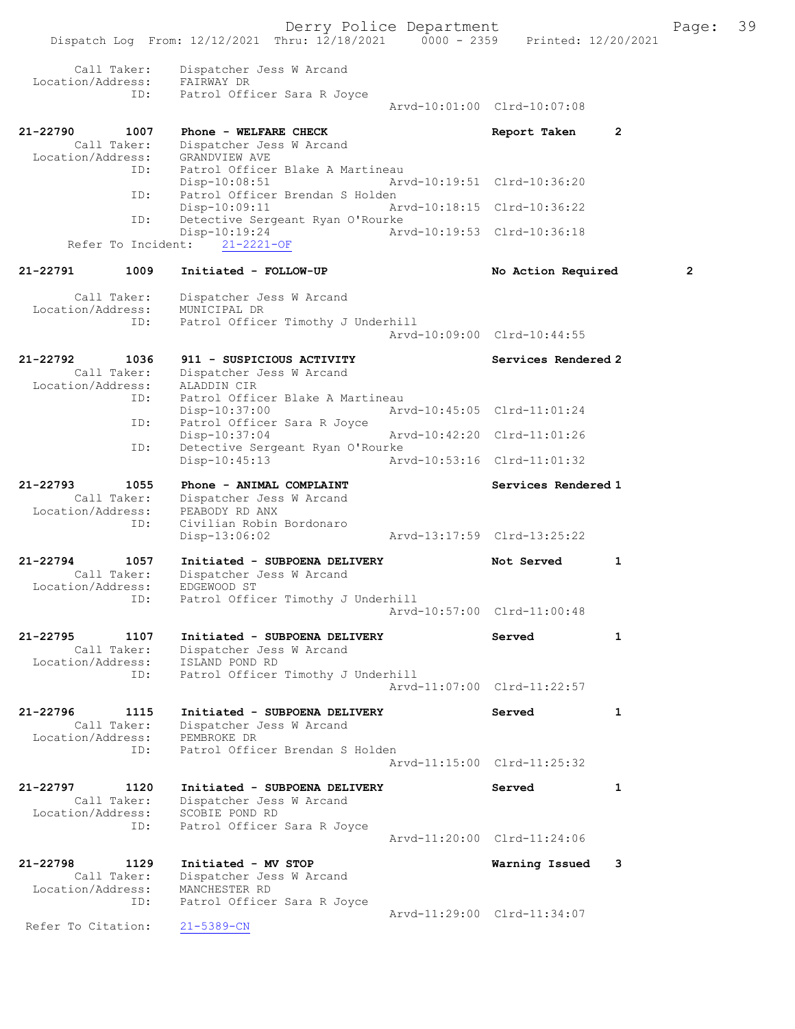Dispatch Log From: 12/12/2021 Thru: 12/18/2021 0000 - 2359 Printed: 12/20/2021

```
        Call Taker:    Dispatcher Jess W Arcand
  Location/Address:    FAIRWAY DR
               ID:     Patrol Officer Sara R Joyce
                                                Arvd-10:01:00  Clrd-10:07:08

21-22790        1007   Phone - WELFARE CHECK                    Report Taken      2
        Call Taker:    Dispatcher Jess W Arcand
  Location/Address:    GRANDVIEW AVE
               ID:     Patrol Officer Blake A Martineau
                       Disp-10:08:51            Arvd-10:19:51  Clrd-10:36:20
               ID:     Patrol Officer Brendan S Holden
                       Disp-10:09:11            Arvd-10:18:15  Clrd-10:36:22
               ID:     Detective Sergeant Ryan O'Rourke
                       Disp-10:19:24            Arvd-10:19:53  Clrd-10:36:18
      Refer To Incident:   21-2221-OF

21-22791        1009   Initiated - FOLLOW-UP                    No Action Required        2
        Call Taker:    Dispatcher Jess W Arcand
  Location/Address:    MUNICIPAL DR
               ID:     Patrol Officer Timothy J Underhill
                                                Arvd-10:09:00  Clrd-10:44:55

21-22792        1036   911 - SUSPICIOUS ACTIVITY                Services Rendered 2
        Call Taker:    Dispatcher Jess W Arcand
  Location/Address:    ALADDIN CIR
               ID:     Patrol Officer Blake A Martineau
                       Disp-10:37:00            Arvd-10:45:05  Clrd-11:01:24
               ID:     Patrol Officer Sara R Joyce
                       Disp-10:37:04            Arvd-10:42:20  Clrd-11:01:26
               ID:     Detective Sergeant Ryan O'Rourke
                       Disp-10:45:13            Arvd-10:53:16  Clrd-11:01:32

21-22793        1055   Phone - ANIMAL COMPLAINT                 Services Rendered 1
        Call Taker:    Dispatcher Jess W Arcand
  Location/Address:    PEABODY RD ANX
               ID:     Civilian Robin Bordonaro
                       Disp-13:06:02            Arvd-13:17:59  Clrd-13:25:22

21-22794        1057   Initiated - SUBPOENA DELIVERY            Not Served        1
        Call Taker:    Dispatcher Jess W Arcand
  Location/Address:    EDGEWOOD ST
               ID:     Patrol Officer Timothy J Underhill
                                                Arvd-10:57:00  Clrd-11:00:48

21-22795        1107   Initiated - SUBPOENA DELIVERY            Served            1
        Call Taker:    Dispatcher Jess W Arcand
  Location/Address:    ISLAND POND RD
               ID:     Patrol Officer Timothy J Underhill
                                                Arvd-11:07:00  Clrd-11:22:57

21-22796        1115   Initiated - SUBPOENA DELIVERY            Served            1
        Call Taker:    Dispatcher Jess W Arcand
  Location/Address:    PEMBROKE DR
               ID:     Patrol Officer Brendan S Holden
                                                Arvd-11:15:00  Clrd-11:25:32

21-22797        1120   Initiated - SUBPOENA DELIVERY            Served            1
        Call Taker:    Dispatcher Jess W Arcand
  Location/Address:    SCOBIE POND RD
               ID:     Patrol Officer Sara R Joyce
                                                Arvd-11:20:00  Clrd-11:24:06

21-22798        1129   Initiated - MV STOP                      Warning Issued    3
        Call Taker:    Dispatcher Jess W Arcand
  Location/Address:    MANCHESTER RD
               ID:     Patrol Officer Sara R Joyce
                                                Arvd-11:29:00  Clrd-11:34:07
  Refer To Citation:   21-5389-CN
```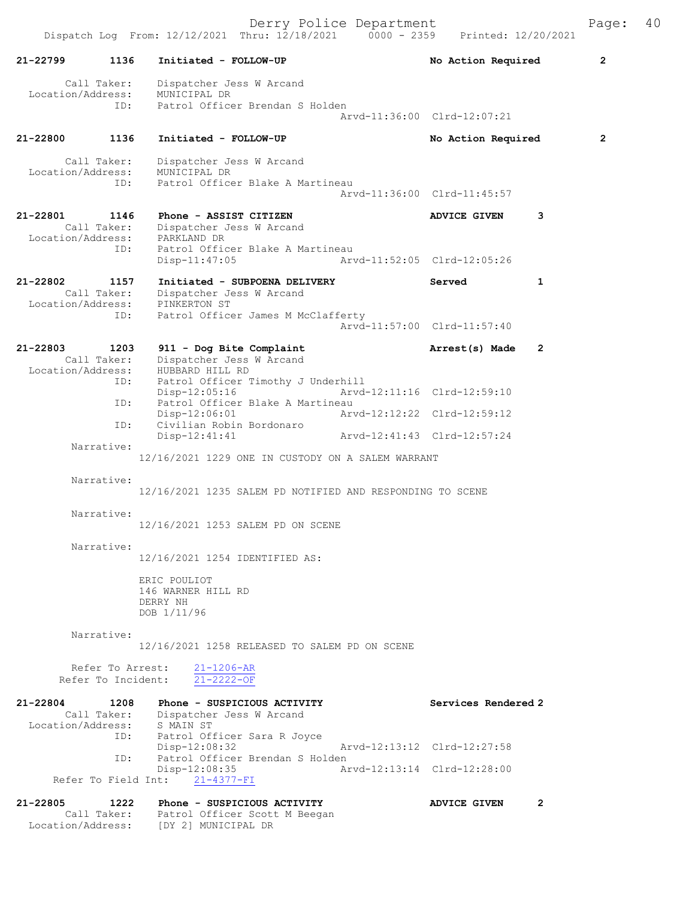21-22799 1136 Initiated - FOLLOW-UP No Action Required 2

Call Taker: Dispatcher Jess W Arcand
Location/Address: MUNICIPAL DR
ID: Patrol Officer Brendan S Holden
Arvd-11:36:00 Clrd-12:07:21

21-22800 1136 Initiated - FOLLOW-UP No Action Required 2

Call Taker: Dispatcher Jess W Arcand
Location/Address: MUNICIPAL DR
ID: Patrol Officer Blake A Martineau
Arvd-11:36:00 Clrd-11:45:57

21-22801 1146 Phone - ASSIST CITIZEN ADVICE GIVEN 3
Call Taker: Dispatcher Jess W Arcand
Location/Address: PARKLAND DR
ID: Patrol Officer Blake A Martineau
Disp-11:47:05 Arvd-11:52:05 Clrd-12:05:26

21-22802 1157 Initiated - SUBPOENA DELIVERY Served 1
Call Taker: Dispatcher Jess W Arcand
Location/Address: PINKERTON ST
ID: Patrol Officer James M McClafferty
Arvd-11:57:00 Clrd-11:57:40

21-22803 1203 911 - Dog Bite Complaint Arrest(s) Made 2
Call Taker: Dispatcher Jess W Arcand
Location/Address: HUBBARD HILL RD
ID: Patrol Officer Timothy J Underhill
Disp-12:05:16 Arvd-12:11:16 Clrd-12:59:10
ID: Patrol Officer Blake A Martineau
Disp-12:06:01 Arvd-12:12:22 Clrd-12:59:12
ID: Civilian Robin Bordonaro
Disp-12:41:41 Arvd-12:41:43 Clrd-12:57:24
Narrative:
12/16/2021 1229 ONE IN CUSTODY ON A SALEM WARRANT

Narrative:
12/16/2021 1235 SALEM PD NOTIFIED AND RESPONDING TO SCENE

Narrative:
12/16/2021 1253 SALEM PD ON SCENE

Narrative:
12/16/2021 1254 IDENTIFIED AS:

ERIC POULIOT
146 WARNER HILL RD
DERRY NH
DOB 1/11/96

Narrative:
12/16/2021 1258 RELEASED TO SALEM PD ON SCENE

Refer To Arrest: 21-1206-AR
Refer To Incident: 21-2222-OF

21-22804 1208 Phone - SUSPICIOUS ACTIVITY Services Rendered 2
Call Taker: Dispatcher Jess W Arcand
Location/Address: S MAIN ST
ID: Patrol Officer Sara R Joyce
Disp-12:08:32 Arvd-12:13:12 Clrd-12:27:58
ID: Patrol Officer Brendan S Holden
Disp-12:08:35 Arvd-12:13:14 Clrd-12:28:00
Refer To Field Int: 21-4377-FI

21-22805 1222 Phone - SUSPICIOUS ACTIVITY ADVICE GIVEN 2
Call Taker: Patrol Officer Scott M Beegan
Location/Address: [DY 2] MUNICIPAL DR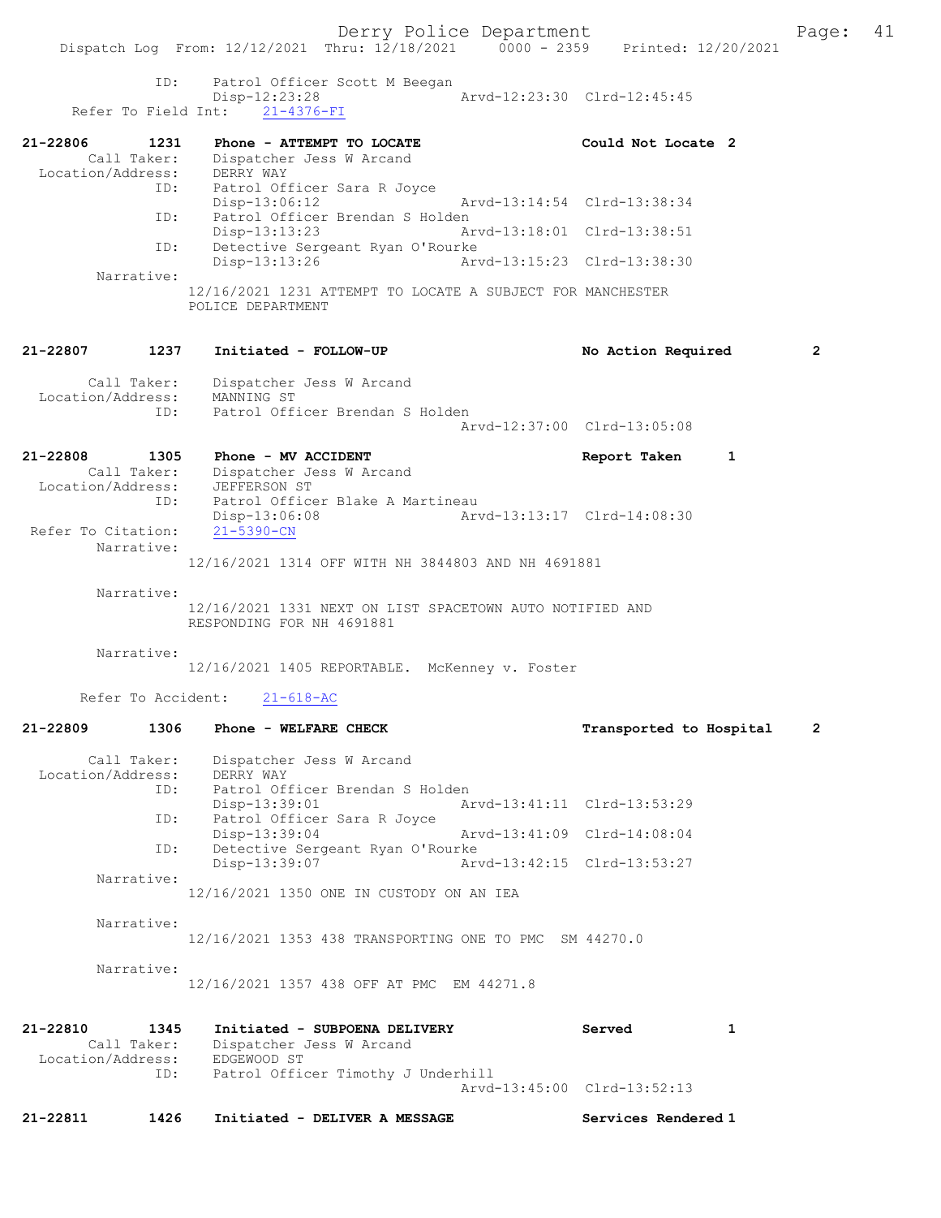Dispatch Log From: 12/12/2021 Thru: 12/18/2021 0000 - 2359 Printed: 12/20/2021

ID: Patrol Officer Scott M Beegan
Disp-12:23:28 Arvd-12:23:30 Clrd-12:45:45
Refer To Field Int: 21-4376-FI

**21-22806 1231 Phone - ATTEMPT TO LOCATE Could Not Locate 2**
Call Taker: Dispatcher Jess W Arcand
Location/Address: DERRY WAY
ID: Patrol Officer Sara R Joyce
Disp-13:06:12 Arvd-13:14:54 Clrd-13:38:34
ID: Patrol Officer Brendan S Holden
Disp-13:13:23 Arvd-13:18:01 Clrd-13:38:51
ID: Detective Sergeant Ryan O'Rourke
Disp-13:13:26 Arvd-13:15:23 Clrd-13:38:30
Narrative:
12/16/2021 1231 ATTEMPT TO LOCATE A SUBJECT FOR MANCHESTER POLICE DEPARTMENT

**21-22807 1237 Initiated - FOLLOW-UP No Action Required 2**

Call Taker: Dispatcher Jess W Arcand
Location/Address: MANNING ST
ID: Patrol Officer Brendan S Holden
Arvd-12:37:00 Clrd-13:05:08

**21-22808 1305 Phone - MV ACCIDENT Report Taken 1**
Call Taker: Dispatcher Jess W Arcand
Location/Address: JEFFERSON ST
ID: Patrol Officer Blake A Martineau
Disp-13:06:08 Arvd-13:13:17 Clrd-14:08:30
Refer To Citation: 21-5390-CN
Narrative:
12/16/2021 1314 OFF WITH NH 3844803 AND NH 4691881

Narrative:
12/16/2021 1331 NEXT ON LIST SPACETOWN AUTO NOTIFIED AND RESPONDING FOR NH 4691881

Narrative:
12/16/2021 1405 REPORTABLE. McKenney v. Foster

Refer To Accident: 21-618-AC

**21-22809 1306 Phone - WELFARE CHECK Transported to Hospital 2**

Call Taker: Dispatcher Jess W Arcand
Location/Address: DERRY WAY
ID: Patrol Officer Brendan S Holden
Disp-13:39:01 Arvd-13:41:11 Clrd-13:53:29
ID: Patrol Officer Sara R Joyce
Disp-13:39:04 Arvd-13:41:09 Clrd-14:08:04
ID: Detective Sergeant Ryan O'Rourke
Disp-13:39:07 Arvd-13:42:15 Clrd-13:53:27
Narrative:
12/16/2021 1350 ONE IN CUSTODY ON AN IEA

Narrative:
12/16/2021 1353 438 TRANSPORTING ONE TO PMC SM 44270.0

Narrative:
12/16/2021 1357 438 OFF AT PMC EM 44271.8

**21-22810 1345 Initiated - SUBPOENA DELIVERY Served 1**
Call Taker: Dispatcher Jess W Arcand
Location/Address: EDGEWOOD ST
ID: Patrol Officer Timothy J Underhill
Arvd-13:45:00 Clrd-13:52:13

**21-22811 1426 Initiated - DELIVER A MESSAGE Services Rendered 1**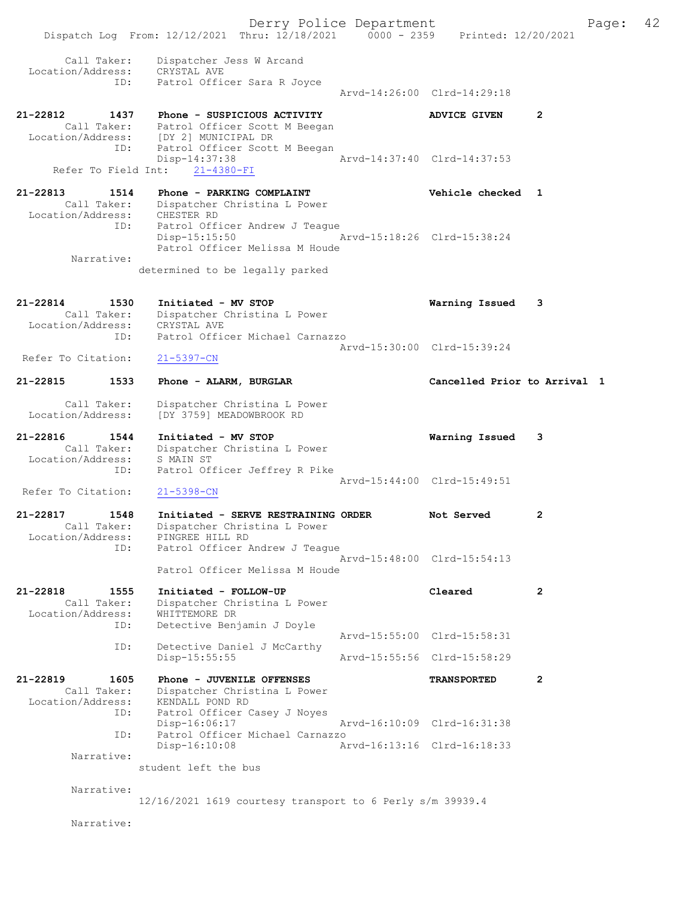```
        Call Taker:    Dispatcher Jess W Arcand
  Location/Address:    CRYSTAL AVE
               ID:     Patrol Officer Sara R Joyce
                                                Arvd-14:26:00  Clrd-14:29:18

21-22812        1437   Phone - SUSPICIOUS ACTIVITY                  ADVICE GIVEN      2
        Call Taker:    Patrol Officer Scott M Beegan
  Location/Address:    [DY 2] MUNICIPAL DR
               ID:     Patrol Officer Scott M Beegan
                       Disp-14:37:38              Arvd-14:37:40  Clrd-14:37:53
     Refer To Field Int:     21-4380-FI

21-22813        1514   Phone - PARKING COMPLAINT                    Vehicle checked   1
        Call Taker:    Dispatcher Christina L Power
  Location/Address:    CHESTER RD
               ID:     Patrol Officer Andrew J Teague
                       Disp-15:15:50              Arvd-15:18:26  Clrd-15:38:24
                       Patrol Officer Melissa M Houde
         Narrative:
                     determined to be legally parked

21-22814        1530   Initiated - MV STOP                          Warning Issued    3
        Call Taker:    Dispatcher Christina L Power
  Location/Address:    CRYSTAL AVE
               ID:     Patrol Officer Michael Carnazzo
                                                Arvd-15:30:00  Clrd-15:39:24
  Refer To Citation:   21-5397-CN

21-22815        1533   Phone - ALARM, BURGLAR                       Cancelled Prior to Arrival  1

        Call Taker:    Dispatcher Christina L Power
  Location/Address:    [DY 3759] MEADOWBROOK RD

21-22816        1544   Initiated - MV STOP                          Warning Issued    3
        Call Taker:    Dispatcher Christina L Power
  Location/Address:    S MAIN ST
               ID:     Patrol Officer Jeffrey R Pike
                                                Arvd-15:44:00  Clrd-15:49:51
  Refer To Citation:   21-5398-CN

21-22817        1548   Initiated - SERVE RESTRAINING ORDER          Not Served        2
        Call Taker:    Dispatcher Christina L Power
  Location/Address:    PINGREE HILL RD
               ID:     Patrol Officer Andrew J Teague
                                                Arvd-15:48:00  Clrd-15:54:13
                       Patrol Officer Melissa M Houde

21-22818        1555   Initiated - FOLLOW-UP                        Cleared           2
        Call Taker:    Dispatcher Christina L Power
  Location/Address:    WHITTEMORE DR
               ID:     Detective Benjamin J Doyle
                                                Arvd-15:55:00  Clrd-15:58:31
               ID:     Detective Daniel J McCarthy
                       Disp-15:55:55              Arvd-15:55:56  Clrd-15:58:29

21-22819        1605   Phone - JUVENILE OFFENSES                    TRANSPORTED       2
        Call Taker:    Dispatcher Christina L Power
  Location/Address:    KENDALL POND RD
               ID:     Patrol Officer Casey J Noyes
                       Disp-16:06:17              Arvd-16:10:09  Clrd-16:31:38
               ID:     Patrol Officer Michael Carnazzo
                       Disp-16:10:08              Arvd-16:13:16  Clrd-16:18:33
         Narrative:
                     student left the bus

         Narrative:
                     12/16/2021 1619 courtesy transport to 6 Perly s/m 39939.4

         Narrative:
```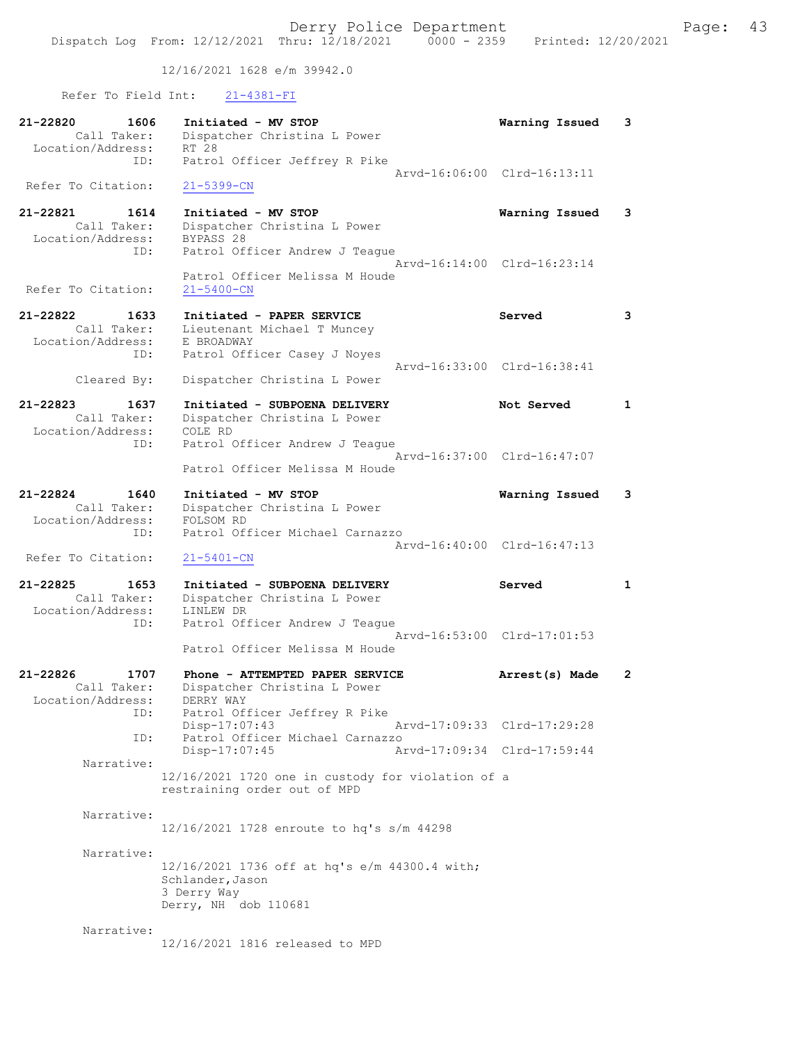12/16/2021 1628 e/m 39942.0

Refer To Field Int: 21-4381-FI

21-22820 1606 Initiated - MV STOP Warning Issued 3
Call Taker: Dispatcher Christina L Power
Location/Address: RT 28
ID: Patrol Officer Jeffrey R Pike
Arvd-16:06:00 Clrd-16:13:11
Refer To Citation: 21-5399-CN

21-22821 1614 Initiated - MV STOP Warning Issued 3
Call Taker: Dispatcher Christina L Power
Location/Address: BYPASS 28
ID: Patrol Officer Andrew J Teague
Arvd-16:14:00 Clrd-16:23:14
Patrol Officer Melissa M Houde
Refer To Citation: 21-5400-CN

21-22822 1633 Initiated - PAPER SERVICE Served 3
Call Taker: Lieutenant Michael T Muncey
Location/Address: E BROADWAY
ID: Patrol Officer Casey J Noyes
Arvd-16:33:00 Clrd-16:38:41
Cleared By: Dispatcher Christina L Power

21-22823 1637 Initiated - SUBPOENA DELIVERY Not Served 1
Call Taker: Dispatcher Christina L Power
Location/Address: COLE RD
ID: Patrol Officer Andrew J Teague
Arvd-16:37:00 Clrd-16:47:07
Patrol Officer Melissa M Houde

21-22824 1640 Initiated - MV STOP Warning Issued 3
Call Taker: Dispatcher Christina L Power
Location/Address: FOLSOM RD
ID: Patrol Officer Michael Carnazzo
Arvd-16:40:00 Clrd-16:47:13
Refer To Citation: 21-5401-CN

21-22825 1653 Initiated - SUBPOENA DELIVERY Served 1
Call Taker: Dispatcher Christina L Power
Location/Address: LINLEW DR
ID: Patrol Officer Andrew J Teague
Arvd-16:53:00 Clrd-17:01:53
Patrol Officer Melissa M Houde

21-22826 1707 Phone - ATTEMPTED PAPER SERVICE Arrest(s) Made 2
Call Taker: Dispatcher Christina L Power
Location/Address: DERRY WAY
ID: Patrol Officer Jeffrey R Pike
Disp-17:07:43 Arvd-17:09:33 Clrd-17:29:28
ID: Patrol Officer Michael Carnazzo
Disp-17:07:45 Arvd-17:09:34 Clrd-17:59:44
Narrative:
12/16/2021 1720 one in custody for violation of a restraining order out of MPD

Narrative:
12/16/2021 1728 enroute to hq's s/m 44298

Narrative:
12/16/2021 1736 off at hq's e/m 44300.4 with;
Schlander,Jason
3 Derry Way
Derry, NH dob 110681

Narrative:
12/16/2021 1816 released to MPD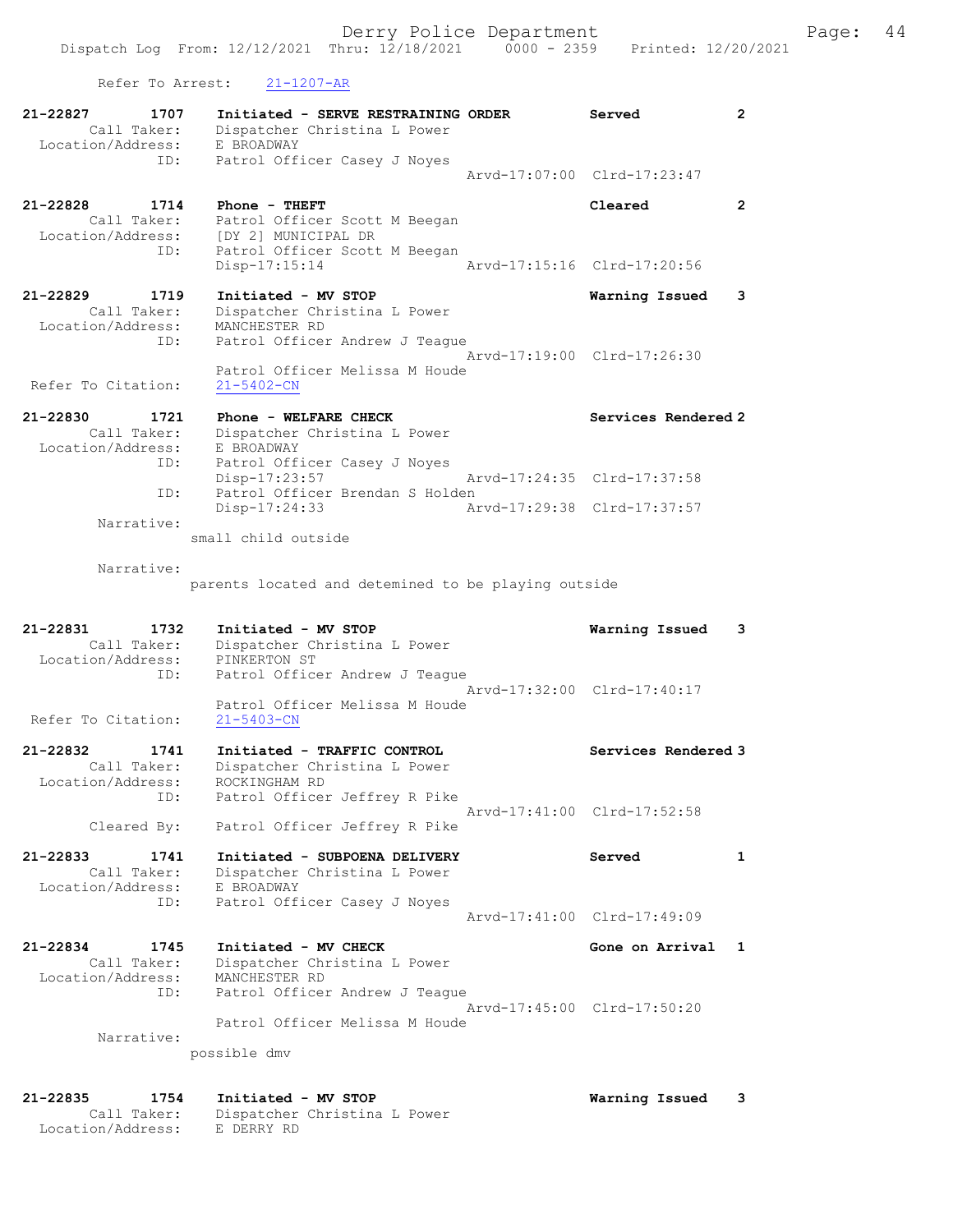Refer To Arrest: 21-1207-AR

```
21-22827        1707    Initiated - SERVE RESTRAINING ORDER         Served              2
         Call Taker:    Dispatcher Christina L Power
   Location/Address:    E BROADWAY
                ID:     Patrol Officer Casey J Noyes
                                                    Arvd-17:07:00  Clrd-17:23:47

21-22828        1714    Phone - THEFT                               Cleared             2
         Call Taker:    Patrol Officer Scott M Beegan
   Location/Address:    [DY 2] MUNICIPAL DR
                ID:     Patrol Officer Scott M Beegan
                        Disp-17:15:14               Arvd-17:15:16  Clrd-17:20:56

21-22829        1719    Initiated - MV STOP                         Warning Issued      3
         Call Taker:    Dispatcher Christina L Power
   Location/Address:    MANCHESTER RD
                ID:     Patrol Officer Andrew J Teague
                                                    Arvd-17:19:00  Clrd-17:26:30
                        Patrol Officer Melissa M Houde
 Refer To Citation:     21-5402-CN

21-22830        1721    Phone - WELFARE CHECK                       Services Rendered   2
         Call Taker:    Dispatcher Christina L Power
   Location/Address:    E BROADWAY
                ID:     Patrol Officer Casey J Noyes
                        Disp-17:23:57               Arvd-17:24:35  Clrd-17:37:58
                ID:     Patrol Officer Brendan S Holden
                        Disp-17:24:33               Arvd-17:29:38  Clrd-17:37:57
          Narrative:
                      small child outside

          Narrative:
                      parents located and detemined to be playing outside

21-22831        1732    Initiated - MV STOP                         Warning Issued      3
         Call Taker:    Dispatcher Christina L Power
   Location/Address:    PINKERTON ST
                ID:     Patrol Officer Andrew J Teague
                                                    Arvd-17:32:00  Clrd-17:40:17
                        Patrol Officer Melissa M Houde
 Refer To Citation:     21-5403-CN

21-22832        1741    Initiated - TRAFFIC CONTROL                 Services Rendered   3
         Call Taker:    Dispatcher Christina L Power
   Location/Address:    ROCKINGHAM RD
                ID:     Patrol Officer Jeffrey R Pike
                                                    Arvd-17:41:00  Clrd-17:52:58
         Cleared By:    Patrol Officer Jeffrey R Pike

21-22833        1741    Initiated - SUBPOENA DELIVERY               Served              1
         Call Taker:    Dispatcher Christina L Power
   Location/Address:    E BROADWAY
                ID:     Patrol Officer Casey J Noyes
                                                    Arvd-17:41:00  Clrd-17:49:09

21-22834        1745    Initiated - MV CHECK                        Gone on Arrival     1
         Call Taker:    Dispatcher Christina L Power
   Location/Address:    MANCHESTER RD
                ID:     Patrol Officer Andrew J Teague
                                                    Arvd-17:45:00  Clrd-17:50:20
                        Patrol Officer Melissa M Houde
          Narrative:
                      possible dmv

21-22835        1754    Initiated - MV STOP                         Warning Issued      3
         Call Taker:    Dispatcher Christina L Power
   Location/Address:    E DERRY RD
```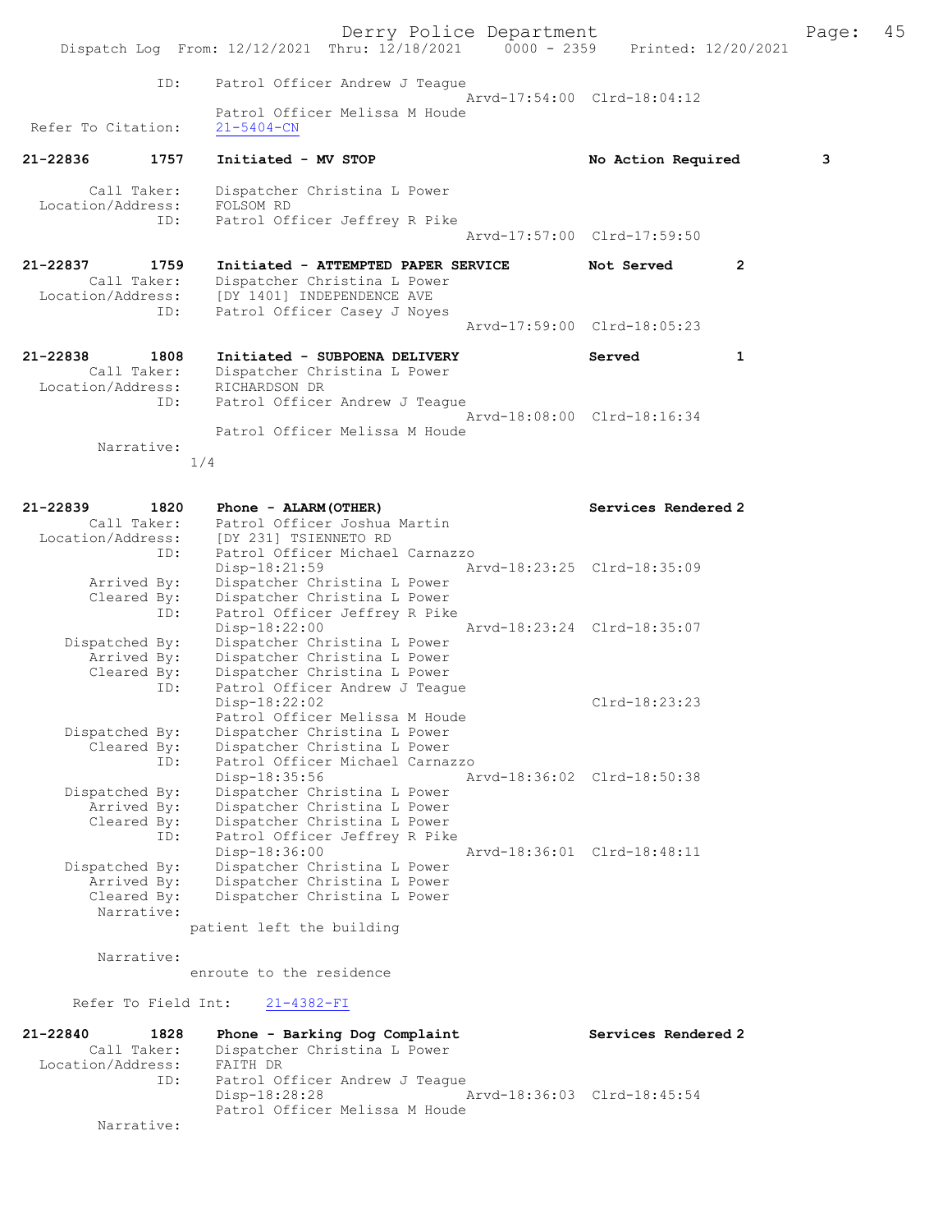ID: Patrol Officer Andrew J Teague
Arvd-17:54:00 Clrd-18:04:12
Patrol Officer Melissa M Houde
Refer To Citation: 21-5404-CN

**21-22836 1757 Initiated - MV STOP** No Action Required 3

Call Taker: Dispatcher Christina L Power
Location/Address: FOLSOM RD
ID: Patrol Officer Jeffrey R Pike
Arvd-17:57:00 Clrd-17:59:50

**21-22837 1759 Initiated - ATTEMPTED PAPER SERVICE** Not Served 2
Call Taker: Dispatcher Christina L Power
Location/Address: [DY 1401] INDEPENDENCE AVE
ID: Patrol Officer Casey J Noyes
Arvd-17:59:00 Clrd-18:05:23

**21-22838 1808 Initiated - SUBPOENA DELIVERY** Served 1
Call Taker: Dispatcher Christina L Power
Location/Address: RICHARDSON DR
ID: Patrol Officer Andrew J Teague
Arvd-18:08:00 Clrd-18:16:34
Patrol Officer Melissa M Houde
Narrative:
1/4

**21-22839 1820 Phone - ALARM(OTHER)** Services Rendered 2
Call Taker: Patrol Officer Joshua Martin
Location/Address: [DY 231] TSIENNETO RD
ID: Patrol Officer Michael Carnazzo
Disp-18:21:59 Arvd-18:23:25 Clrd-18:35:09
Arrived By: Dispatcher Christina L Power
Cleared By: Dispatcher Christina L Power
ID: Patrol Officer Jeffrey R Pike
Disp-18:22:00 Arvd-18:23:24 Clrd-18:35:07
Dispatched By: Dispatcher Christina L Power
Arrived By: Dispatcher Christina L Power
Cleared By: Dispatcher Christina L Power
ID: Patrol Officer Andrew J Teague
Disp-18:22:02 Clrd-18:23:23
Patrol Officer Melissa M Houde
Dispatched By: Dispatcher Christina L Power
Cleared By: Dispatcher Christina L Power
ID: Patrol Officer Michael Carnazzo
Disp-18:35:56 Arvd-18:36:02 Clrd-18:50:38
Dispatched By: Dispatcher Christina L Power
Arrived By: Dispatcher Christina L Power
Cleared By: Dispatcher Christina L Power
ID: Patrol Officer Jeffrey R Pike
Disp-18:36:00 Arvd-18:36:01 Clrd-18:48:11
Dispatched By: Dispatcher Christina L Power
Arrived By: Dispatcher Christina L Power
Cleared By: Dispatcher Christina L Power
Narrative:
patient left the building

Narrative:
enroute to the residence

Refer To Field Int: 21-4382-FI

**21-22840 1828 Phone - Barking Dog Complaint** Services Rendered 2
Call Taker: Dispatcher Christina L Power
Location/Address: FAITH DR
ID: Patrol Officer Andrew J Teague
Disp-18:28:28 Arvd-18:36:03 Clrd-18:45:54
Patrol Officer Melissa M Houde
Narrative: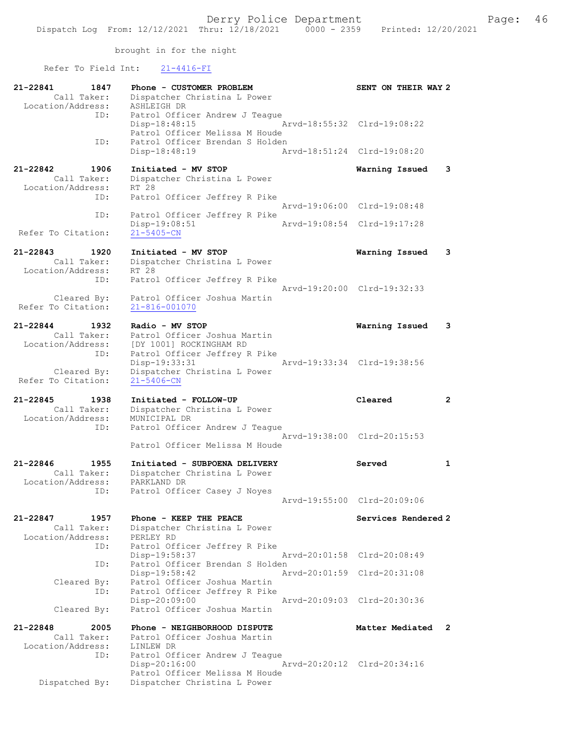brought in for the night

Refer To Field Int: 21-4416-FI

```
21-22841        1847    Phone - CUSTOMER PROBLEM                    SENT ON THEIR WAY 2
        Call Taker:     Dispatcher Christina L Power
  Location/Address:     ASHLEIGH DR
                ID:     Patrol Officer Andrew J Teague
                        Disp-18:48:15               Arvd-18:55:32  Clrd-19:08:22
                        Patrol Officer Melissa M Houde
                ID:     Patrol Officer Brendan S Holden
                        Disp-18:48:19               Arvd-18:51:24  Clrd-19:08:20

21-22842        1906    Initiated - MV STOP                         Warning Issued    3
        Call Taker:     Dispatcher Christina L Power
  Location/Address:     RT 28
                ID:     Patrol Officer Jeffrey R Pike
                                                    Arvd-19:06:00  Clrd-19:08:48
                ID:     Patrol Officer Jeffrey R Pike
                        Disp-19:08:51               Arvd-19:08:54  Clrd-19:17:28
 Refer To Citation:     21-5405-CN

21-22843        1920    Initiated - MV STOP                         Warning Issued    3
        Call Taker:     Dispatcher Christina L Power
  Location/Address:     RT 28
                ID:     Patrol Officer Jeffrey R Pike
                                                    Arvd-19:20:00  Clrd-19:32:33
        Cleared By:     Patrol Officer Joshua Martin
 Refer To Citation:     21-816-001070

21-22844        1932    Radio - MV STOP                             Warning Issued    3
        Call Taker:     Patrol Officer Joshua Martin
  Location/Address:     [DY 1001] ROCKINGHAM RD
                ID:     Patrol Officer Jeffrey R Pike
                        Disp-19:33:31               Arvd-19:33:34  Clrd-19:38:56
        Cleared By:     Dispatcher Christina L Power
 Refer To Citation:     21-5406-CN

21-22845        1938    Initiated - FOLLOW-UP                       Cleared           2
        Call Taker:     Dispatcher Christina L Power
  Location/Address:     MUNICIPAL DR
                ID:     Patrol Officer Andrew J Teague
                                                    Arvd-19:38:00  Clrd-20:15:53
                        Patrol Officer Melissa M Houde

21-22846        1955    Initiated - SUBPOENA DELIVERY               Served            1
        Call Taker:     Dispatcher Christina L Power
  Location/Address:     PARKLAND DR
                ID:     Patrol Officer Casey J Noyes
                                                    Arvd-19:55:00  Clrd-20:09:06

21-22847        1957    Phone - KEEP THE PEACE                      Services Rendered 2
        Call Taker:     Dispatcher Christina L Power
  Location/Address:     PERLEY RD
                ID:     Patrol Officer Jeffrey R Pike
                        Disp-19:58:37               Arvd-20:01:58  Clrd-20:08:49
                ID:     Patrol Officer Brendan S Holden
                        Disp-19:58:42               Arvd-20:01:59  Clrd-20:31:08
        Cleared By:     Patrol Officer Joshua Martin
                ID:     Patrol Officer Jeffrey R Pike
                        Disp-20:09:00               Arvd-20:09:03  Clrd-20:30:36
        Cleared By:     Patrol Officer Joshua Martin

21-22848        2005    Phone - NEIGHBORHOOD DISPUTE                Matter Mediated   2
        Call Taker:     Patrol Officer Joshua Martin
  Location/Address:     LINLEW DR
                ID:     Patrol Officer Andrew J Teague
                        Disp-20:16:00               Arvd-20:20:12  Clrd-20:34:16
                        Patrol Officer Melissa M Houde
     Dispatched By:     Dispatcher Christina L Power
```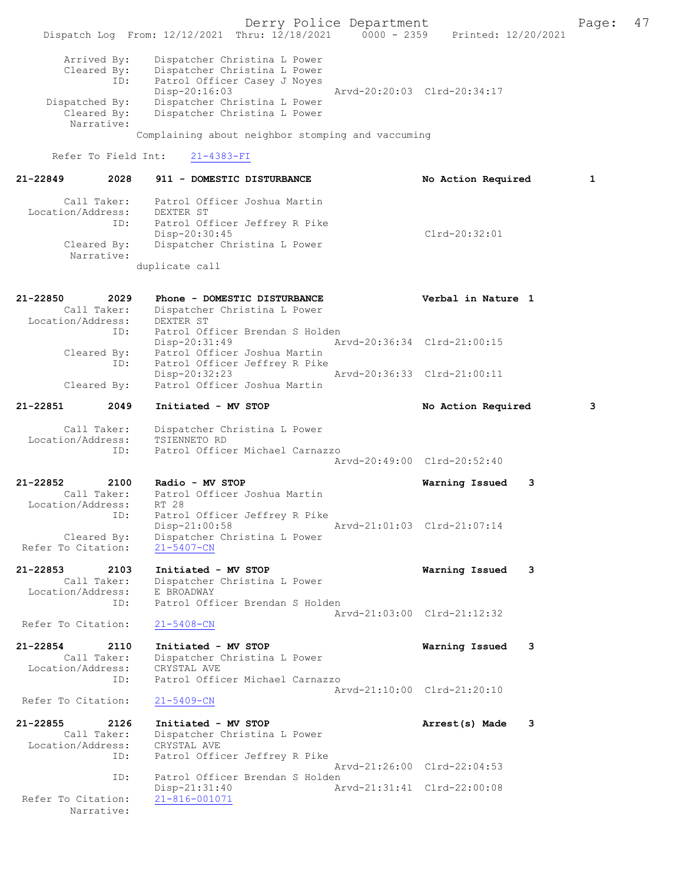```
        Arrived By:    Dispatcher Christina L Power
        Cleared By:    Dispatcher Christina L Power
               ID:    Patrol Officer Casey J Noyes
                      Disp-20:16:03                Arvd-20:20:03  Clrd-20:34:17
     Dispatched By:    Dispatcher Christina L Power
        Cleared By:    Dispatcher Christina L Power
         Narrative:
                    Complaining about neighbor stomping and vaccuming

      Refer To Field Int:    21-4383-FI

21-22849        2028    911 - DOMESTIC DISTURBANCE                 No Action Required         1

        Call Taker:    Patrol Officer Joshua Martin
  Location/Address:    DEXTER ST
               ID:    Patrol Officer Jeffrey R Pike
                      Disp-20:30:45                               Clrd-20:32:01
        Cleared By:    Dispatcher Christina L Power
         Narrative:
                    duplicate call


21-22850        2029    Phone - DOMESTIC DISTURBANCE               Verbal in Nature  1
        Call Taker:    Dispatcher Christina L Power
  Location/Address:    DEXTER ST
               ID:    Patrol Officer Brendan S Holden
                      Disp-20:31:49                Arvd-20:36:34  Clrd-21:00:15
        Cleared By:    Patrol Officer Joshua Martin
               ID:    Patrol Officer Jeffrey R Pike
                      Disp-20:32:23                Arvd-20:36:33  Clrd-21:00:11
        Cleared By:    Patrol Officer Joshua Martin

21-22851        2049    Initiated - MV STOP                        No Action Required         3

        Call Taker:    Dispatcher Christina L Power
  Location/Address:    TSIENNETO RD
               ID:    Patrol Officer Michael Carnazzo
                                                   Arvd-20:49:00  Clrd-20:52:40

21-22852        2100    Radio - MV STOP                            Warning Issued    3
        Call Taker:    Patrol Officer Joshua Martin
  Location/Address:    RT 28
               ID:    Patrol Officer Jeffrey R Pike
                      Disp-21:00:58                Arvd-21:01:03  Clrd-21:07:14
        Cleared By:    Dispatcher Christina L Power
 Refer To Citation:    21-5407-CN

21-22853        2103    Initiated - MV STOP                        Warning Issued    3
        Call Taker:    Dispatcher Christina L Power
  Location/Address:    E BROADWAY
               ID:    Patrol Officer Brendan S Holden
                                                   Arvd-21:03:00  Clrd-21:12:32
 Refer To Citation:    21-5408-CN

21-22854        2110    Initiated - MV STOP                        Warning Issued    3
        Call Taker:    Dispatcher Christina L Power
  Location/Address:    CRYSTAL AVE
               ID:    Patrol Officer Michael Carnazzo
                                                   Arvd-21:10:00  Clrd-21:20:10
 Refer To Citation:    21-5409-CN

21-22855        2126    Initiated - MV STOP                        Arrest(s) Made    3
        Call Taker:    Dispatcher Christina L Power
  Location/Address:    CRYSTAL AVE
               ID:    Patrol Officer Jeffrey R Pike
                                                   Arvd-21:26:00  Clrd-22:04:53
               ID:    Patrol Officer Brendan S Holden
                      Disp-21:31:40                Arvd-21:31:41  Clrd-22:00:08
 Refer To Citation:    21-816-001071
         Narrative:
```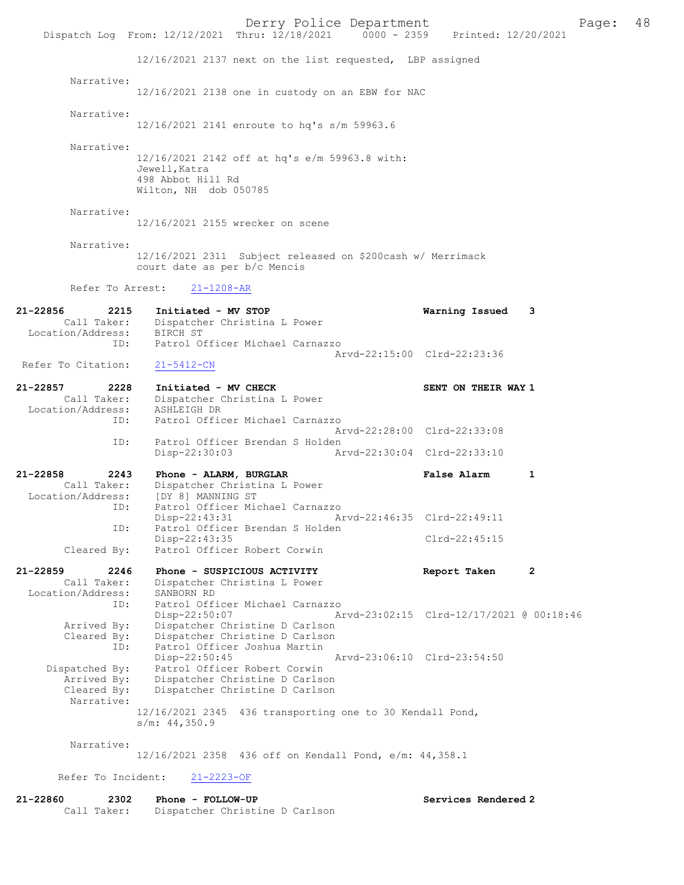12/16/2021 2137 next on the list requested, LBP assigned

Narrative:
12/16/2021 2138 one in custody on an EBW for NAC

Narrative:
12/16/2021 2141 enroute to hq's s/m 59963.6

Narrative:
12/16/2021 2142 off at hq's e/m 59963.8 with:
Jewell,Katra
498 Abbot Hill Rd
Wilton, NH dob 050785

Narrative:
12/16/2021 2155 wrecker on scene

Narrative:
12/16/2021 2311 Subject released on $200cash w/ Merrimack court date as per b/c Mencis

Refer To Arrest: 21-1208-AR

21-22856 2215 Initiated - MV STOP Warning Issued 3
Call Taker: Dispatcher Christina L Power
Location/Address: BIRCH ST
ID: Patrol Officer Michael Carnazzo
Arvd-22:15:00 Clrd-22:23:36
Refer To Citation: 21-5412-CN

21-22857 2228 Initiated - MV CHECK SENT ON THEIR WAY 1
Call Taker: Dispatcher Christina L Power
Location/Address: ASHLEIGH DR
ID: Patrol Officer Michael Carnazzo
Arvd-22:28:00 Clrd-22:33:08
ID: Patrol Officer Brendan S Holden
Disp-22:30:03 Arvd-22:30:04 Clrd-22:33:10

21-22858 2243 Phone - ALARM, BURGLAR False Alarm 1
Call Taker: Dispatcher Christina L Power
Location/Address: [DY 8] MANNING ST
ID: Patrol Officer Michael Carnazzo
Disp-22:43:31 Arvd-22:46:35 Clrd-22:49:11
ID: Patrol Officer Brendan S Holden
Disp-22:43:35 Clrd-22:45:15
Cleared By: Patrol Officer Robert Corwin

21-22859 2246 Phone - SUSPICIOUS ACTIVITY Report Taken 2
Call Taker: Dispatcher Christina L Power
Location/Address: SANBORN RD
ID: Patrol Officer Michael Carnazzo
Disp-22:50:07 Arvd-23:02:15 Clrd-12/17/2021 @ 00:18:46
Arrived By: Dispatcher Christine D Carlson
Cleared By: Dispatcher Christine D Carlson
ID: Patrol Officer Joshua Martin
Disp-22:50:45 Arvd-23:06:10 Clrd-23:54:50
Dispatched By: Patrol Officer Robert Corwin
Arrived By: Dispatcher Christine D Carlson
Cleared By: Dispatcher Christine D Carlson
Narrative:
12/16/2021 2345 436 transporting one to 30 Kendall Pond, s/m: 44,350.9

Narrative:
12/16/2021 2358 436 off on Kendall Pond, e/m: 44,358.1

Refer To Incident: 21-2223-OF

21-22860 2302 Phone - FOLLOW-UP Services Rendered 2
Call Taker: Dispatcher Christine D Carlson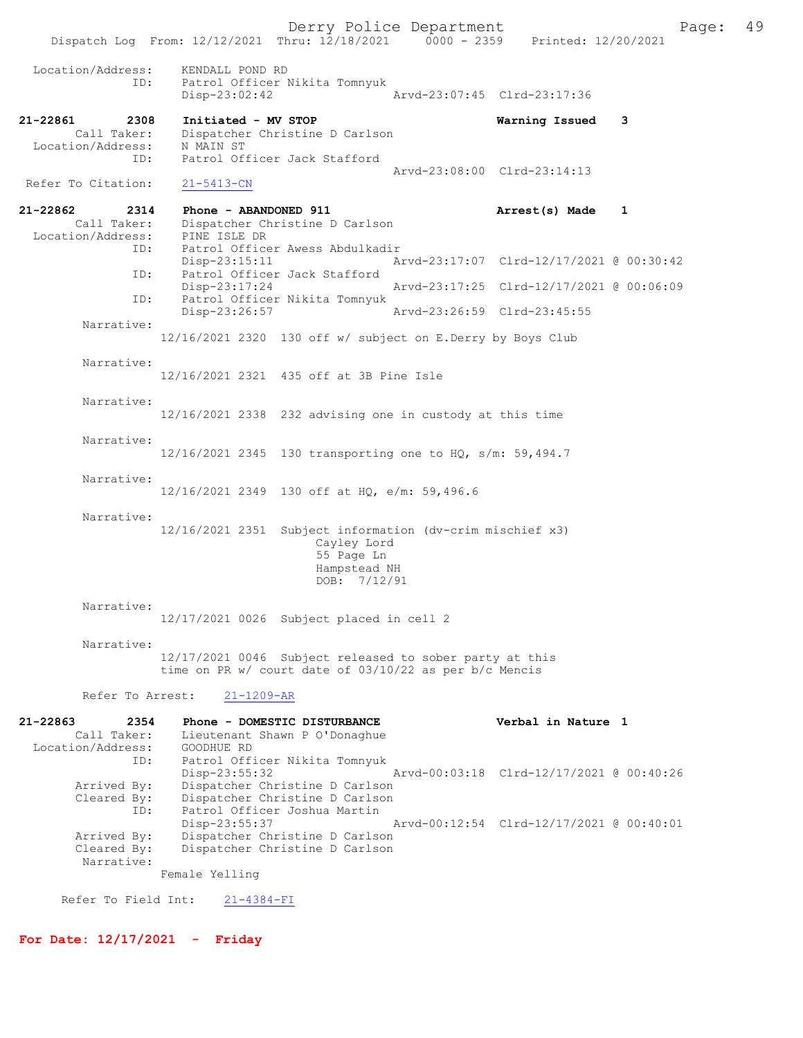```
 Location/Address:    KENDALL POND RD
              ID:     Patrol Officer Nikita Tomnyuk
                      Disp-23:02:42              Arvd-23:07:45  Clrd-23:17:36

21-22861       2308    Initiated - MV STOP                        Warning Issued    3
        Call Taker:    Dispatcher Christine D Carlson
  Location/Address:    N MAIN ST
              ID:      Patrol Officer Jack Stafford
                                                 Arvd-23:08:00  Clrd-23:14:13
 Refer To Citation:    21-5413-CN

21-22862       2314    Phone - ABANDONED 911                      Arrest(s) Made    1
        Call Taker:    Dispatcher Christine D Carlson
  Location/Address:    PINE ISLE DR
              ID:      Patrol Officer Awess Abdulkadir
                       Disp-23:15:11             Arvd-23:17:07  Clrd-12/17/2021 @ 00:30:42
              ID:      Patrol Officer Jack Stafford
                       Disp-23:17:24             Arvd-23:17:25  Clrd-12/17/2021 @ 00:06:09
              ID:      Patrol Officer Nikita Tomnyuk
                       Disp-23:26:57             Arvd-23:26:59  Clrd-23:45:55
         Narrative:
                   12/16/2021 2320  130 off w/ subject on E.Derry by Boys Club

         Narrative:
                   12/16/2021 2321  435 off at 3B Pine Isle

         Narrative:
                   12/16/2021 2338  232 advising one in custody at this time

         Narrative:
                   12/16/2021 2345  130 transporting one to HQ, s/m: 59,494.7

         Narrative:
                   12/16/2021 2349  130 off at HQ, e/m: 59,496.6

         Narrative:
                   12/16/2021 2351  Subject information (dv-crim mischief x3)
                                       Cayley Lord
                                       55 Page Ln
                                       Hampstead NH
                                       DOB:  7/12/91

         Narrative:
                   12/17/2021 0026  Subject placed in cell 2

         Narrative:
                   12/17/2021 0046  Subject released to sober party at this
                   time on PR w/ court date of 03/10/22 as per b/c Mencis

         Refer To Arrest:    21-1209-AR

21-22863       2354    Phone - DOMESTIC DISTURBANCE               Verbal in Nature  1
        Call Taker:    Lieutenant Shawn P O'Donaghue
  Location/Address:    GOODHUE RD
              ID:      Patrol Officer Nikita Tomnyuk
                       Disp-23:55:32             Arvd-00:03:18  Clrd-12/17/2021 @ 00:40:26
       Arrived By:     Dispatcher Christine D Carlson
       Cleared By:     Dispatcher Christine D Carlson
              ID:      Patrol Officer Joshua Martin
                       Disp-23:55:37             Arvd-00:12:54  Clrd-12/17/2021 @ 00:40:01
       Arrived By:     Dispatcher Christine D Carlson
       Cleared By:     Dispatcher Christine D Carlson
        Narrative:
                   Female Yelling

     Refer To Field Int:    21-4384-FI
```

**For Date: 12/17/2021 - Friday**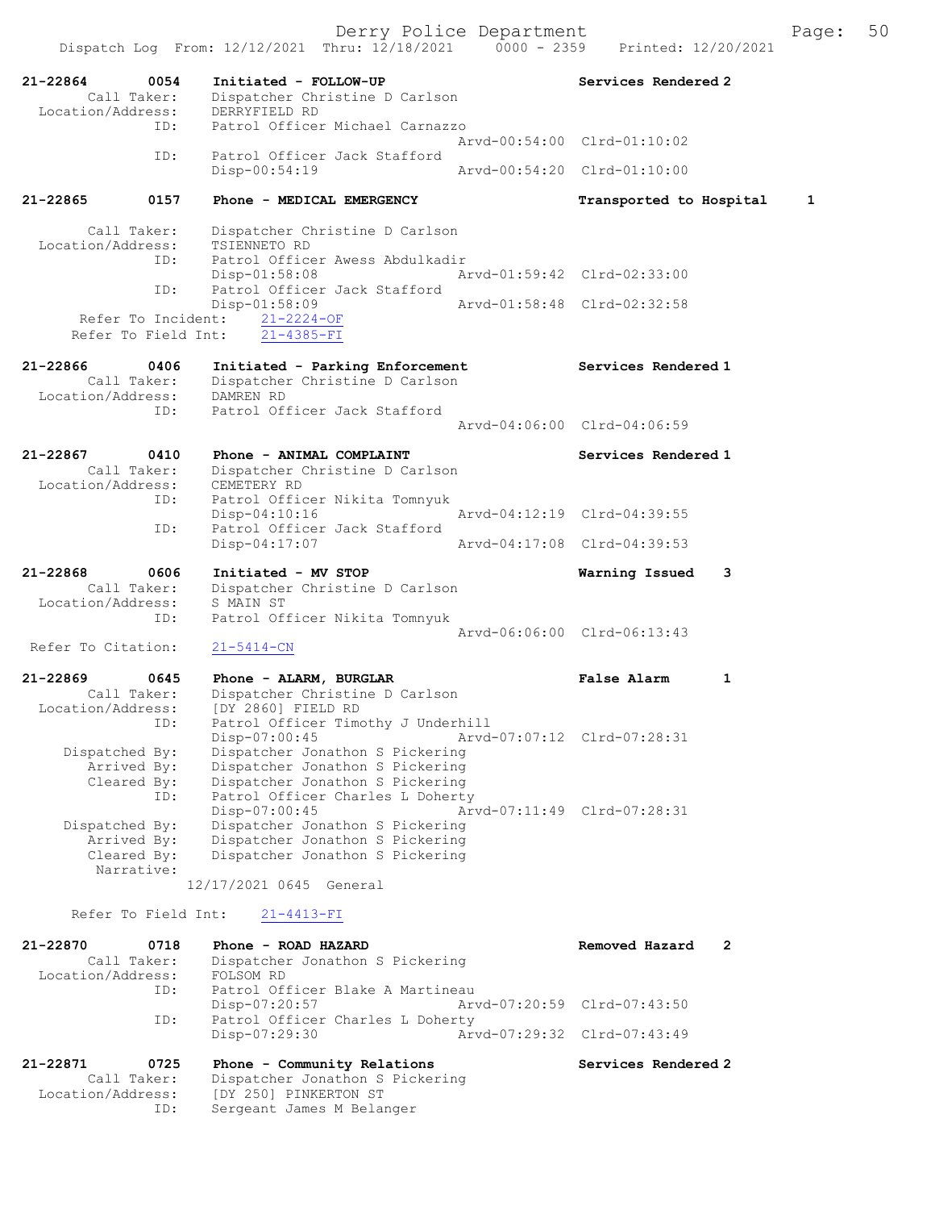Dispatch Log From: 12/12/2021 Thru: 12/18/2021 0000 - 2359 Printed: 12/20/2021

**21-22864 0054 Initiated - FOLLOW-UP** — **Services Rendered 2**
Call Taker: Dispatcher Christine D Carlson
Location/Address: DERRYFIELD RD
ID: Patrol Officer Michael Carnazzo
Arvd-00:54:00 Clrd-01:10:02
ID: Patrol Officer Jack Stafford
Disp-00:54:19 Arvd-00:54:20 Clrd-01:10:00

**21-22865 0157 Phone - MEDICAL EMERGENCY** — **Transported to Hospital 1**
Call Taker: Dispatcher Christine D Carlson
Location/Address: TSIENNETO RD
ID: Patrol Officer Awess Abdulkadir
Disp-01:58:08 Arvd-01:59:42 Clrd-02:33:00
ID: Patrol Officer Jack Stafford
Disp-01:58:09 Arvd-01:58:48 Clrd-02:32:58
Refer To Incident: 21-2224-OF
Refer To Field Int: 21-4385-FI

**21-22866 0406 Initiated - Parking Enforcement** — **Services Rendered 1**
Call Taker: Dispatcher Christine D Carlson
Location/Address: DAMREN RD
ID: Patrol Officer Jack Stafford
Arvd-04:06:00 Clrd-04:06:59

**21-22867 0410 Phone - ANIMAL COMPLAINT** — **Services Rendered 1**
Call Taker: Dispatcher Christine D Carlson
Location/Address: CEMETERY RD
ID: Patrol Officer Nikita Tomnyuk
Disp-04:10:16 Arvd-04:12:19 Clrd-04:39:55
ID: Patrol Officer Jack Stafford
Disp-04:17:07 Arvd-04:17:08 Clrd-04:39:53

**21-22868 0606 Initiated - MV STOP** — **Warning Issued 3**
Call Taker: Dispatcher Christine D Carlson
Location/Address: S MAIN ST
ID: Patrol Officer Nikita Tomnyuk
Arvd-06:06:00 Clrd-06:13:43
Refer To Citation: 21-5414-CN

**21-22869 0645 Phone - ALARM, BURGLAR** — **False Alarm 1**
Call Taker: Dispatcher Christine D Carlson
Location/Address: [DY 2860] FIELD RD
ID: Patrol Officer Timothy J Underhill
Disp-07:00:45 Arvd-07:07:12 Clrd-07:28:31
Dispatched By: Dispatcher Jonathon S Pickering
Arrived By: Dispatcher Jonathon S Pickering
Cleared By: Dispatcher Jonathon S Pickering
ID: Patrol Officer Charles L Doherty
Disp-07:00:45 Arvd-07:11:49 Clrd-07:28:31
Dispatched By: Dispatcher Jonathon S Pickering
Arrived By: Dispatcher Jonathon S Pickering
Cleared By: Dispatcher Jonathon S Pickering
Narrative:
12/17/2021 0645 General

Refer To Field Int: 21-4413-FI

**21-22870 0718 Phone - ROAD HAZARD** — **Removed Hazard 2**
Call Taker: Dispatcher Jonathon S Pickering
Location/Address: FOLSOM RD
ID: Patrol Officer Blake A Martineau
Disp-07:20:57 Arvd-07:20:59 Clrd-07:43:50
ID: Patrol Officer Charles L Doherty
Disp-07:29:30 Arvd-07:29:32 Clrd-07:43:49

**21-22871 0725 Phone - Community Relations** — **Services Rendered 2**
Call Taker: Dispatcher Jonathon S Pickering
Location/Address: [DY 250] PINKERTON ST
ID: Sergeant James M Belanger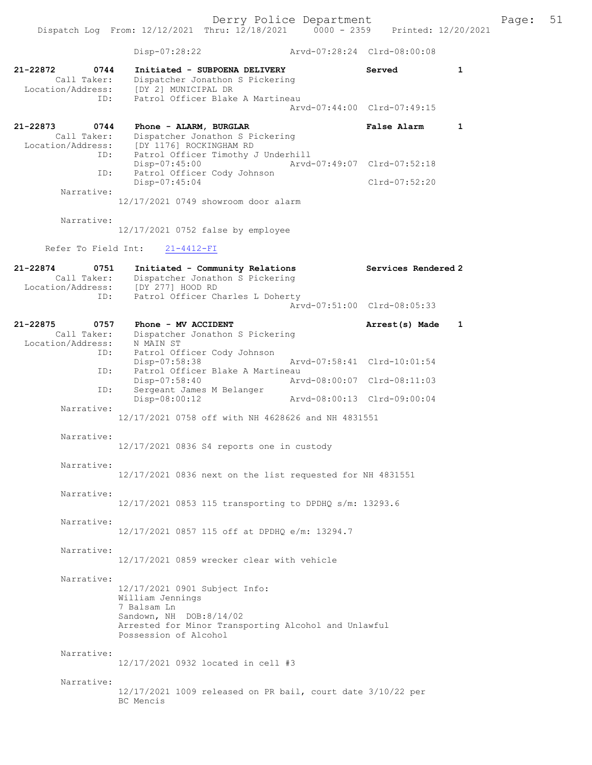Disp-07:28:22 Arvd-07:28:24 Clrd-08:00:08

**21-22872 0744 Initiated - SUBPOENA DELIVERY** **Served** **1**
Call Taker: Dispatcher Jonathon S Pickering
Location/Address: [DY 2] MUNICIPAL DR
ID: Patrol Officer Blake A Martineau
Arvd-07:44:00 Clrd-07:49:15

**21-22873 0744 Phone - ALARM, BURGLAR** **False Alarm** **1**
Call Taker: Dispatcher Jonathon S Pickering
Location/Address: [DY 1176] ROCKINGHAM RD
ID: Patrol Officer Timothy J Underhill
Disp-07:45:00 Arvd-07:49:07 Clrd-07:52:18
ID: Patrol Officer Cody Johnson
Disp-07:45:04 Clrd-07:52:20
Narrative:
12/17/2021 0749 showroom door alarm

Narrative:
12/17/2021 0752 false by employee

Refer To Field Int: 21-4412-FI

**21-22874 0751 Initiated - Community Relations** **Services Rendered 2**
Call Taker: Dispatcher Jonathon S Pickering
Location/Address: [DY 277] HOOD RD
ID: Patrol Officer Charles L Doherty
Arvd-07:51:00 Clrd-08:05:33

**21-22875 0757 Phone - MV ACCIDENT** **Arrest(s) Made** **1**
Call Taker: Dispatcher Jonathon S Pickering
Location/Address: N MAIN ST
ID: Patrol Officer Cody Johnson
Disp-07:58:38 Arvd-07:58:41 Clrd-10:01:54
ID: Patrol Officer Blake A Martineau
Disp-07:58:40 Arvd-08:00:07 Clrd-08:11:03
ID: Sergeant James M Belanger
Disp-08:00:12 Arvd-08:00:13 Clrd-09:00:04
Narrative:
12/17/2021 0758 off with NH 4628626 and NH 4831551

Narrative:
12/17/2021 0836 S4 reports one in custody

Narrative:
12/17/2021 0836 next on the list requested for NH 4831551

Narrative:
12/17/2021 0853 115 transporting to DPDHQ s/m: 13293.6

Narrative:
12/17/2021 0857 115 off at DPDHQ e/m: 13294.7

Narrative:
12/17/2021 0859 wrecker clear with vehicle

Narrative:
12/17/2021 0901 Subject Info:
William Jennings
7 Balsam Ln
Sandown, NH DOB:8/14/02
Arrested for Minor Transporting Alcohol and Unlawful Possession of Alcohol

Narrative:
12/17/2021 0932 located in cell #3

Narrative:
12/17/2021 1009 released on PR bail, court date 3/10/22 per BC Mencis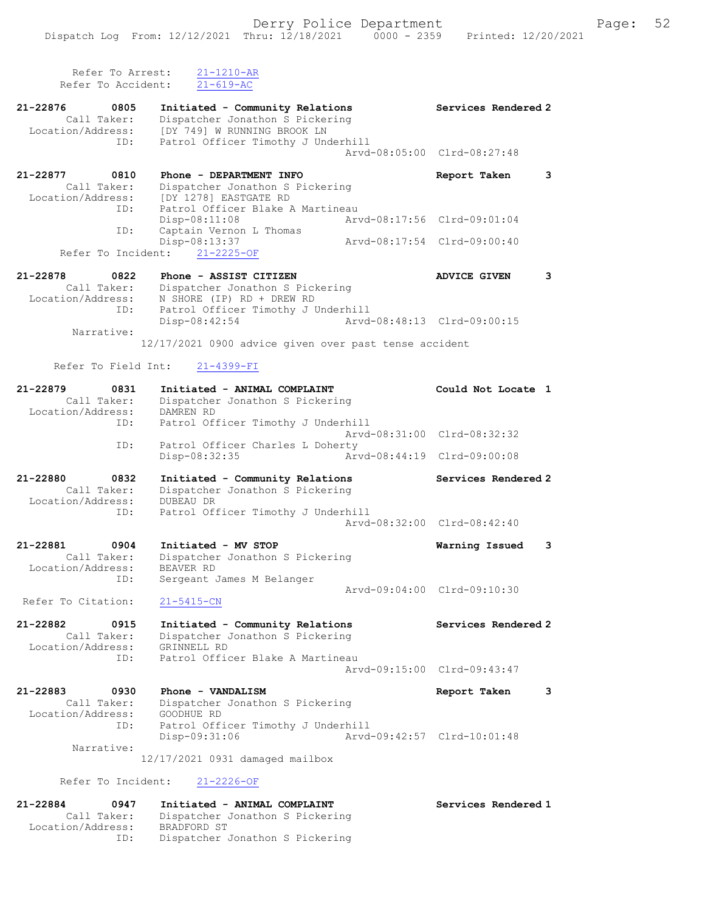Refer To Arrest: 21-1210-AR
Refer To Accident: 21-619-AC

21-22876 0805 Initiated - Community Relations Services Rendered 2
Call Taker: Dispatcher Jonathon S Pickering
Location/Address: [DY 749] W RUNNING BROOK LN
ID: Patrol Officer Timothy J Underhill
Arvd-08:05:00 Clrd-08:27:48

21-22877 0810 Phone - DEPARTMENT INFO Report Taken 3
Call Taker: Dispatcher Jonathon S Pickering
Location/Address: [DY 1278] EASTGATE RD
ID: Patrol Officer Blake A Martineau
Disp-08:11:08 Arvd-08:17:56 Clrd-09:01:04
ID: Captain Vernon L Thomas
Disp-08:13:37 Arvd-08:17:54 Clrd-09:00:40
Refer To Incident: 21-2225-OF

21-22878 0822 Phone - ASSIST CITIZEN ADVICE GIVEN 3
Call Taker: Dispatcher Jonathon S Pickering
Location/Address: N SHORE (IP) RD + DREW RD
ID: Patrol Officer Timothy J Underhill
Disp-08:42:54 Arvd-08:48:13 Clrd-09:00:15
Narrative:
12/17/2021 0900 advice given over past tense accident

Refer To Field Int: 21-4399-FI

21-22879 0831 Initiated - ANIMAL COMPLAINT Could Not Locate 1
Call Taker: Dispatcher Jonathon S Pickering
Location/Address: DAMREN RD
ID: Patrol Officer Timothy J Underhill
Arvd-08:31:00 Clrd-08:32:32
ID: Patrol Officer Charles L Doherty
Disp-08:32:35 Arvd-08:44:19 Clrd-09:00:08

21-22880 0832 Initiated - Community Relations Services Rendered 2
Call Taker: Dispatcher Jonathon S Pickering
Location/Address: DUBEAU DR
ID: Patrol Officer Timothy J Underhill
Arvd-08:32:00 Clrd-08:42:40

21-22881 0904 Initiated - MV STOP Warning Issued 3
Call Taker: Dispatcher Jonathon S Pickering
Location/Address: BEAVER RD
ID: Sergeant James M Belanger
Arvd-09:04:00 Clrd-09:10:30
Refer To Citation: 21-5415-CN

21-22882 0915 Initiated - Community Relations Services Rendered 2
Call Taker: Dispatcher Jonathon S Pickering
Location/Address: GRINNELL RD
ID: Patrol Officer Blake A Martineau
Arvd-09:15:00 Clrd-09:43:47

21-22883 0930 Phone - VANDALISM Report Taken 3
Call Taker: Dispatcher Jonathon S Pickering
Location/Address: GOODHUE RD
ID: Patrol Officer Timothy J Underhill
Disp-09:31:06 Arvd-09:42:57 Clrd-10:01:48
Narrative:
12/17/2021 0931 damaged mailbox

Refer To Incident: 21-2226-OF

21-22884 0947 Initiated - ANIMAL COMPLAINT Services Rendered 1
Call Taker: Dispatcher Jonathon S Pickering
Location/Address: BRADFORD ST
ID: Dispatcher Jonathon S Pickering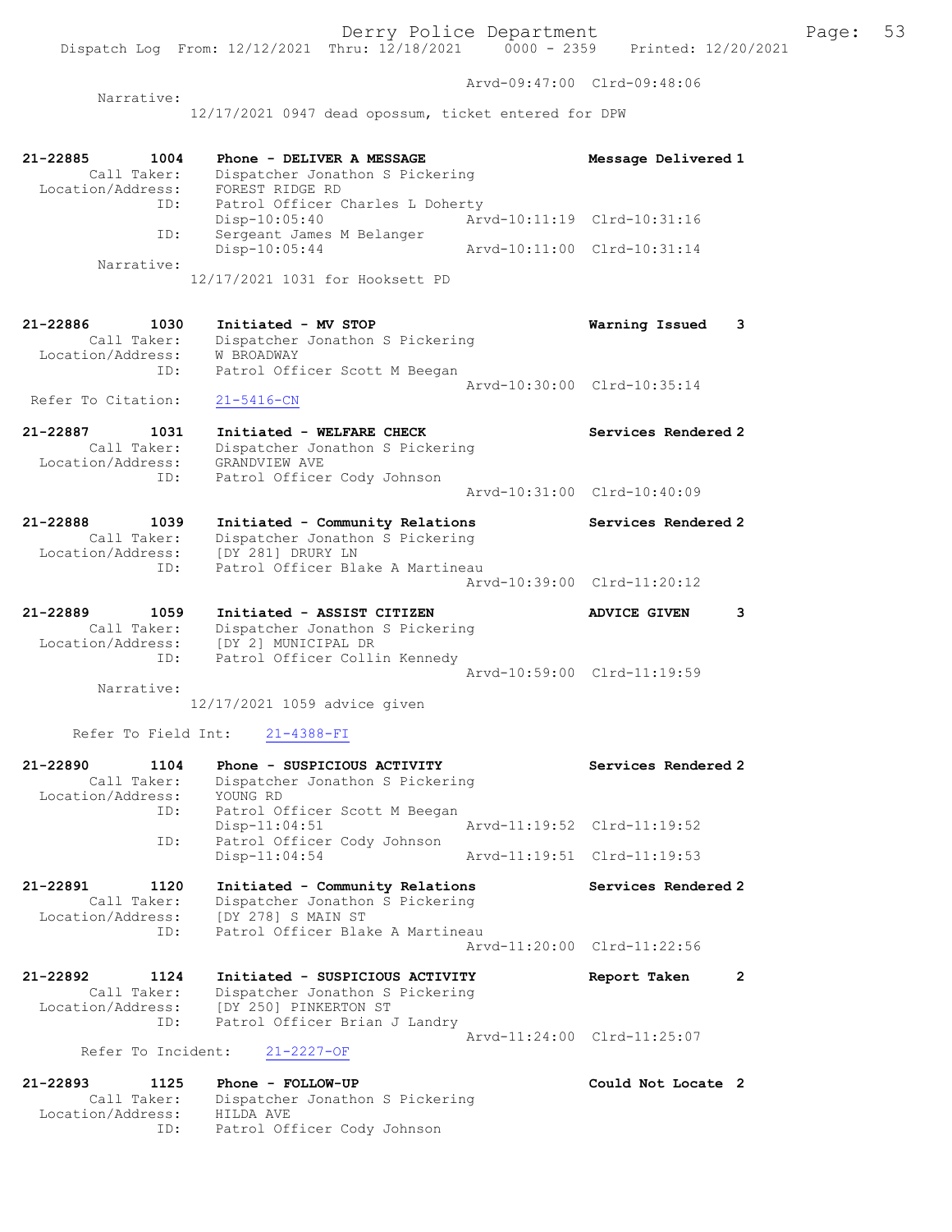Arvd-09:47:00 Clrd-09:48:06

Narrative:
12/17/2021 0947 dead opossum, ticket entered for DPW

**21-22885 1004 Phone - DELIVER A MESSAGE** Message Delivered 1
Call Taker: Dispatcher Jonathon S Pickering
Location/Address: FOREST RIDGE RD
ID: Patrol Officer Charles L Doherty
Disp-10:05:40 Arvd-10:11:19 Clrd-10:31:16
ID: Sergeant James M Belanger
Disp-10:05:44 Arvd-10:11:00 Clrd-10:31:14
Narrative:
12/17/2021 1031 for Hooksett PD

**21-22886 1030 Initiated - MV STOP** Warning Issued 3
Call Taker: Dispatcher Jonathon S Pickering
Location/Address: W BROADWAY
ID: Patrol Officer Scott M Beegan
Arvd-10:30:00 Clrd-10:35:14
Refer To Citation: 21-5416-CN

**21-22887 1031 Initiated - WELFARE CHECK** Services Rendered 2
Call Taker: Dispatcher Jonathon S Pickering
Location/Address: GRANDVIEW AVE
ID: Patrol Officer Cody Johnson
Arvd-10:31:00 Clrd-10:40:09

**21-22888 1039 Initiated - Community Relations** Services Rendered 2
Call Taker: Dispatcher Jonathon S Pickering
Location/Address: [DY 281] DRURY LN
ID: Patrol Officer Blake A Martineau
Arvd-10:39:00 Clrd-11:20:12

**21-22889 1059 Initiated - ASSIST CITIZEN** ADVICE GIVEN 3
Call Taker: Dispatcher Jonathon S Pickering
Location/Address: [DY 2] MUNICIPAL DR
ID: Patrol Officer Collin Kennedy
Arvd-10:59:00 Clrd-11:19:59
Narrative:
12/17/2021 1059 advice given

Refer To Field Int: 21-4388-FI

**21-22890 1104 Phone - SUSPICIOUS ACTIVITY** Services Rendered 2
Call Taker: Dispatcher Jonathon S Pickering
Location/Address: YOUNG RD
ID: Patrol Officer Scott M Beegan
Disp-11:04:51 Arvd-11:19:52 Clrd-11:19:52
ID: Patrol Officer Cody Johnson
Disp-11:04:54 Arvd-11:19:51 Clrd-11:19:53

**21-22891 1120 Initiated - Community Relations** Services Rendered 2
Call Taker: Dispatcher Jonathon S Pickering
Location/Address: [DY 278] S MAIN ST
ID: Patrol Officer Blake A Martineau
Arvd-11:20:00 Clrd-11:22:56

**21-22892 1124 Initiated - SUSPICIOUS ACTIVITY** Report Taken 2
Call Taker: Dispatcher Jonathon S Pickering
Location/Address: [DY 250] PINKERTON ST
ID: Patrol Officer Brian J Landry
Arvd-11:24:00 Clrd-11:25:07
Refer To Incident: 21-2227-OF

**21-22893 1125 Phone - FOLLOW-UP** Could Not Locate 2
Call Taker: Dispatcher Jonathon S Pickering
Location/Address: HILDA AVE
ID: Patrol Officer Cody Johnson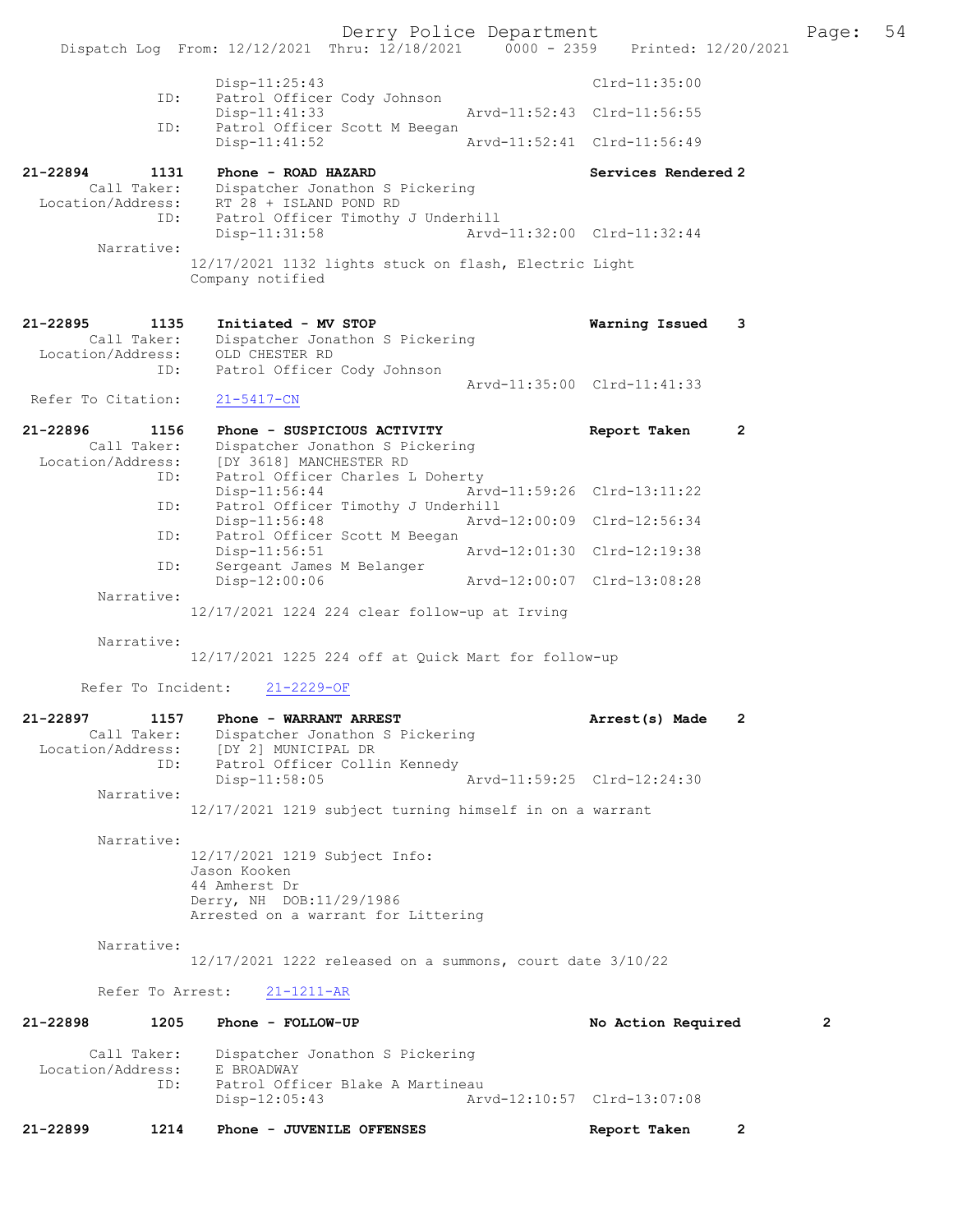```
                Disp-11:25:43                               Clrd-11:35:00
          ID:   Patrol Officer Cody Johnson
                Disp-11:41:33               Arvd-11:52:43  Clrd-11:56:55
          ID:   Patrol Officer Scott M Beegan
                Disp-11:41:52               Arvd-11:52:41  Clrd-11:56:49

21-22894      1131   Phone - ROAD HAZARD                     Services Rendered 2
      Call Taker:    Dispatcher Jonathon S Pickering
  Location/Address:  RT 28 + ISLAND POND RD
             ID:     Patrol Officer Timothy J Underhill
                     Disp-11:31:58               Arvd-11:32:00  Clrd-11:32:44
        Narrative:
               12/17/2021 1132 lights stuck on flash, Electric Light
               Company notified

21-22895      1135   Initiated - MV STOP                     Warning Issued    3
      Call Taker:    Dispatcher Jonathon S Pickering
  Location/Address:  OLD CHESTER RD
             ID:     Patrol Officer Cody Johnson
                                                 Arvd-11:35:00  Clrd-11:41:33
  Refer To Citation:  21-5417-CN

21-22896      1156   Phone - SUSPICIOUS ACTIVITY             Report Taken      2
      Call Taker:    Dispatcher Jonathon S Pickering
  Location/Address:  [DY 3618] MANCHESTER RD
             ID:     Patrol Officer Charles L Doherty
                     Disp-11:56:44               Arvd-11:59:26  Clrd-13:11:22
             ID:     Patrol Officer Timothy J Underhill
                     Disp-11:56:48               Arvd-12:00:09  Clrd-12:56:34
             ID:     Patrol Officer Scott M Beegan
                     Disp-11:56:51               Arvd-12:01:30  Clrd-12:19:38
             ID:     Sergeant James M Belanger
                     Disp-12:00:06               Arvd-12:00:07  Clrd-13:08:28
        Narrative:
               12/17/2021 1224 224 clear follow-up at Irving

        Narrative:
               12/17/2021 1225 224 off at Quick Mart for follow-up

      Refer To Incident:   21-2229-OF

21-22897      1157   Phone - WARRANT ARREST                  Arrest(s) Made    2
      Call Taker:    Dispatcher Jonathon S Pickering
  Location/Address:  [DY 2] MUNICIPAL DR
             ID:     Patrol Officer Collin Kennedy
                     Disp-11:58:05               Arvd-11:59:25  Clrd-12:24:30
        Narrative:
               12/17/2021 1219 subject turning himself in on a warrant

        Narrative:
               12/17/2021 1219 Subject Info:
               Jason Kooken
               44 Amherst Dr
               Derry, NH  DOB:11/29/1986
               Arrested on a warrant for Littering

        Narrative:
               12/17/2021 1222 released on a summons, court date 3/10/22

        Refer To Arrest:   21-1211-AR

21-22898      1205   Phone - FOLLOW-UP                       No Action Required        2

      Call Taker:    Dispatcher Jonathon S Pickering
  Location/Address:  E BROADWAY
             ID:     Patrol Officer Blake A Martineau
                     Disp-12:05:43               Arvd-12:10:57  Clrd-13:07:08

21-22899      1214   Phone - JUVENILE OFFENSES               Report Taken      2
```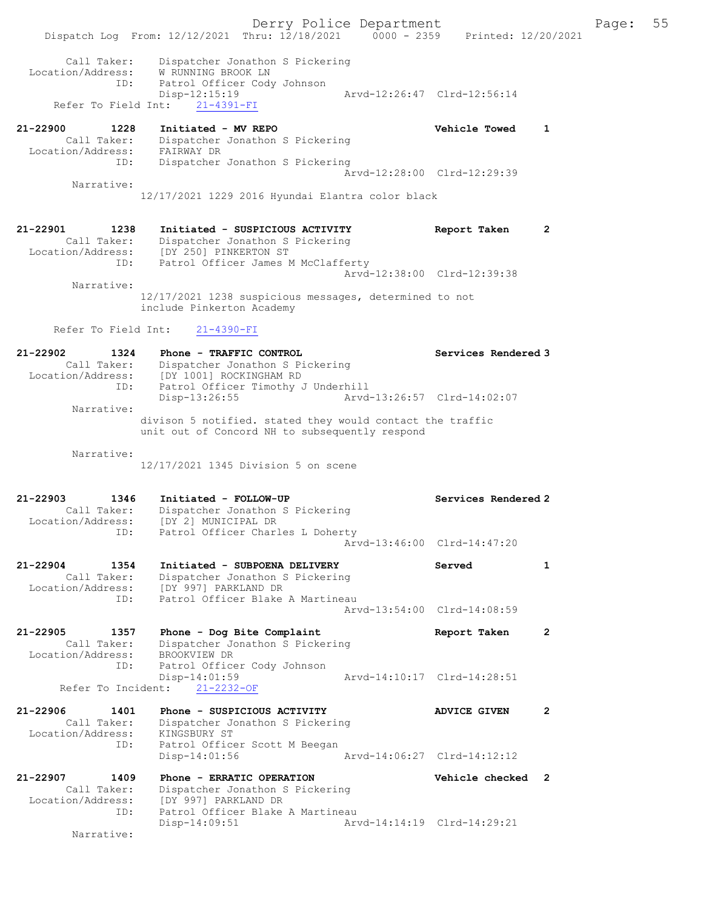```
        Call Taker:    Dispatcher Jonathon S Pickering
  Location/Address:    W RUNNING BROOK LN
                ID:    Patrol Officer Cody Johnson
                       Disp-12:15:19                 Arvd-12:26:47  Clrd-12:56:14
     Refer To Field Int:    21-4391-FI

21-22900        1228    Initiated - MV REPO                          Vehicle Towed     1
        Call Taker:    Dispatcher Jonathon S Pickering
  Location/Address:    FAIRWAY DR
                ID:    Dispatcher Jonathon S Pickering
                                                     Arvd-12:28:00  Clrd-12:29:39
         Narrative:
                     12/17/2021 1229 2016 Hyundai Elantra color black

21-22901        1238    Initiated - SUSPICIOUS ACTIVITY              Report Taken      2
        Call Taker:    Dispatcher Jonathon S Pickering
  Location/Address:    [DY 250] PINKERTON ST
                ID:    Patrol Officer James M McClafferty
                                                     Arvd-12:38:00  Clrd-12:39:38
         Narrative:
                     12/17/2021 1238 suspicious messages, determined to not
                     include Pinkerton Academy

     Refer To Field Int:    21-4390-FI

21-22902        1324    Phone - TRAFFIC CONTROL                      Services Rendered 3
        Call Taker:    Dispatcher Jonathon S Pickering
  Location/Address:    [DY 1001] ROCKINGHAM RD
                ID:    Patrol Officer Timothy J Underhill
                       Disp-13:26:55                 Arvd-13:26:57  Clrd-14:02:07
         Narrative:
                     divison 5 notified. stated they would contact the traffic
                     unit out of Concord NH to subsequently respond

         Narrative:
                     12/17/2021 1345 Division 5 on scene

21-22903        1346    Initiated - FOLLOW-UP                        Services Rendered 2
        Call Taker:    Dispatcher Jonathon S Pickering
  Location/Address:    [DY 2] MUNICIPAL DR
                ID:    Patrol Officer Charles L Doherty
                                                     Arvd-13:46:00  Clrd-14:47:20

21-22904        1354    Initiated - SUBPOENA DELIVERY                Served            1
        Call Taker:    Dispatcher Jonathon S Pickering
  Location/Address:    [DY 997] PARKLAND DR
                ID:    Patrol Officer Blake A Martineau
                                                     Arvd-13:54:00  Clrd-14:08:59

21-22905        1357    Phone - Dog Bite Complaint                   Report Taken      2
        Call Taker:    Dispatcher Jonathon S Pickering
  Location/Address:    BROOKVIEW DR
                ID:    Patrol Officer Cody Johnson
                       Disp-14:01:59                 Arvd-14:10:17  Clrd-14:28:51
      Refer To Incident:    21-2232-OF

21-22906        1401    Phone - SUSPICIOUS ACTIVITY                  ADVICE GIVEN      2
        Call Taker:    Dispatcher Jonathon S Pickering
  Location/Address:    KINGSBURY ST
                ID:    Patrol Officer Scott M Beegan
                       Disp-14:01:56                 Arvd-14:06:27  Clrd-14:12:12

21-22907        1409    Phone - ERRATIC OPERATION                    Vehicle checked   2
        Call Taker:    Dispatcher Jonathon S Pickering
  Location/Address:    [DY 997] PARKLAND DR
                ID:    Patrol Officer Blake A Martineau
                       Disp-14:09:51                 Arvd-14:14:19  Clrd-14:29:21
         Narrative:
```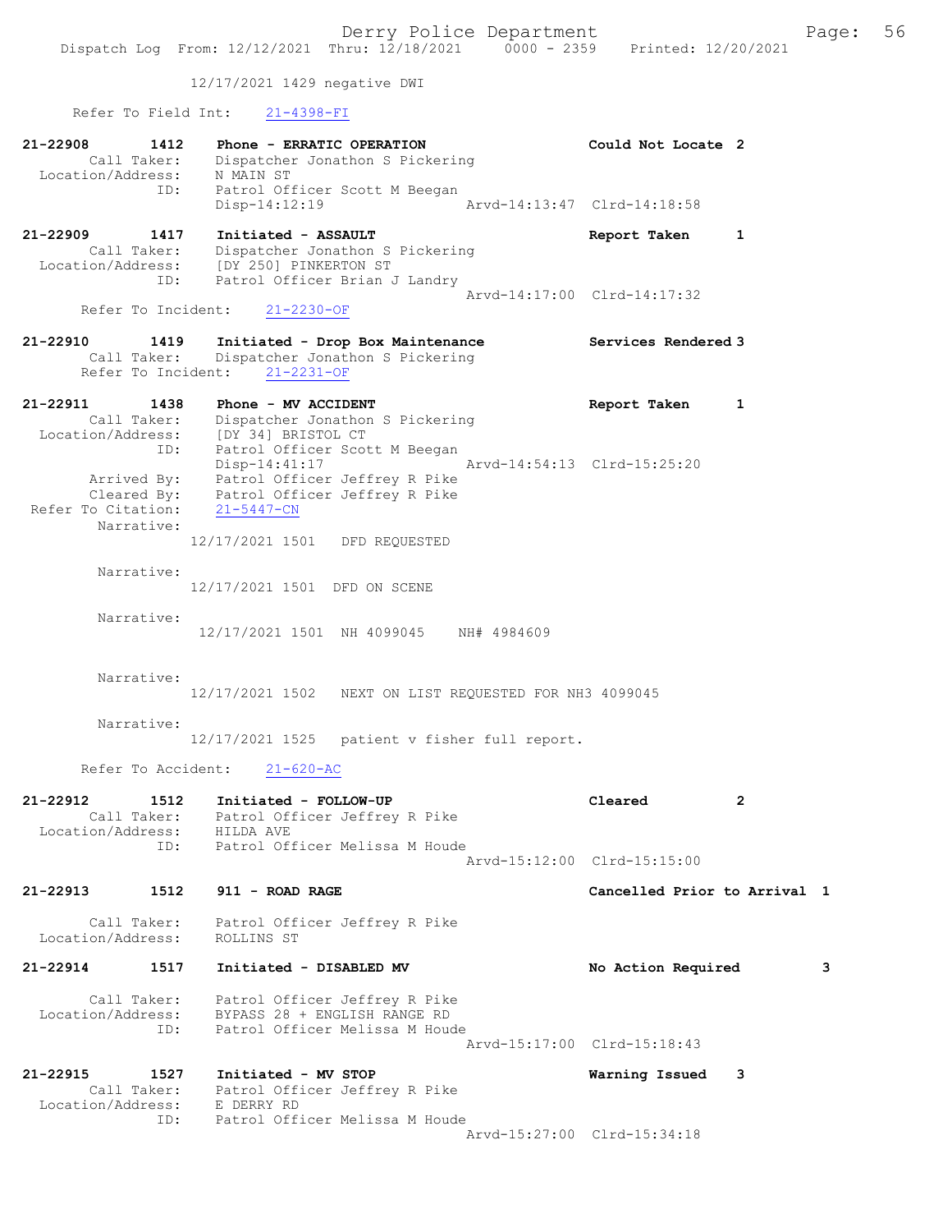12/17/2021 1429 negative DWI

Refer To Field Int: 21-4398-FI

21-22908 1412 Phone - ERRATIC OPERATION Could Not Locate 2
Call Taker: Dispatcher Jonathon S Pickering
Location/Address: N MAIN ST
ID: Patrol Officer Scott M Beegan
Disp-14:12:19 Arvd-14:13:47 Clrd-14:18:58

21-22909 1417 Initiated - ASSAULT Report Taken 1
Call Taker: Dispatcher Jonathon S Pickering
Location/Address: [DY 250] PINKERTON ST
ID: Patrol Officer Brian J Landry
Arvd-14:17:00 Clrd-14:17:32
Refer To Incident: 21-2230-OF

21-22910 1419 Initiated - Drop Box Maintenance Services Rendered 3
Call Taker: Dispatcher Jonathon S Pickering
Refer To Incident: 21-2231-OF

21-22911 1438 Phone - MV ACCIDENT Report Taken 1
Call Taker: Dispatcher Jonathon S Pickering
Location/Address: [DY 34] BRISTOL CT
ID: Patrol Officer Scott M Beegan
Disp-14:41:17 Arvd-14:54:13 Clrd-15:25:20
Arrived By: Patrol Officer Jeffrey R Pike
Cleared By: Patrol Officer Jeffrey R Pike
Refer To Citation: 21-5447-CN
Narrative:
12/17/2021 1501 DFD REQUESTED

Narrative:
12/17/2021 1501 DFD ON SCENE

Narrative:
12/17/2021 1501 NH 4099045 NH# 4984609

Narrative:
12/17/2021 1502 NEXT ON LIST REQUESTED FOR NH3 4099045

Narrative:
12/17/2021 1525 patient v fisher full report.

Refer To Accident: 21-620-AC

21-22912 1512 Initiated - FOLLOW-UP Cleared 2
Call Taker: Patrol Officer Jeffrey R Pike
Location/Address: HILDA AVE
ID: Patrol Officer Melissa M Houde
Arvd-15:12:00 Clrd-15:15:00

21-22913 1512 911 - ROAD RAGE Cancelled Prior to Arrival 1
Call Taker: Patrol Officer Jeffrey R Pike
Location/Address: ROLLINS ST

21-22914 1517 Initiated - DISABLED MV No Action Required 3
Call Taker: Patrol Officer Jeffrey R Pike
Location/Address: BYPASS 28 + ENGLISH RANGE RD
ID: Patrol Officer Melissa M Houde
Arvd-15:17:00 Clrd-15:18:43

21-22915 1527 Initiated - MV STOP Warning Issued 3
Call Taker: Patrol Officer Jeffrey R Pike
Location/Address: E DERRY RD
ID: Patrol Officer Melissa M Houde
Arvd-15:27:00 Clrd-15:34:18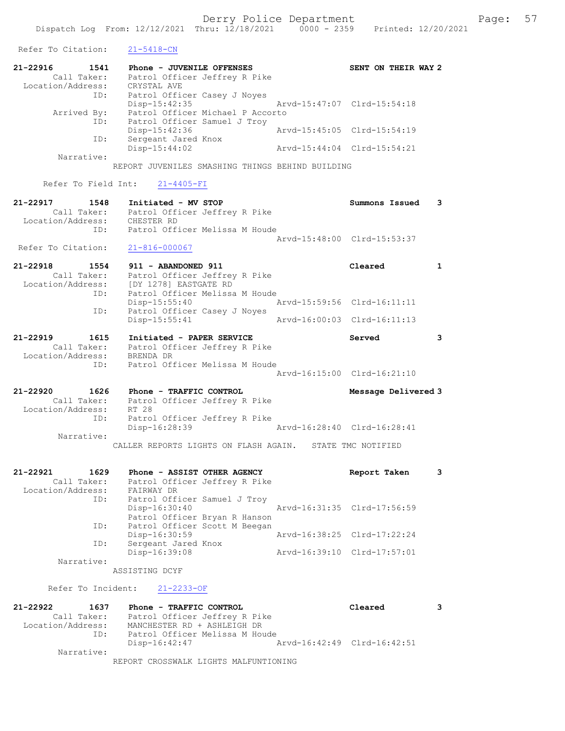Refer To Citation: 21-5418-CN

```
21-22916        1541    Phone - JUVENILE OFFENSES                SENT ON THEIR WAY 2
        Call Taker:     Patrol Officer Jeffrey R Pike
  Location/Address:     CRYSTAL AVE
                ID:     Patrol Officer Casey J Noyes
                        Disp-15:42:35                 Arvd-15:47:07  Clrd-15:54:18
        Arrived By:     Patrol Officer Michael P Accorto
                ID:     Patrol Officer Samuel J Troy
                        Disp-15:42:36                 Arvd-15:45:05  Clrd-15:54:19
                ID:     Sergeant Jared Knox
                        Disp-15:44:02                 Arvd-15:44:04  Clrd-15:54:21
         Narrative:
                      REPORT JUVENILES SMASHING THINGS BEHIND BUILDING

      Refer To Field Int:    21-4405-FI

21-22917        1548    Initiated - MV STOP                      Summons Issued    3
        Call Taker:     Patrol Officer Jeffrey R Pike
  Location/Address:     CHESTER RD
                ID:     Patrol Officer Melissa M Houde
                                                      Arvd-15:48:00  Clrd-15:53:37
 Refer To Citation:     21-816-000067

21-22918        1554    911 - ABANDONED 911                      Cleared           1
        Call Taker:     Patrol Officer Jeffrey R Pike
  Location/Address:     [DY 1278] EASTGATE RD
                ID:     Patrol Officer Melissa M Houde
                        Disp-15:55:40                 Arvd-15:59:56  Clrd-16:11:11
                ID:     Patrol Officer Casey J Noyes
                        Disp-15:55:41                 Arvd-16:00:03  Clrd-16:11:13

21-22919        1615    Initiated - PAPER SERVICE                Served            3
        Call Taker:     Patrol Officer Jeffrey R Pike
  Location/Address:     BRENDA DR
                ID:     Patrol Officer Melissa M Houde
                                                      Arvd-16:15:00  Clrd-16:21:10

21-22920        1626    Phone - TRAFFIC CONTROL                  Message Delivered 3
        Call Taker:     Patrol Officer Jeffrey R Pike
  Location/Address:     RT 28
                ID:     Patrol Officer Jeffrey R Pike
                        Disp-16:28:39                 Arvd-16:28:40  Clrd-16:28:41
         Narrative:
                      CALLER REPORTS LIGHTS ON FLASH AGAIN.   STATE TMC NOTIFIED

21-22921        1629    Phone - ASSIST OTHER AGENCY              Report Taken      3
        Call Taker:     Patrol Officer Jeffrey R Pike
  Location/Address:     FAIRWAY DR
                ID:     Patrol Officer Samuel J Troy
                        Disp-16:30:40                 Arvd-16:31:35  Clrd-17:56:59
                        Patrol Officer Bryan R Hanson
                ID:     Patrol Officer Scott M Beegan
                        Disp-16:30:59                 Arvd-16:38:25  Clrd-17:22:24
                ID:     Sergeant Jared Knox
                        Disp-16:39:08                 Arvd-16:39:10  Clrd-17:57:01
         Narrative:
                      ASSISTING DCYF

      Refer To Incident:    21-2233-OF

21-22922        1637    Phone - TRAFFIC CONTROL                  Cleared           3
        Call Taker:     Patrol Officer Jeffrey R Pike
  Location/Address:     MANCHESTER RD + ASHLEIGH DR
                ID:     Patrol Officer Melissa M Houde
                        Disp-16:42:47                 Arvd-16:42:49  Clrd-16:42:51
         Narrative:
                      REPORT CROSSWALK LIGHTS MALFUNTIONING
```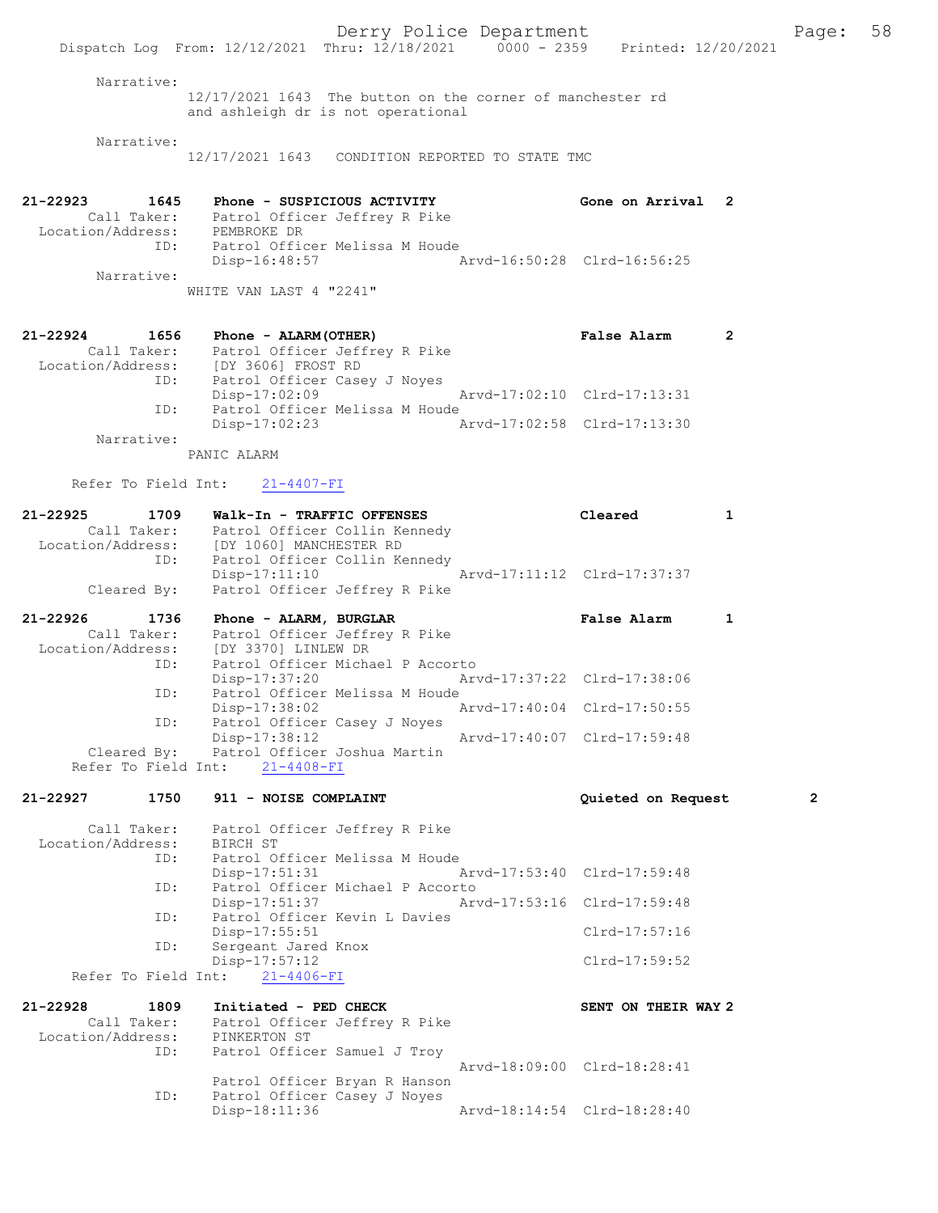Narrative:
12/17/2021 1643 The button on the corner of manchester rd and ashleigh dr is not operational

Narrative:
12/17/2021 1643 CONDITION REPORTED TO STATE TMC

**21-22923 1645 Phone - SUSPICIOUS ACTIVITY** — **Gone on Arrival 2**
Call Taker: Patrol Officer Jeffrey R Pike
Location/Address: PEMBROKE DR
ID: Patrol Officer Melissa M Houde
Disp-16:48:57 Arvd-16:50:28 Clrd-16:56:25
Narrative:
WHITE VAN LAST 4 "2241"

**21-22924 1656 Phone - ALARM(OTHER)** — **False Alarm 2**
Call Taker: Patrol Officer Jeffrey R Pike
Location/Address: [DY 3606] FROST RD
ID: Patrol Officer Casey J Noyes
Disp-17:02:09 Arvd-17:02:10 Clrd-17:13:31
ID: Patrol Officer Melissa M Houde
Disp-17:02:23 Arvd-17:02:58 Clrd-17:13:30
Narrative:
PANIC ALARM

Refer To Field Int: 21-4407-FI

**21-22925 1709 Walk-In - TRAFFIC OFFENSES** — **Cleared 1**
Call Taker: Patrol Officer Collin Kennedy
Location/Address: [DY 1060] MANCHESTER RD
ID: Patrol Officer Collin Kennedy
Disp-17:11:10 Arvd-17:11:12 Clrd-17:37:37
Cleared By: Patrol Officer Jeffrey R Pike

**21-22926 1736 Phone - ALARM, BURGLAR** — **False Alarm 1**
Call Taker: Patrol Officer Jeffrey R Pike
Location/Address: [DY 3370] LINLEW DR
ID: Patrol Officer Michael P Accorto
Disp-17:37:20 Arvd-17:37:22 Clrd-17:38:06
ID: Patrol Officer Melissa M Houde
Disp-17:38:02 Arvd-17:40:04 Clrd-17:50:55
ID: Patrol Officer Casey J Noyes
Disp-17:38:12 Arvd-17:40:07 Clrd-17:59:48
Cleared By: Patrol Officer Joshua Martin
Refer To Field Int: 21-4408-FI

**21-22927 1750 911 - NOISE COMPLAINT** — **Quieted on Request 2**
Call Taker: Patrol Officer Jeffrey R Pike
Location/Address: BIRCH ST
ID: Patrol Officer Melissa M Houde
Disp-17:51:31 Arvd-17:53:40 Clrd-17:59:48
ID: Patrol Officer Michael P Accorto
Disp-17:51:37 Arvd-17:53:16 Clrd-17:59:48
ID: Patrol Officer Kevin L Davies
Disp-17:55:51 Clrd-17:57:16
ID: Sergeant Jared Knox
Disp-17:57:12 Clrd-17:59:52
Refer To Field Int: 21-4406-FI

**21-22928 1809 Initiated - PED CHECK** — **SENT ON THEIR WAY 2**
Call Taker: Patrol Officer Jeffrey R Pike
Location/Address: PINKERTON ST
ID: Patrol Officer Samuel J Troy
Arvd-18:09:00 Clrd-18:28:41
Patrol Officer Bryan R Hanson
ID: Patrol Officer Casey J Noyes
Disp-18:11:36 Arvd-18:14:54 Clrd-18:28:40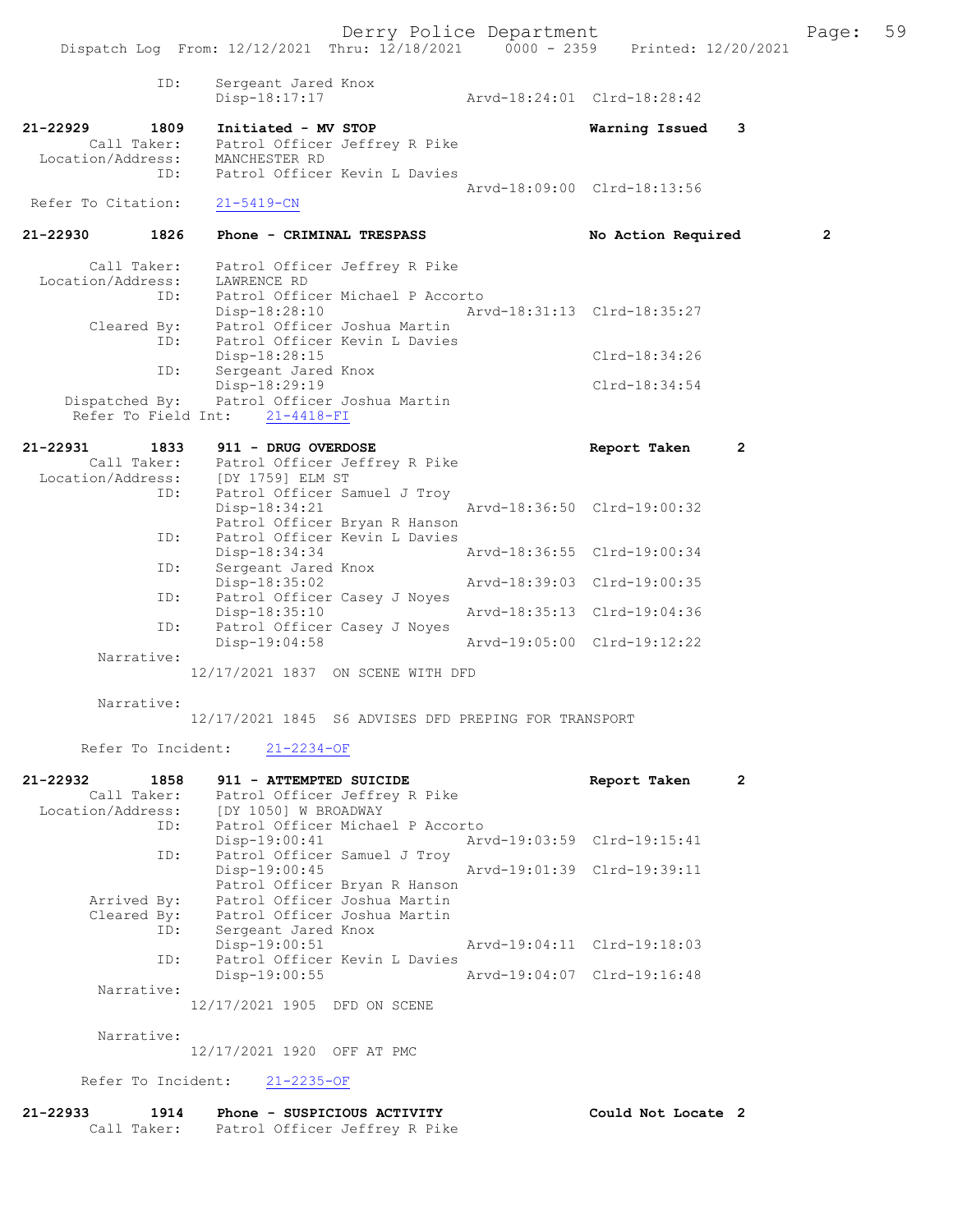```
              ID:     Sergeant Jared Knox
                      Disp-18:17:17                 Arvd-18:24:01  Clrd-18:28:42

21-22929        1809   Initiated - MV STOP                         Warning Issued    3
        Call Taker:    Patrol Officer Jeffrey R Pike
  Location/Address:    MANCHESTER RD
               ID:     Patrol Officer Kevin L Davies
                                                    Arvd-18:09:00  Clrd-18:13:56
  Refer To Citation:   21-5419-CN

21-22930        1826   Phone - CRIMINAL TRESPASS                   No Action Required        2

        Call Taker:    Patrol Officer Jeffrey R Pike
  Location/Address:    LAWRENCE RD
               ID:     Patrol Officer Michael P Accorto
                       Disp-18:28:10                Arvd-18:31:13  Clrd-18:35:27
        Cleared By:    Patrol Officer Joshua Martin
               ID:     Patrol Officer Kevin L Davies
                       Disp-18:28:15                               Clrd-18:34:26
               ID:     Sergeant Jared Knox
                       Disp-18:29:19                               Clrd-18:34:54
     Dispatched By:    Patrol Officer Joshua Martin
    Refer To Field Int:    21-4418-FI

21-22931        1833   911 - DRUG OVERDOSE                         Report Taken      2
        Call Taker:    Patrol Officer Jeffrey R Pike
  Location/Address:    [DY 1759] ELM ST
               ID:     Patrol Officer Samuel J Troy
                       Disp-18:34:21                Arvd-18:36:50  Clrd-19:00:32
                       Patrol Officer Bryan R Hanson
               ID:     Patrol Officer Kevin L Davies
                       Disp-18:34:34                Arvd-18:36:55  Clrd-19:00:34
               ID:     Sergeant Jared Knox
                       Disp-18:35:02                Arvd-18:39:03  Clrd-19:00:35
               ID:     Patrol Officer Casey J Noyes
                       Disp-18:35:10                Arvd-18:35:13  Clrd-19:04:36
               ID:     Patrol Officer Casey J Noyes
                       Disp-19:04:58                Arvd-19:05:00  Clrd-19:12:22
         Narrative:
                    12/17/2021 1837  ON SCENE WITH DFD

         Narrative:
                    12/17/2021 1845  S6 ADVISES DFD PREPING FOR TRANSPORT

       Refer To Incident:    21-2234-OF

21-22932        1858   911 - ATTEMPTED SUICIDE                     Report Taken      2
        Call Taker:    Patrol Officer Jeffrey R Pike
  Location/Address:    [DY 1050] W BROADWAY
               ID:     Patrol Officer Michael P Accorto
                       Disp-19:00:41                Arvd-19:03:59  Clrd-19:15:41
               ID:     Patrol Officer Samuel J Troy
                       Disp-19:00:45                Arvd-19:01:39  Clrd-19:39:11
                       Patrol Officer Bryan R Hanson
        Arrived By:    Patrol Officer Joshua Martin
        Cleared By:    Patrol Officer Joshua Martin
               ID:     Sergeant Jared Knox
                       Disp-19:00:51                Arvd-19:04:11  Clrd-19:18:03
               ID:     Patrol Officer Kevin L Davies
                       Disp-19:00:55                Arvd-19:04:07  Clrd-19:16:48
         Narrative:
                    12/17/2021 1905  DFD ON SCENE

         Narrative:
                    12/17/2021 1920  OFF AT PMC

       Refer To Incident:    21-2235-OF

21-22933        1914   Phone - SUSPICIOUS ACTIVITY                 Could Not Locate  2
        Call Taker:    Patrol Officer Jeffrey R Pike
```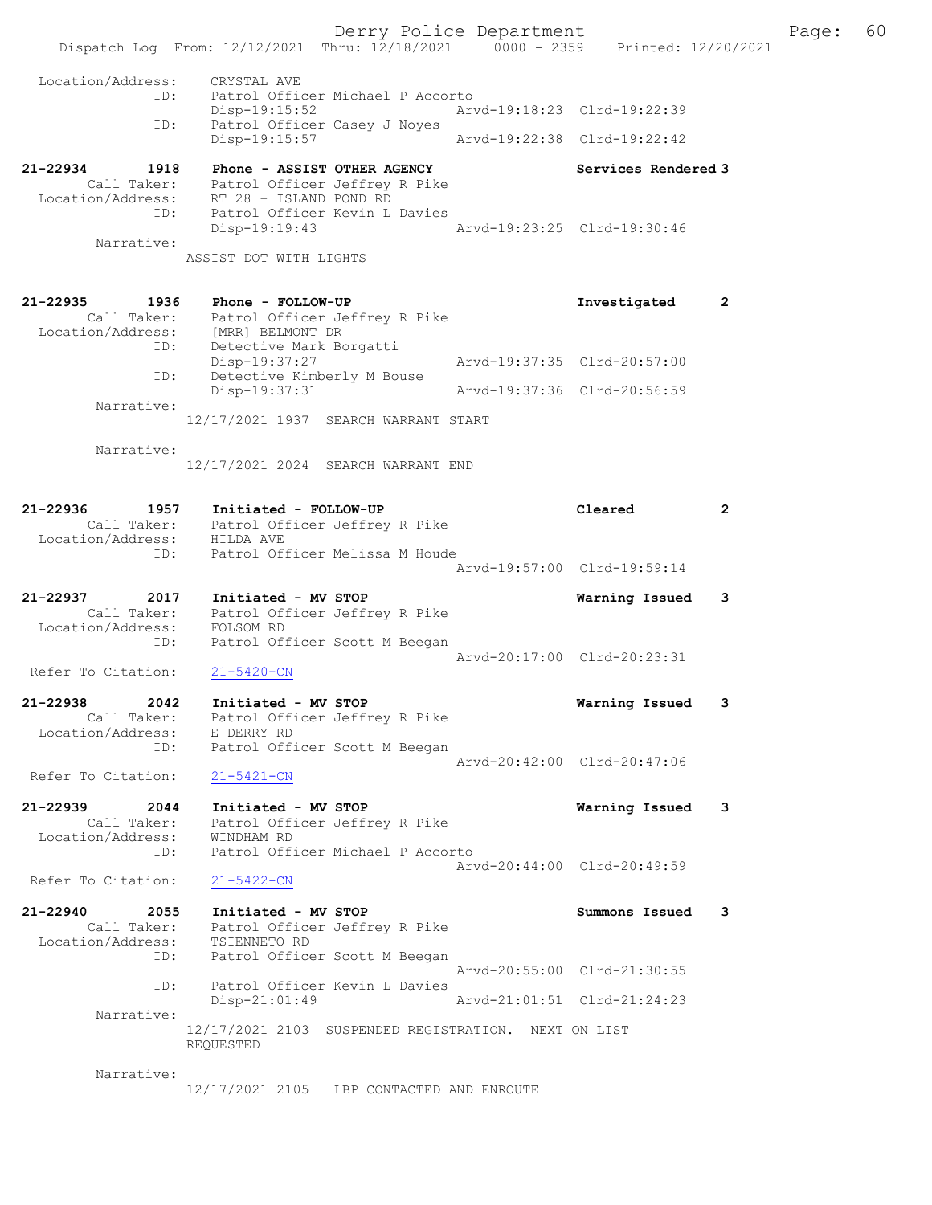```
 Location/Address:     CRYSTAL AVE
              ID:      Patrol Officer Michael P Accorto
                       Disp-19:15:52               Arvd-19:18:23  Clrd-19:22:39
              ID:      Patrol Officer Casey J Noyes
                       Disp-19:15:57               Arvd-19:22:38  Clrd-19:22:42

21-22934        1918   Phone - ASSIST OTHER AGENCY                Services Rendered 3
       Call Taker:     Patrol Officer Jeffrey R Pike
 Location/Address:     RT 28 + ISLAND POND RD
              ID:      Patrol Officer Kevin L Davies
                       Disp-19:19:43               Arvd-19:23:25  Clrd-19:30:46
        Narrative:
                     ASSIST DOT WITH LIGHTS


21-22935        1936   Phone - FOLLOW-UP                          Investigated     2
       Call Taker:     Patrol Officer Jeffrey R Pike
 Location/Address:     [MRR] BELMONT DR
              ID:      Detective Mark Borgatti
                       Disp-19:37:27               Arvd-19:37:35  Clrd-20:57:00
              ID:      Detective Kimberly M Bouse
                       Disp-19:37:31               Arvd-19:37:36  Clrd-20:56:59
        Narrative:
                     12/17/2021 1937  SEARCH WARRANT START

        Narrative:
                     12/17/2021 2024  SEARCH WARRANT END


21-22936        1957   Initiated - FOLLOW-UP                      Cleared          2
       Call Taker:     Patrol Officer Jeffrey R Pike
 Location/Address:     HILDA AVE
              ID:      Patrol Officer Melissa M Houde
                                                   Arvd-19:57:00  Clrd-19:59:14

21-22937        2017   Initiated - MV STOP                        Warning Issued   3
       Call Taker:     Patrol Officer Jeffrey R Pike
 Location/Address:     FOLSOM RD
              ID:      Patrol Officer Scott M Beegan
                                                   Arvd-20:17:00  Clrd-20:23:31
 Refer To Citation:    21-5420-CN

21-22938        2042   Initiated - MV STOP                        Warning Issued   3
       Call Taker:     Patrol Officer Jeffrey R Pike
 Location/Address:     E DERRY RD
              ID:      Patrol Officer Scott M Beegan
                                                   Arvd-20:42:00  Clrd-20:47:06
 Refer To Citation:    21-5421-CN

21-22939        2044   Initiated - MV STOP                        Warning Issued   3
       Call Taker:     Patrol Officer Jeffrey R Pike
 Location/Address:     WINDHAM RD
              ID:      Patrol Officer Michael P Accorto
                                                   Arvd-20:44:00  Clrd-20:49:59
 Refer To Citation:    21-5422-CN

21-22940        2055   Initiated - MV STOP                        Summons Issued   3
       Call Taker:     Patrol Officer Jeffrey R Pike
 Location/Address:     TSIENNETO RD
              ID:      Patrol Officer Scott M Beegan
                                                   Arvd-20:55:00  Clrd-21:30:55
              ID:      Patrol Officer Kevin L Davies
                       Disp-21:01:49               Arvd-21:01:51  Clrd-21:24:23
        Narrative:
                     12/17/2021 2103  SUSPENDED REGISTRATION.  NEXT ON LIST
                     REQUESTED

        Narrative:
                     12/17/2021 2105   LBP CONTACTED AND ENROUTE
```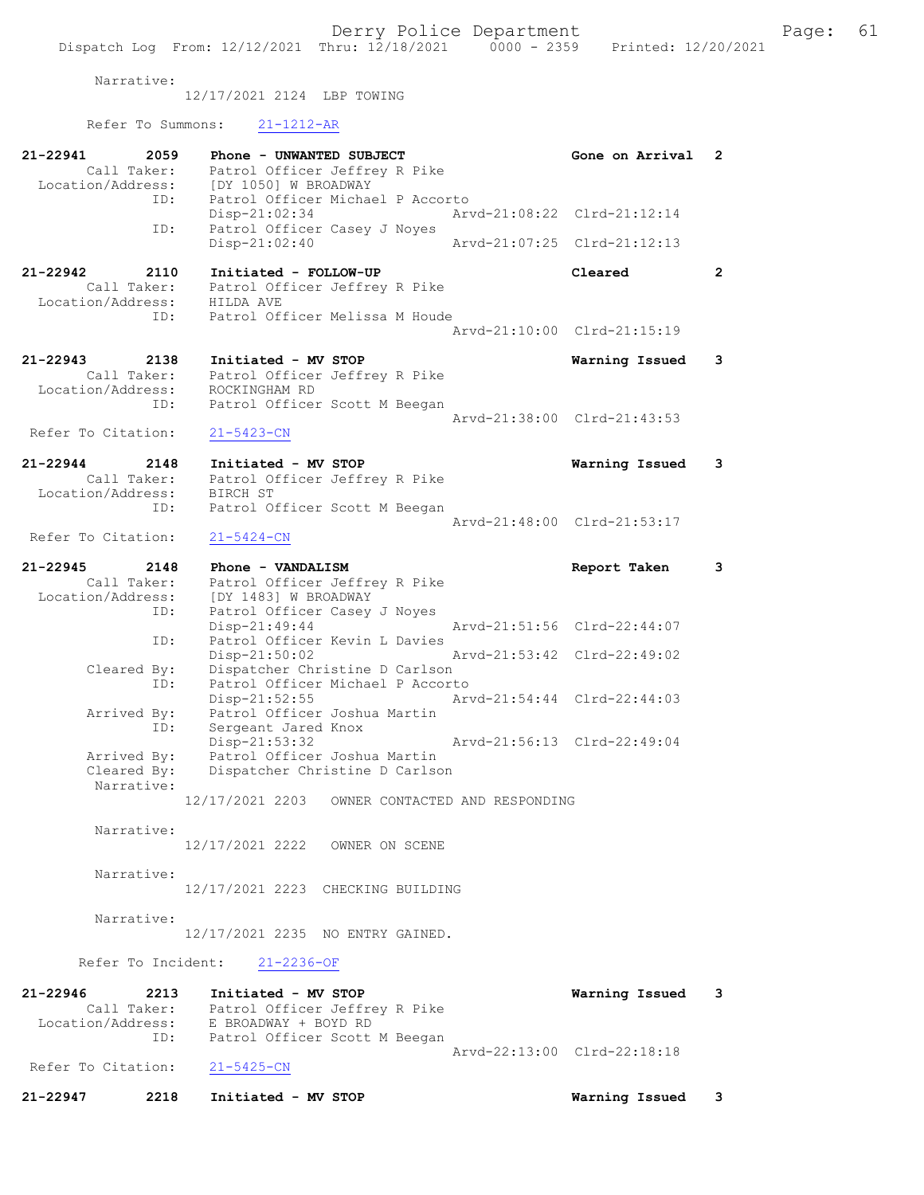Narrative:
12/17/2021 2124 LBP TOWING

Refer To Summons: 21-1212-AR

**21-22941 2059 Phone - UNWANTED SUBJECT — Gone on Arrival 2**
Call Taker: Patrol Officer Jeffrey R Pike
Location/Address: [DY 1050] W BROADWAY
ID: Patrol Officer Michael P Accorto
Disp-21:02:34 Arvd-21:08:22 Clrd-21:12:14
ID: Patrol Officer Casey J Noyes
Disp-21:02:40 Arvd-21:07:25 Clrd-21:12:13

**21-22942 2110 Initiated - FOLLOW-UP — Cleared 2**
Call Taker: Patrol Officer Jeffrey R Pike
Location/Address: HILDA AVE
ID: Patrol Officer Melissa M Houde
Arvd-21:10:00 Clrd-21:15:19

**21-22943 2138 Initiated - MV STOP — Warning Issued 3**
Call Taker: Patrol Officer Jeffrey R Pike
Location/Address: ROCKINGHAM RD
ID: Patrol Officer Scott M Beegan
Arvd-21:38:00 Clrd-21:43:53
Refer To Citation: 21-5423-CN

**21-22944 2148 Initiated - MV STOP — Warning Issued 3**
Call Taker: Patrol Officer Jeffrey R Pike
Location/Address: BIRCH ST
ID: Patrol Officer Scott M Beegan
Arvd-21:48:00 Clrd-21:53:17
Refer To Citation: 21-5424-CN

**21-22945 2148 Phone - VANDALISM — Report Taken 3**
Call Taker: Patrol Officer Jeffrey R Pike
Location/Address: [DY 1483] W BROADWAY
ID: Patrol Officer Casey J Noyes
Disp-21:49:44 Arvd-21:51:56 Clrd-22:44:07
ID: Patrol Officer Kevin L Davies
Disp-21:50:02 Arvd-21:53:42 Clrd-22:49:02
Cleared By: Dispatcher Christine D Carlson
ID: Patrol Officer Michael P Accorto
Disp-21:52:55 Arvd-21:54:44 Clrd-22:44:03
Arrived By: Patrol Officer Joshua Martin
ID: Sergeant Jared Knox
Disp-21:53:32 Arvd-21:56:13 Clrd-22:49:04
Arrived By: Patrol Officer Joshua Martin
Cleared By: Dispatcher Christine D Carlson
Narrative:
12/17/2021 2203 OWNER CONTACTED AND RESPONDING

Narrative:
12/17/2021 2222 OWNER ON SCENE

Narrative:
12/17/2021 2223 CHECKING BUILDING

Narrative:
12/17/2021 2235 NO ENTRY GAINED.

Refer To Incident: 21-2236-OF

**21-22946 2213 Initiated - MV STOP — Warning Issued 3**
Call Taker: Patrol Officer Jeffrey R Pike
Location/Address: E BROADWAY + BOYD RD
ID: Patrol Officer Scott M Beegan
Arvd-22:13:00 Clrd-22:18:18
Refer To Citation: 21-5425-CN

**21-22947 2218 Initiated - MV STOP — Warning Issued 3**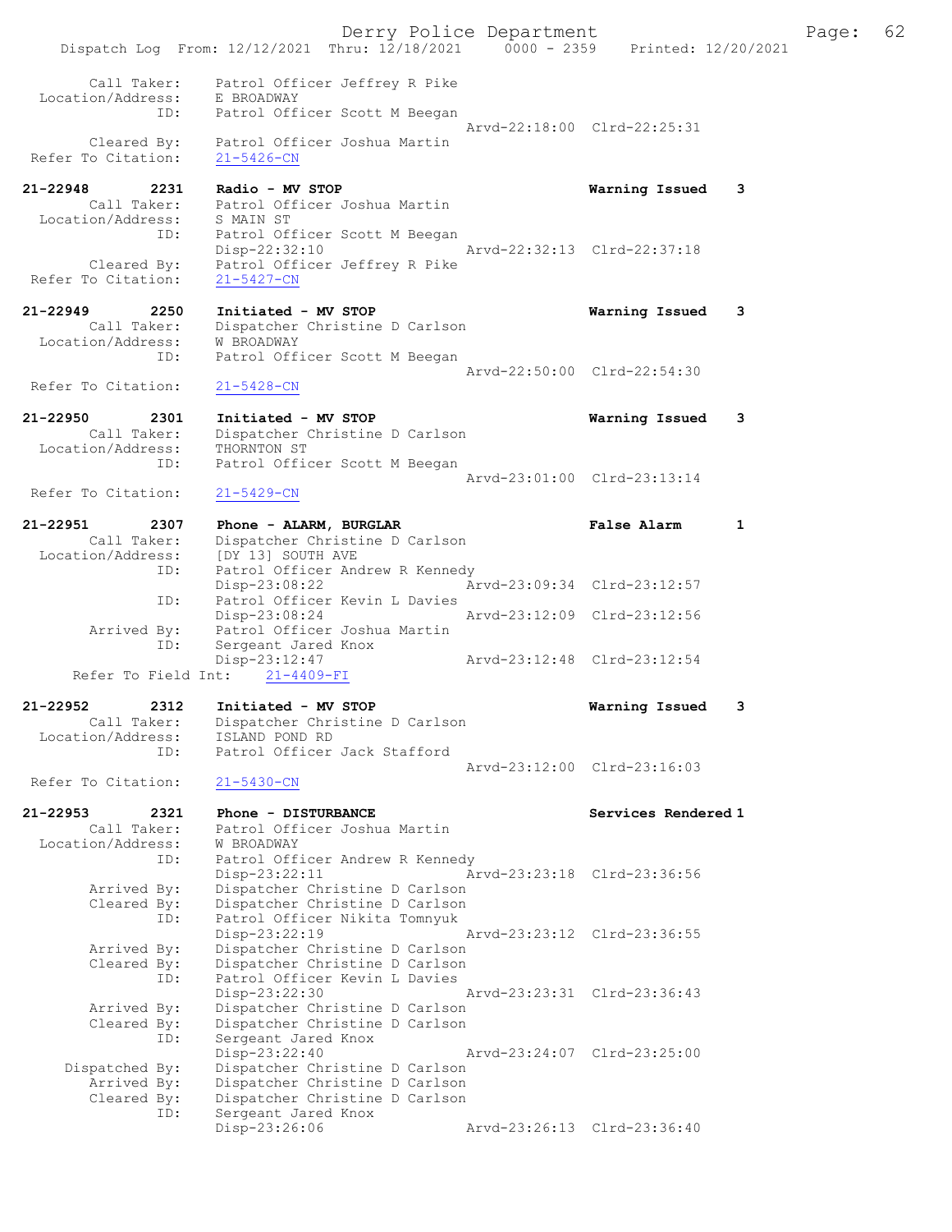```
        Call Taker:    Patrol Officer Jeffrey R Pike
  Location/Address:    E BROADWAY
                ID:    Patrol Officer Scott M Beegan
                                                Arvd-22:18:00  Clrd-22:25:31
        Cleared By:    Patrol Officer Joshua Martin
 Refer To Citation:    21-5426-CN

21-22948        2231    Radio - MV STOP                        Warning Issued    3
        Call Taker:    Patrol Officer Joshua Martin
  Location/Address:    S MAIN ST
                ID:    Patrol Officer Scott M Beegan
                       Disp-22:32:10            Arvd-22:32:13  Clrd-22:37:18
        Cleared By:    Patrol Officer Jeffrey R Pike
 Refer To Citation:    21-5427-CN

21-22949        2250    Initiated - MV STOP                    Warning Issued    3
        Call Taker:    Dispatcher Christine D Carlson
  Location/Address:    W BROADWAY
                ID:    Patrol Officer Scott M Beegan
                                                Arvd-22:50:00  Clrd-22:54:30
 Refer To Citation:    21-5428-CN

21-22950        2301    Initiated - MV STOP                    Warning Issued    3
        Call Taker:    Dispatcher Christine D Carlson
  Location/Address:    THORNTON ST
                ID:    Patrol Officer Scott M Beegan
                                                Arvd-23:01:00  Clrd-23:13:14
 Refer To Citation:    21-5429-CN

21-22951        2307    Phone - ALARM, BURGLAR                 False Alarm       1
        Call Taker:    Dispatcher Christine D Carlson
  Location/Address:    [DY 13] SOUTH AVE
                ID:    Patrol Officer Andrew R Kennedy
                       Disp-23:08:22            Arvd-23:09:34  Clrd-23:12:57
                ID:    Patrol Officer Kevin L Davies
                       Disp-23:08:24            Arvd-23:12:09  Clrd-23:12:56
        Arrived By:    Patrol Officer Joshua Martin
                ID:    Sergeant Jared Knox
                       Disp-23:12:47            Arvd-23:12:48  Clrd-23:12:54
      Refer To Field Int:    21-4409-FI

21-22952        2312    Initiated - MV STOP                    Warning Issued    3
        Call Taker:    Dispatcher Christine D Carlson
  Location/Address:    ISLAND POND RD
                ID:    Patrol Officer Jack Stafford
                                                Arvd-23:12:00  Clrd-23:16:03
 Refer To Citation:    21-5430-CN

21-22953        2321    Phone - DISTURBANCE                    Services Rendered 1
        Call Taker:    Patrol Officer Joshua Martin
  Location/Address:    W BROADWAY
                ID:    Patrol Officer Andrew R Kennedy
                       Disp-23:22:11            Arvd-23:23:18  Clrd-23:36:56
        Arrived By:    Dispatcher Christine D Carlson
        Cleared By:    Dispatcher Christine D Carlson
                ID:    Patrol Officer Nikita Tomnyuk
                       Disp-23:22:19            Arvd-23:23:12  Clrd-23:36:55
        Arrived By:    Dispatcher Christine D Carlson
        Cleared By:    Dispatcher Christine D Carlson
                ID:    Patrol Officer Kevin L Davies
                       Disp-23:22:30            Arvd-23:23:31  Clrd-23:36:43
        Arrived By:    Dispatcher Christine D Carlson
        Cleared By:    Dispatcher Christine D Carlson
                ID:    Sergeant Jared Knox
                       Disp-23:22:40            Arvd-23:24:07  Clrd-23:25:00
     Dispatched By:    Dispatcher Christine D Carlson
        Arrived By:    Dispatcher Christine D Carlson
        Cleared By:    Dispatcher Christine D Carlson
                ID:    Sergeant Jared Knox
                       Disp-23:26:06            Arvd-23:26:13  Clrd-23:36:40
```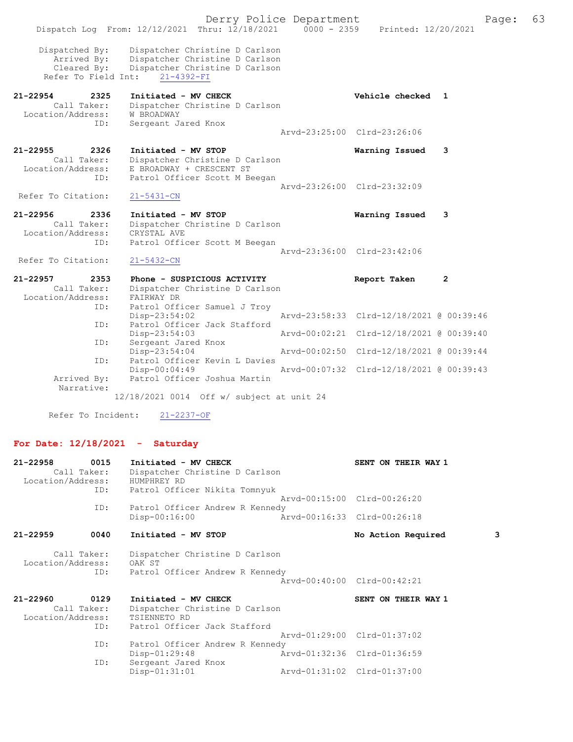Dispatched By: Dispatcher Christine D Carlson
Arrived By: Dispatcher Christine D Carlson
Cleared By: Dispatcher Christine D Carlson
Refer To Field Int: 21-4392-FI

```
21-22954        2325    Initiated - MV CHECK                          Vehicle checked  1
        Call Taker:     Dispatcher Christine D Carlson
   Location/Address:    W BROADWAY
                ID:     Sergeant Jared Knox
                                                  Arvd-23:25:00  Clrd-23:26:06

21-22955        2326    Initiated - MV STOP                           Warning Issued   3
        Call Taker:     Dispatcher Christine D Carlson
   Location/Address:    E BROADWAY + CRESCENT ST
                ID:     Patrol Officer Scott M Beegan
                                                  Arvd-23:26:00  Clrd-23:32:09
 Refer To Citation:     21-5431-CN

21-22956        2336    Initiated - MV STOP                           Warning Issued   3
        Call Taker:     Dispatcher Christine D Carlson
   Location/Address:    CRYSTAL AVE
                ID:     Patrol Officer Scott M Beegan
                                                  Arvd-23:36:00  Clrd-23:42:06
 Refer To Citation:     21-5432-CN

21-22957        2353    Phone - SUSPICIOUS ACTIVITY                   Report Taken     2
        Call Taker:     Dispatcher Christine D Carlson
   Location/Address:    FAIRWAY DR
                ID:     Patrol Officer Samuel J Troy
                        Disp-23:54:02             Arvd-23:58:33  Clrd-12/18/2021 @ 00:39:46
                ID:     Patrol Officer Jack Stafford
                        Disp-23:54:03             Arvd-00:02:21  Clrd-12/18/2021 @ 00:39:40
                ID:     Sergeant Jared Knox
                        Disp-23:54:04             Arvd-00:02:50  Clrd-12/18/2021 @ 00:39:44
                ID:     Patrol Officer Kevin L Davies
                        Disp-00:04:49             Arvd-00:07:32  Clrd-12/18/2021 @ 00:39:43
        Arrived By:     Patrol Officer Joshua Martin
         Narrative:
                  12/18/2021 0014  Off w/ subject at unit 24

     Refer To Incident:   21-2237-OF
```

## For Date: 12/18/2021 - Saturday

```
21-22958        0015    Initiated - MV CHECK                          SENT ON THEIR WAY 1
        Call Taker:     Dispatcher Christine D Carlson
   Location/Address:    HUMPHREY RD
                ID:     Patrol Officer Nikita Tomnyuk
                                                  Arvd-00:15:00  Clrd-00:26:20
                ID:     Patrol Officer Andrew R Kennedy
                        Disp-00:16:00             Arvd-00:16:33  Clrd-00:26:18

21-22959        0040    Initiated - MV STOP                           No Action Required        3

        Call Taker:     Dispatcher Christine D Carlson
   Location/Address:    OAK ST
                ID:     Patrol Officer Andrew R Kennedy
                                                  Arvd-00:40:00  Clrd-00:42:21

21-22960        0129    Initiated - MV CHECK                          SENT ON THEIR WAY 1
        Call Taker:     Dispatcher Christine D Carlson
   Location/Address:    TSIENNETO RD
                ID:     Patrol Officer Jack Stafford
                                                  Arvd-01:29:00  Clrd-01:37:02
                ID:     Patrol Officer Andrew R Kennedy
                        Disp-01:29:48             Arvd-01:32:36  Clrd-01:36:59
                ID:     Sergeant Jared Knox
                        Disp-01:31:01             Arvd-01:31:02  Clrd-01:37:00
```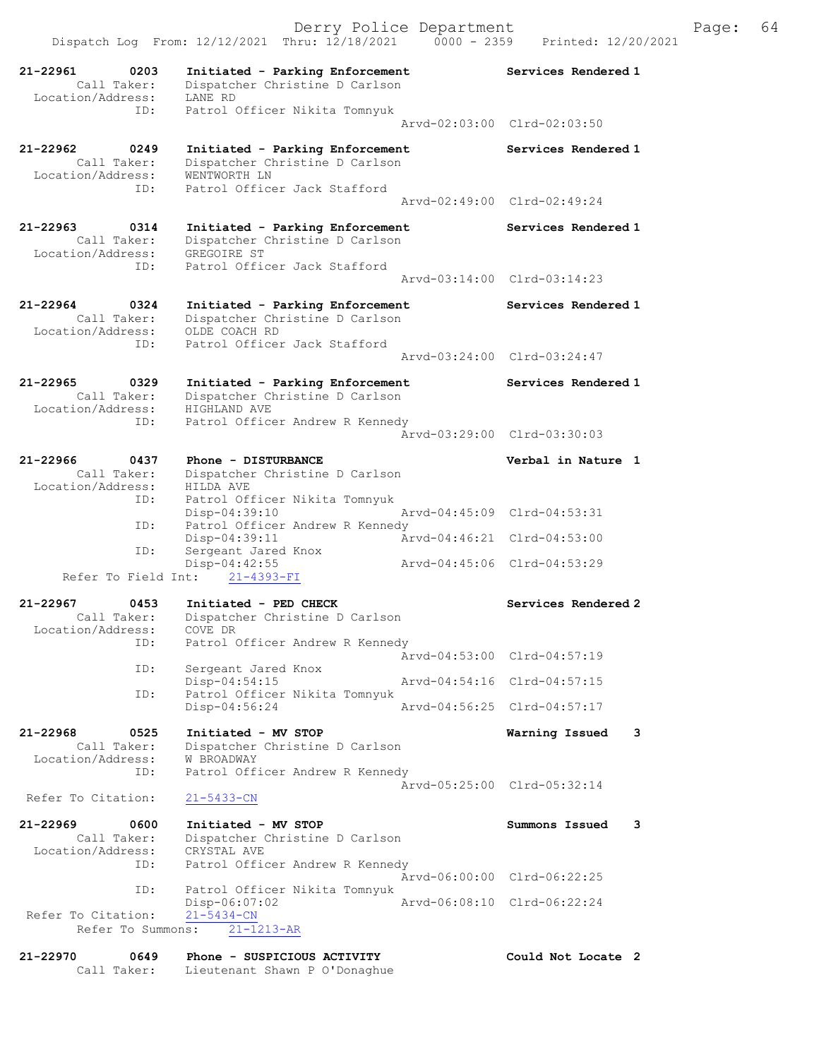Dispatch Log From: 12/12/2021 Thru: 12/18/2021 0000 - 2359 Printed: 12/20/2021

```
21-22961        0203    Initiated - Parking Enforcement             Services Rendered 1
        Call Taker:     Dispatcher Christine D Carlson
  Location/Address:     LANE RD
                ID:     Patrol Officer Nikita Tomnyuk
                                                  Arvd-02:03:00  Clrd-02:03:50

21-22962        0249    Initiated - Parking Enforcement             Services Rendered 1
        Call Taker:     Dispatcher Christine D Carlson
  Location/Address:     WENTWORTH LN
                ID:     Patrol Officer Jack Stafford
                                                  Arvd-02:49:00  Clrd-02:49:24

21-22963        0314    Initiated - Parking Enforcement             Services Rendered 1
        Call Taker:     Dispatcher Christine D Carlson
  Location/Address:     GREGOIRE ST
                ID:     Patrol Officer Jack Stafford
                                                  Arvd-03:14:00  Clrd-03:14:23

21-22964        0324    Initiated - Parking Enforcement             Services Rendered 1
        Call Taker:     Dispatcher Christine D Carlson
  Location/Address:     OLDE COACH RD
                ID:     Patrol Officer Jack Stafford
                                                  Arvd-03:24:00  Clrd-03:24:47

21-22965        0329    Initiated - Parking Enforcement             Services Rendered 1
        Call Taker:     Dispatcher Christine D Carlson
  Location/Address:     HIGHLAND AVE
                ID:     Patrol Officer Andrew R Kennedy
                                                  Arvd-03:29:00  Clrd-03:30:03

21-22966        0437    Phone - DISTURBANCE                         Verbal in Nature  1
        Call Taker:     Dispatcher Christine D Carlson
  Location/Address:     HILDA AVE
                ID:     Patrol Officer Nikita Tomnyuk
                        Disp-04:39:10             Arvd-04:45:09  Clrd-04:53:31
                ID:     Patrol Officer Andrew R Kennedy
                        Disp-04:39:11             Arvd-04:46:21  Clrd-04:53:00
                ID:     Sergeant Jared Knox
                        Disp-04:42:55             Arvd-04:45:06  Clrd-04:53:29
    Refer To Field Int:     21-4393-FI

21-22967        0453    Initiated - PED CHECK                       Services Rendered 2
        Call Taker:     Dispatcher Christine D Carlson
  Location/Address:     COVE DR
                ID:     Patrol Officer Andrew R Kennedy
                                                  Arvd-04:53:00  Clrd-04:57:19
                ID:     Sergeant Jared Knox
                        Disp-04:54:15             Arvd-04:54:16  Clrd-04:57:15
                ID:     Patrol Officer Nikita Tomnyuk
                        Disp-04:56:24             Arvd-04:56:25  Clrd-04:57:17

21-22968        0525    Initiated - MV STOP                         Warning Issued    3
        Call Taker:     Dispatcher Christine D Carlson
  Location/Address:     W BROADWAY
                ID:     Patrol Officer Andrew R Kennedy
                                                  Arvd-05:25:00  Clrd-05:32:14
  Refer To Citation:    21-5433-CN

21-22969        0600    Initiated - MV STOP                         Summons Issued    3
        Call Taker:     Dispatcher Christine D Carlson
  Location/Address:     CRYSTAL AVE
                ID:     Patrol Officer Andrew R Kennedy
                                                  Arvd-06:00:00  Clrd-06:22:25
                ID:     Patrol Officer Nikita Tomnyuk
                        Disp-06:07:02             Arvd-06:08:10  Clrd-06:22:24
  Refer To Citation:    21-5434-CN
       Refer To Summons:    21-1213-AR

21-22970        0649    Phone - SUSPICIOUS ACTIVITY                 Could Not Locate  2
        Call Taker:     Lieutenant Shawn P O'Donaghue
```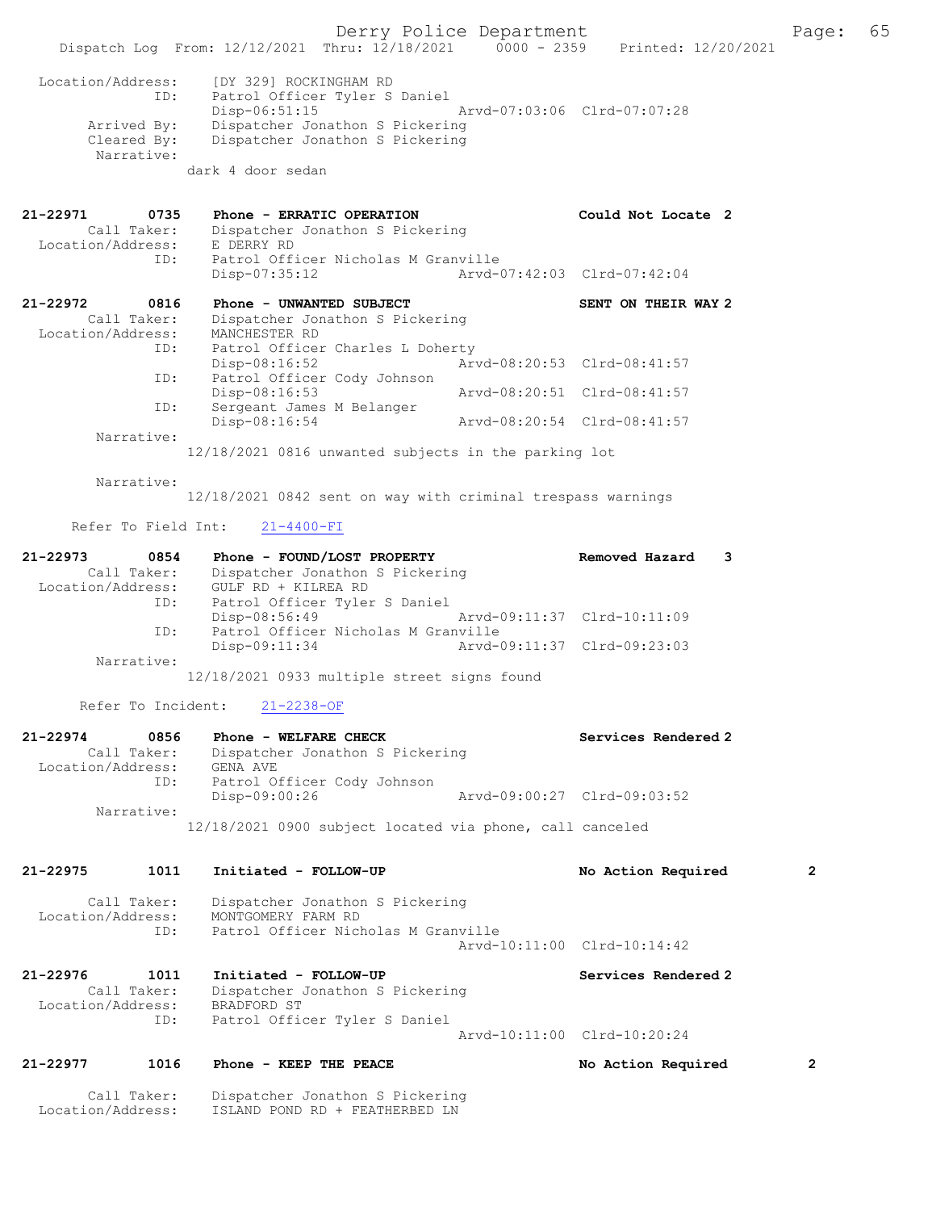```
 Location/Address:    [DY 329] ROCKINGHAM RD
               ID:    Patrol Officer Tyler S Daniel
                      Disp-06:51:15                 Arvd-07:03:06  Clrd-07:07:28
       Arrived By:    Dispatcher Jonathon S Pickering
       Cleared By:    Dispatcher Jonathon S Pickering
        Narrative:
                    dark 4 door sedan

21-22971        0735    Phone - ERRATIC OPERATION                    Could Not Locate  2
       Call Taker:    Dispatcher Jonathon S Pickering
 Location/Address:    E DERRY RD
               ID:    Patrol Officer Nicholas M Granville
                      Disp-07:35:12                 Arvd-07:42:03  Clrd-07:42:04

21-22972        0816    Phone - UNWANTED SUBJECT                     SENT ON THEIR WAY 2
       Call Taker:    Dispatcher Jonathon S Pickering
 Location/Address:    MANCHESTER RD
               ID:    Patrol Officer Charles L Doherty
                      Disp-08:16:52                 Arvd-08:20:53  Clrd-08:41:57
               ID:    Patrol Officer Cody Johnson
                      Disp-08:16:53                 Arvd-08:20:51  Clrd-08:41:57
               ID:    Sergeant James M Belanger
                      Disp-08:16:54                 Arvd-08:20:54  Clrd-08:41:57
        Narrative:
                    12/18/2021 0816 unwanted subjects in the parking lot

        Narrative:
                    12/18/2021 0842 sent on way with criminal trespass warnings

      Refer To Field Int:    21-4400-FI

21-22973        0854    Phone - FOUND/LOST PROPERTY                  Removed Hazard    3
       Call Taker:    Dispatcher Jonathon S Pickering
 Location/Address:    GULF RD + KILREA RD
               ID:    Patrol Officer Tyler S Daniel
                      Disp-08:56:49                 Arvd-09:11:37  Clrd-10:11:09
               ID:    Patrol Officer Nicholas M Granville
                      Disp-09:11:34                 Arvd-09:11:37  Clrd-09:23:03
        Narrative:
                    12/18/2021 0933 multiple street signs found

      Refer To Incident:    21-2238-OF

21-22974        0856    Phone - WELFARE CHECK                        Services Rendered 2
       Call Taker:    Dispatcher Jonathon S Pickering
 Location/Address:    GENA AVE
               ID:    Patrol Officer Cody Johnson
                      Disp-09:00:26                 Arvd-09:00:27  Clrd-09:03:52
        Narrative:
                    12/18/2021 0900 subject located via phone, call canceled

21-22975        1011    Initiated - FOLLOW-UP                        No Action Required        2

       Call Taker:    Dispatcher Jonathon S Pickering
 Location/Address:    MONTGOMERY FARM RD
               ID:    Patrol Officer Nicholas M Granville
                                                    Arvd-10:11:00  Clrd-10:14:42

21-22976        1011    Initiated - FOLLOW-UP                        Services Rendered 2
       Call Taker:    Dispatcher Jonathon S Pickering
 Location/Address:    BRADFORD ST
               ID:    Patrol Officer Tyler S Daniel
                                                    Arvd-10:11:00  Clrd-10:20:24

21-22977        1016    Phone - KEEP THE PEACE                       No Action Required        2

       Call Taker:    Dispatcher Jonathon S Pickering
 Location/Address:    ISLAND POND RD + FEATHERBED LN
```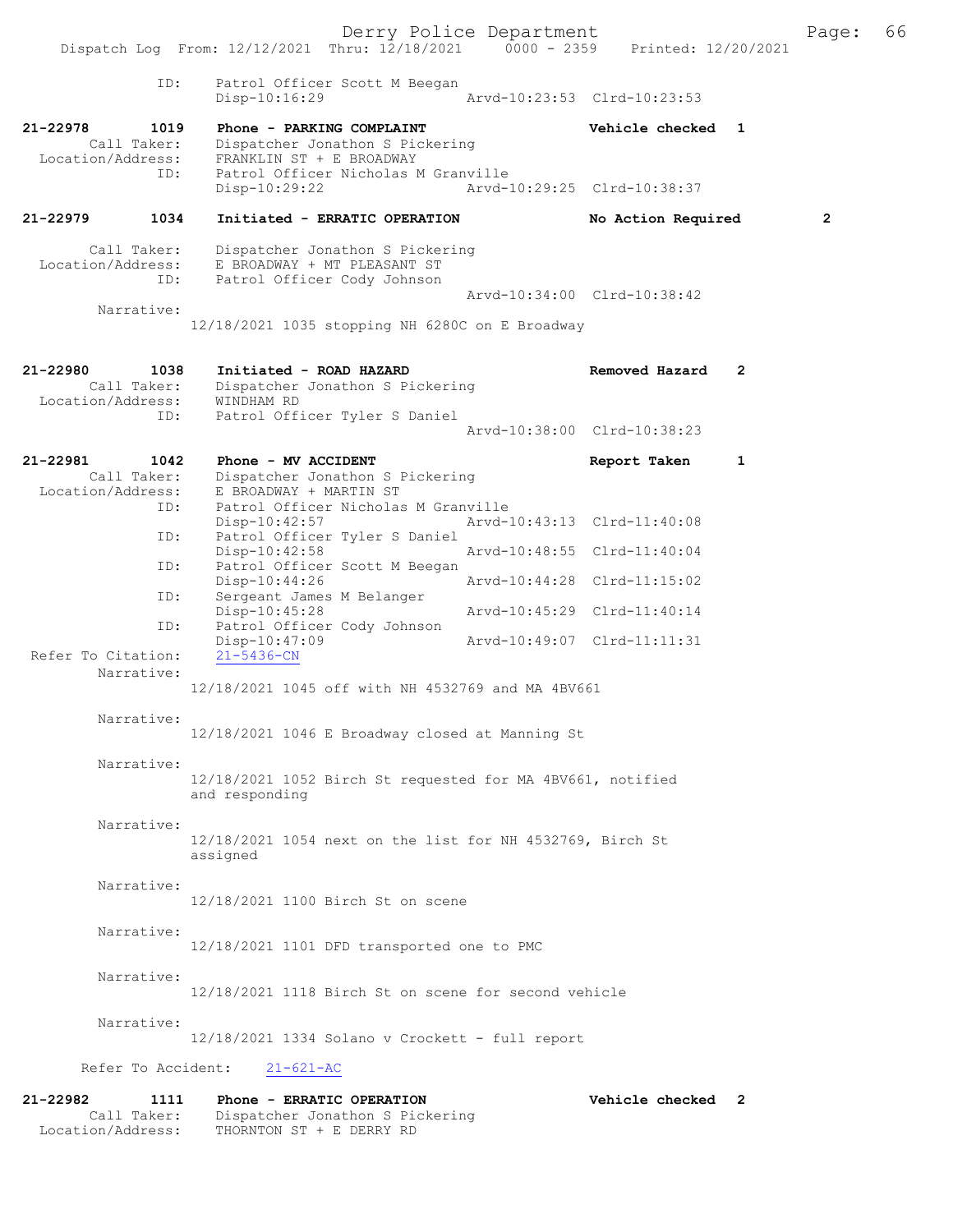ID: Patrol Officer Scott M Beegan
Disp-10:16:29 Arvd-10:23:53 Clrd-10:23:53

**21-22978 1019 Phone - PARKING COMPLAINT** **Vehicle checked 1**
Call Taker: Dispatcher Jonathon S Pickering
Location/Address: FRANKLIN ST + E BROADWAY
ID: Patrol Officer Nicholas M Granville
Disp-10:29:22 Arvd-10:29:25 Clrd-10:38:37

**21-22979 1034 Initiated - ERRATIC OPERATION** **No Action Required 2**
Call Taker: Dispatcher Jonathon S Pickering
Location/Address: E BROADWAY + MT PLEASANT ST
ID: Patrol Officer Cody Johnson
Arvd-10:34:00 Clrd-10:38:42
Narrative:
12/18/2021 1035 stopping NH 6280C on E Broadway

**21-22980 1038 Initiated - ROAD HAZARD** **Removed Hazard 2**
Call Taker: Dispatcher Jonathon S Pickering
Location/Address: WINDHAM RD
ID: Patrol Officer Tyler S Daniel
Arvd-10:38:00 Clrd-10:38:23

**21-22981 1042 Phone - MV ACCIDENT** **Report Taken 1**
Call Taker: Dispatcher Jonathon S Pickering
Location/Address: E BROADWAY + MARTIN ST
ID: Patrol Officer Nicholas M Granville
Disp-10:42:57 Arvd-10:43:13 Clrd-11:40:08
ID: Patrol Officer Tyler S Daniel
Disp-10:42:58 Arvd-10:48:55 Clrd-11:40:04
ID: Patrol Officer Scott M Beegan
Disp-10:44:26 Arvd-10:44:28 Clrd-11:15:02
ID: Sergeant James M Belanger
Disp-10:45:28 Arvd-10:45:29 Clrd-11:40:14
ID: Patrol Officer Cody Johnson
Disp-10:47:09 Arvd-10:49:07 Clrd-11:11:31
Refer To Citation: 21-5436-CN
Narrative:
12/18/2021 1045 off with NH 4532769 and MA 4BV661

Narrative:
12/18/2021 1046 E Broadway closed at Manning St

Narrative:
12/18/2021 1052 Birch St requested for MA 4BV661, notified and responding

Narrative:
12/18/2021 1054 next on the list for NH 4532769, Birch St assigned

Narrative:
12/18/2021 1100 Birch St on scene

Narrative:
12/18/2021 1101 DFD transported one to PMC

Narrative:
12/18/2021 1118 Birch St on scene for second vehicle

Narrative:
12/18/2021 1334 Solano v Crockett - full report

Refer To Accident: 21-621-AC

**21-22982 1111 Phone - ERRATIC OPERATION** **Vehicle checked 2**
Call Taker: Dispatcher Jonathon S Pickering
Location/Address: THORNTON ST + E DERRY RD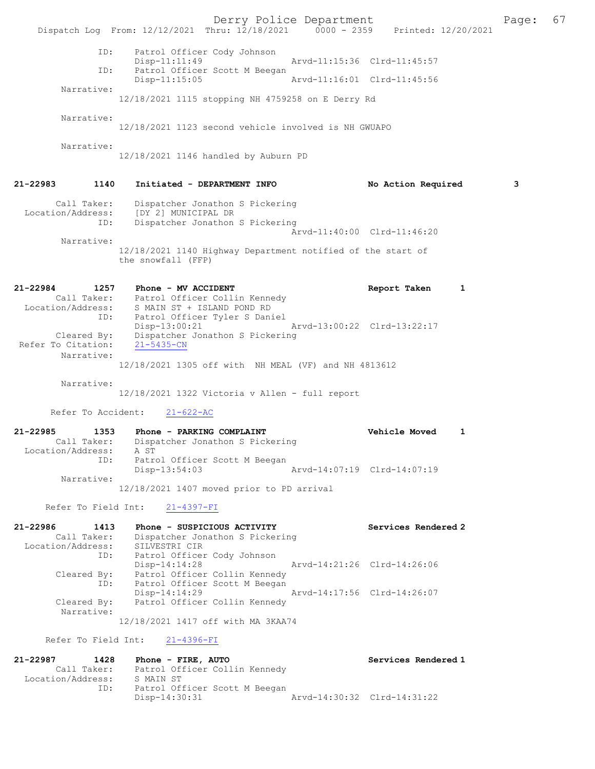```
            ID:     Patrol Officer Cody Johnson
                    Disp-11:11:49                Arvd-11:15:36  Clrd-11:45:57
            ID:     Patrol Officer Scott M Beegan
                    Disp-11:15:05                Arvd-11:16:01  Clrd-11:45:56
     Narrative:
                    12/18/2021 1115 stopping NH 4759258 on E Derry Rd

     Narrative:
                    12/18/2021 1123 second vehicle involved is NH GWUAPO

     Narrative:
                    12/18/2021 1146 handled by Auburn PD


21-22983       1140    Initiated - DEPARTMENT INFO              No Action Required      3

      Call Taker:     Dispatcher Jonathon S Pickering
 Location/Address:    [DY 2] MUNICIPAL DR
            ID:     Dispatcher Jonathon S Pickering
                                                 Arvd-11:40:00  Clrd-11:46:20
     Narrative:
                    12/18/2021 1140 Highway Department notified of the start of
                    the snowfall (FFP)


21-22984       1257    Phone - MV ACCIDENT                      Report Taken       1
      Call Taker:     Patrol Officer Collin Kennedy
 Location/Address:    S MAIN ST + ISLAND POND RD
            ID:     Patrol Officer Tyler S Daniel
                    Disp-13:00:21                Arvd-13:00:22  Clrd-13:22:17
      Cleared By:     Dispatcher Jonathon S Pickering
 Refer To Citation:   21-5435-CN
     Narrative:
                    12/18/2021 1305 off with  NH MEAL (VF) and NH 4813612

     Narrative:
                    12/18/2021 1322 Victoria v Allen - full report

     Refer To Accident:    21-622-AC

21-22985       1353    Phone - PARKING COMPLAINT                Vehicle Moved      1
      Call Taker:     Dispatcher Jonathon S Pickering
 Location/Address:    A ST
            ID:     Patrol Officer Scott M Beegan
                    Disp-13:54:03                Arvd-14:07:19  Clrd-14:07:19
     Narrative:
                    12/18/2021 1407 moved prior to PD arrival

     Refer To Field Int:    21-4397-FI

21-22986       1413    Phone - SUSPICIOUS ACTIVITY              Services Rendered 2
      Call Taker:     Dispatcher Jonathon S Pickering
 Location/Address:    SILVESTRI CIR
            ID:     Patrol Officer Cody Johnson
                    Disp-14:14:28                Arvd-14:21:26  Clrd-14:26:06
      Cleared By:     Patrol Officer Collin Kennedy
            ID:     Patrol Officer Scott M Beegan
                    Disp-14:14:29                Arvd-14:17:56  Clrd-14:26:07
      Cleared By:     Patrol Officer Collin Kennedy
     Narrative:
                    12/18/2021 1417 off with MA 3KAA74

     Refer To Field Int:    21-4396-FI

21-22987       1428    Phone - FIRE, AUTO                       Services Rendered 1
      Call Taker:     Patrol Officer Collin Kennedy
 Location/Address:    S MAIN ST
            ID:     Patrol Officer Scott M Beegan
                    Disp-14:30:31                Arvd-14:30:32  Clrd-14:31:22
```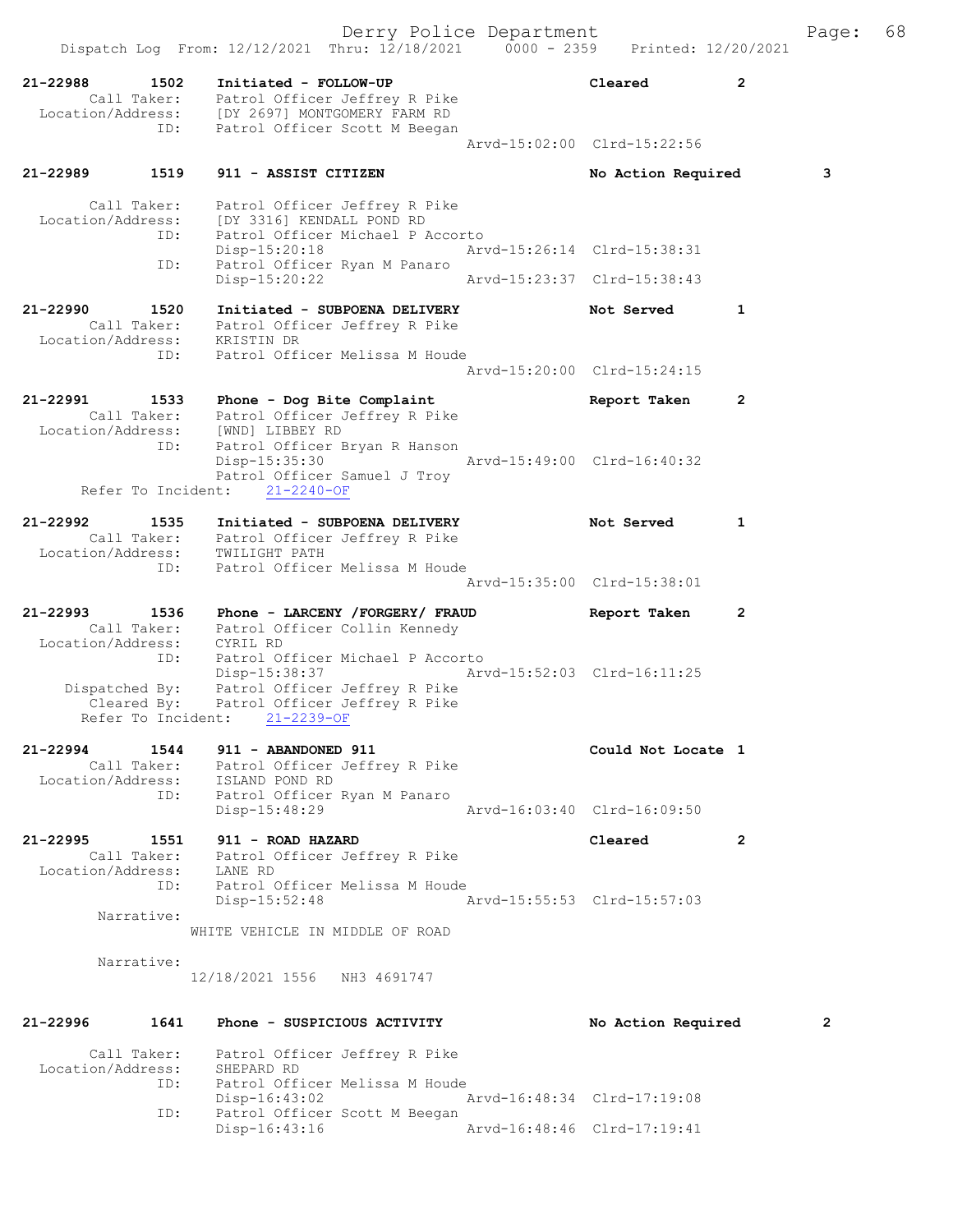```
21-22988        1502    Initiated - FOLLOW-UP                           Cleared           2
        Call Taker:     Patrol Officer Jeffrey R Pike
  Location/Address:     [DY 2697] MONTGOMERY FARM RD
                ID:     Patrol Officer Scott M Beegan
                                                        Arvd-15:02:00  Clrd-15:22:56

21-22989        1519    911 - ASSIST CITIZEN                            No Action Required        3

        Call Taker:     Patrol Officer Jeffrey R Pike
  Location/Address:     [DY 3316] KENDALL POND RD
                ID:     Patrol Officer Michael P Accorto
                        Disp-15:20:18                   Arvd-15:26:14  Clrd-15:38:31
                ID:     Patrol Officer Ryan M Panaro
                        Disp-15:20:22                   Arvd-15:23:37  Clrd-15:38:43

21-22990        1520    Initiated - SUBPOENA DELIVERY                   Not Served        1
        Call Taker:     Patrol Officer Jeffrey R Pike
  Location/Address:     KRISTIN DR
                ID:     Patrol Officer Melissa M Houde
                                                        Arvd-15:20:00  Clrd-15:24:15

21-22991        1533    Phone - Dog Bite Complaint                      Report Taken      2
        Call Taker:     Patrol Officer Jeffrey R Pike
  Location/Address:     [WND] LIBBEY RD
                ID:     Patrol Officer Bryan R Hanson
                        Disp-15:35:30                   Arvd-15:49:00  Clrd-16:40:32
                        Patrol Officer Samuel J Troy
      Refer To Incident:    21-2240-OF

21-22992        1535    Initiated - SUBPOENA DELIVERY                   Not Served        1
        Call Taker:     Patrol Officer Jeffrey R Pike
  Location/Address:     TWILIGHT PATH
                ID:     Patrol Officer Melissa M Houde
                                                        Arvd-15:35:00  Clrd-15:38:01

21-22993        1536    Phone - LARCENY /FORGERY/ FRAUD                 Report Taken      2
        Call Taker:     Patrol Officer Collin Kennedy
  Location/Address:     CYRIL RD
                ID:     Patrol Officer Michael P Accorto
                        Disp-15:38:37                   Arvd-15:52:03  Clrd-16:11:25
     Dispatched By:     Patrol Officer Jeffrey R Pike
        Cleared By:     Patrol Officer Jeffrey R Pike
      Refer To Incident:    21-2239-OF

21-22994        1544    911 - ABANDONED 911                             Could Not Locate 1
        Call Taker:     Patrol Officer Jeffrey R Pike
  Location/Address:     ISLAND POND RD
                ID:     Patrol Officer Ryan M Panaro
                        Disp-15:48:29                   Arvd-16:03:40  Clrd-16:09:50

21-22995        1551    911 - ROAD HAZARD                               Cleared           2
        Call Taker:     Patrol Officer Jeffrey R Pike
  Location/Address:     LANE RD
                ID:     Patrol Officer Melissa M Houde
                        Disp-15:52:48                   Arvd-15:55:53  Clrd-15:57:03
         Narrative:
                    WHITE VEHICLE IN MIDDLE OF ROAD

         Narrative:
                    12/18/2021 1556   NH3 4691747

21-22996        1641    Phone - SUSPICIOUS ACTIVITY                     No Action Required        2

        Call Taker:     Patrol Officer Jeffrey R Pike
  Location/Address:     SHEPARD RD
                ID:     Patrol Officer Melissa M Houde
                        Disp-16:43:02                   Arvd-16:48:34  Clrd-17:19:08
                ID:     Patrol Officer Scott M Beegan
                        Disp-16:43:16                   Arvd-16:48:46  Clrd-17:19:41
```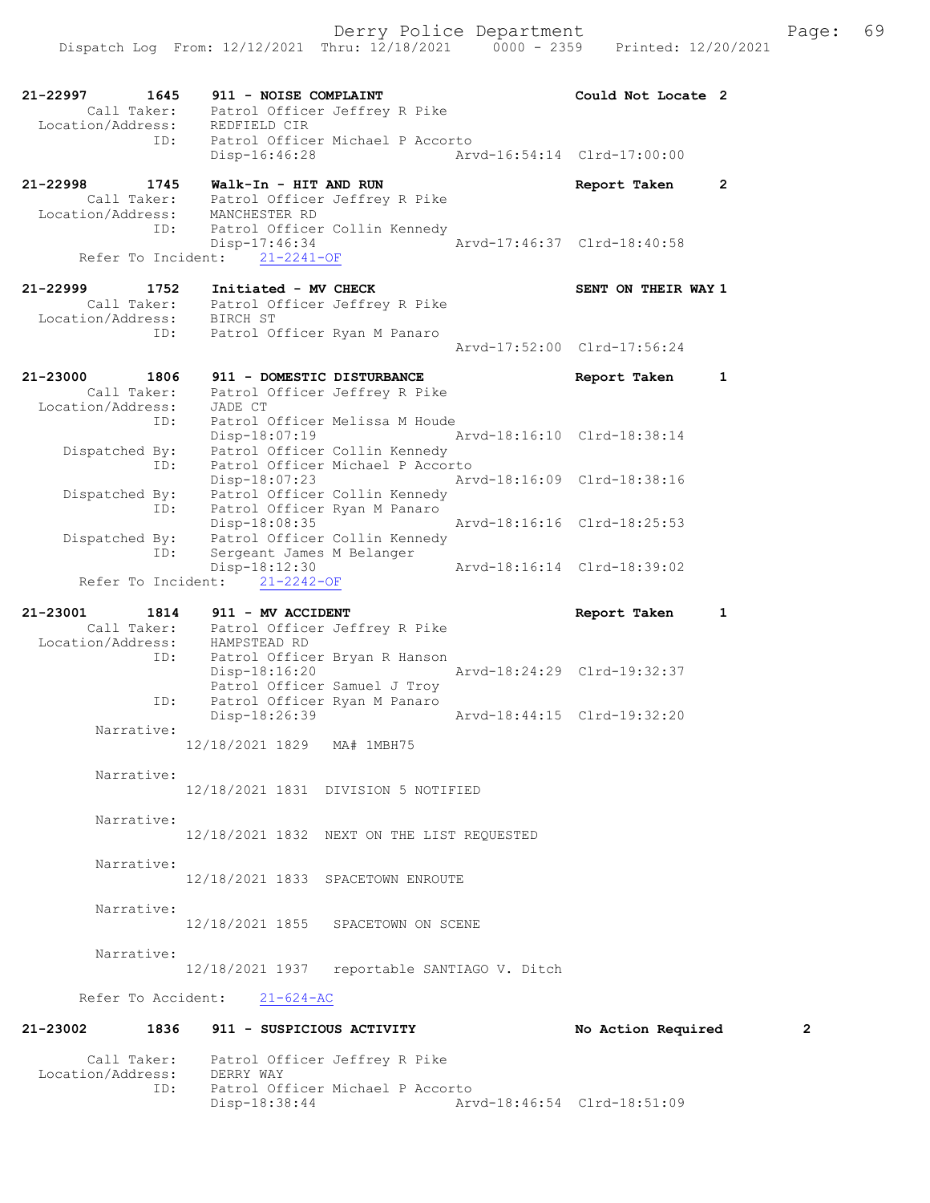Dispatch Log From: 12/12/2021 Thru: 12/18/2021 0000 - 2359 Printed: 12/20/2021

```
21-22997        1645    911 - NOISE COMPLAINT                      Could Not Locate 2
        Call Taker:     Patrol Officer Jeffrey R Pike
  Location/Address:     REDFIELD CIR
                ID:     Patrol Officer Michael P Accorto
                        Disp-16:46:28                 Arvd-16:54:14  Clrd-17:00:00

21-22998        1745    Walk-In - HIT AND RUN                      Report Taken     2
        Call Taker:     Patrol Officer Jeffrey R Pike
  Location/Address:     MANCHESTER RD
                ID:     Patrol Officer Collin Kennedy
                        Disp-17:46:34                 Arvd-17:46:37  Clrd-18:40:58
      Refer To Incident:    21-2241-OF

21-22999        1752    Initiated - MV CHECK                       SENT ON THEIR WAY 1
        Call Taker:     Patrol Officer Jeffrey R Pike
  Location/Address:     BIRCH ST
                ID:     Patrol Officer Ryan M Panaro
                                                      Arvd-17:52:00  Clrd-17:56:24

21-23000        1806    911 - DOMESTIC DISTURBANCE                 Report Taken     1
        Call Taker:     Patrol Officer Jeffrey R Pike
  Location/Address:     JADE CT
                ID:     Patrol Officer Melissa M Houde
                        Disp-18:07:19                 Arvd-18:16:10  Clrd-18:38:14
     Dispatched By:     Patrol Officer Collin Kennedy
                ID:     Patrol Officer Michael P Accorto
                        Disp-18:07:23                 Arvd-18:16:09  Clrd-18:38:16
     Dispatched By:     Patrol Officer Collin Kennedy
                ID:     Patrol Officer Ryan M Panaro
                        Disp-18:08:35                 Arvd-18:16:16  Clrd-18:25:53
     Dispatched By:     Patrol Officer Collin Kennedy
                ID:     Sergeant James M Belanger
                        Disp-18:12:30                 Arvd-18:16:14  Clrd-18:39:02
      Refer To Incident:    21-2242-OF

21-23001        1814    911 - MV ACCIDENT                          Report Taken     1
        Call Taker:     Patrol Officer Jeffrey R Pike
  Location/Address:     HAMPSTEAD RD
                ID:     Patrol Officer Bryan R Hanson
                        Disp-18:16:20                 Arvd-18:24:29  Clrd-19:32:37
                        Patrol Officer Samuel J Troy
                ID:     Patrol Officer Ryan M Panaro
                        Disp-18:26:39                 Arvd-18:44:15  Clrd-19:32:20
         Narrative:
                  12/18/2021 1829   MA# 1MBH75

         Narrative:
                  12/18/2021 1831  DIVISION 5 NOTIFIED

         Narrative:
                  12/18/2021 1832  NEXT ON THE LIST REQUESTED

         Narrative:
                  12/18/2021 1833  SPACETOWN ENROUTE

         Narrative:
                  12/18/2021 1855   SPACETOWN ON SCENE

         Narrative:
                  12/18/2021 1937   reportable SANTIAGO V. Ditch

      Refer To Accident:    21-624-AC

21-23002        1836    911 - SUSPICIOUS ACTIVITY                  No Action Required         2

        Call Taker:     Patrol Officer Jeffrey R Pike
  Location/Address:     DERRY WAY
                ID:     Patrol Officer Michael P Accorto
                        Disp-18:38:44                 Arvd-18:46:54  Clrd-18:51:09
```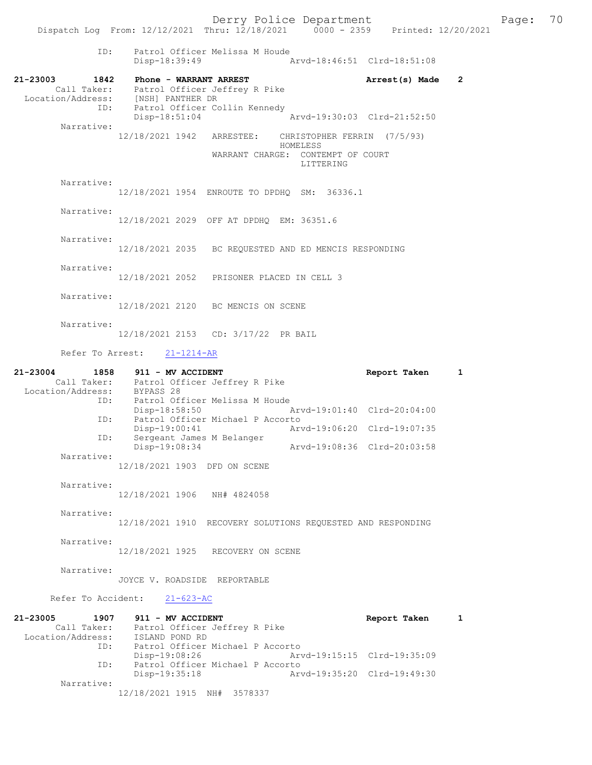```
            ID:     Patrol Officer Melissa M Houde
                    Disp-18:39:49                 Arvd-18:46:51  Clrd-18:51:08

21-23003        1842    Phone - WARRANT ARREST                        Arrest(s) Made    2
        Call Taker:     Patrol Officer Jeffrey R Pike
  Location/Address:     [NSH] PANTHER DR
                ID:     Patrol Officer Collin Kennedy
                        Disp-18:51:04                 Arvd-19:30:03  Clrd-21:52:50
        Narrative:
                12/18/2021 1942   ARRESTEE:    CHRISTOPHER FERRIN  (7/5/93)
                                               HOMELESS
                                  WARRANT CHARGE:  CONTEMPT OF COURT
                                                   LITTERING

        Narrative:
                12/18/2021 1954  ENROUTE TO DPDHQ  SM:  36336.1

        Narrative:
                12/18/2021 2029  OFF AT DPDHQ  EM: 36351.6

        Narrative:
                12/18/2021 2035   BC REQUESTED AND ED MENCIS RESPONDING

        Narrative:
                12/18/2021 2052   PRISONER PLACED IN CELL 3

        Narrative:
                12/18/2021 2120   BC MENCIS ON SCENE

        Narrative:
                12/18/2021 2153   CD: 3/17/22  PR BAIL

        Refer To Arrest:    21-1214-AR

21-23004        1858    911 - MV ACCIDENT                             Report Taken      1
        Call Taker:     Patrol Officer Jeffrey R Pike
  Location/Address:     BYPASS 28
                ID:     Patrol Officer Melissa M Houde
                        Disp-18:58:50                 Arvd-19:01:40  Clrd-20:04:00
                ID:     Patrol Officer Michael P Accorto
                        Disp-19:00:41                 Arvd-19:06:20  Clrd-19:07:35
                ID:     Sergeant James M Belanger
                        Disp-19:08:34                 Arvd-19:08:36  Clrd-20:03:58
        Narrative:
                12/18/2021 1903  DFD ON SCENE

        Narrative:
                12/18/2021 1906   NH# 4824058

        Narrative:
                12/18/2021 1910  RECOVERY SOLUTIONS REQUESTED AND RESPONDING

        Narrative:
                12/18/2021 1925   RECOVERY ON SCENE

        Narrative:
                JOYCE V. ROADSIDE  REPORTABLE

       Refer To Accident:    21-623-AC

21-23005        1907    911 - MV ACCIDENT                             Report Taken      1
        Call Taker:     Patrol Officer Jeffrey R Pike
  Location/Address:     ISLAND POND RD
                ID:     Patrol Officer Michael P Accorto
                        Disp-19:08:26                 Arvd-19:15:15  Clrd-19:35:09
                ID:     Patrol Officer Michael P Accorto
                        Disp-19:35:18                 Arvd-19:35:20  Clrd-19:49:30
        Narrative:
                12/18/2021 1915  NH#  3578337
```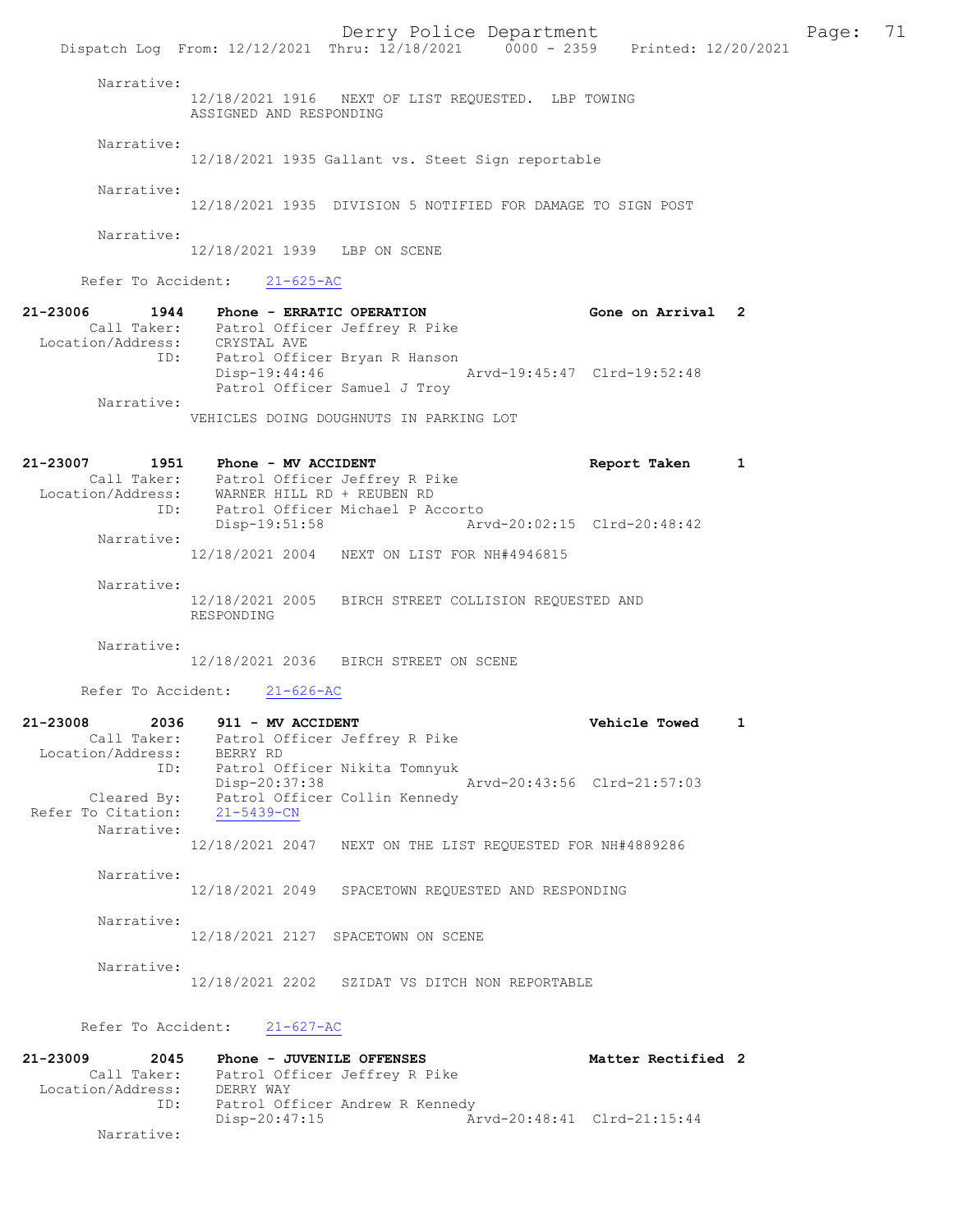Narrative:
12/18/2021 1916 NEXT OF LIST REQUESTED. LBP TOWING ASSIGNED AND RESPONDING

Narrative:
12/18/2021 1935 Gallant vs. Steet Sign reportable

Narrative:
12/18/2021 1935 DIVISION 5 NOTIFIED FOR DAMAGE TO SIGN POST

Narrative:
12/18/2021 1939 LBP ON SCENE

Refer To Accident: 21-625-AC

**21-23006 1944 Phone - ERRATIC OPERATION** — **Gone on Arrival 2**
Call Taker: Patrol Officer Jeffrey R Pike
Location/Address: CRYSTAL AVE
ID: Patrol Officer Bryan R Hanson
Disp-19:44:46 Arvd-19:45:47 Clrd-19:52:48
Patrol Officer Samuel J Troy
Narrative:
VEHICLES DOING DOUGHNUTS IN PARKING LOT

**21-23007 1951 Phone - MV ACCIDENT** — **Report Taken 1**
Call Taker: Patrol Officer Jeffrey R Pike
Location/Address: WARNER HILL RD + REUBEN RD
ID: Patrol Officer Michael P Accorto
Disp-19:51:58 Arvd-20:02:15 Clrd-20:48:42
Narrative:
12/18/2021 2004 NEXT ON LIST FOR NH#4946815

Narrative:
12/18/2021 2005 BIRCH STREET COLLISION REQUESTED AND RESPONDING

Narrative:
12/18/2021 2036 BIRCH STREET ON SCENE

Refer To Accident: 21-626-AC

**21-23008 2036 911 - MV ACCIDENT** — **Vehicle Towed 1**
Call Taker: Patrol Officer Jeffrey R Pike
Location/Address: BERRY RD
ID: Patrol Officer Nikita Tomnyuk
Disp-20:37:38 Arvd-20:43:56 Clrd-21:57:03
Cleared By: Patrol Officer Collin Kennedy
Refer To Citation: 21-5439-CN
Narrative:
12/18/2021 2047 NEXT ON THE LIST REQUESTED FOR NH#4889286

Narrative:
12/18/2021 2049 SPACETOWN REQUESTED AND RESPONDING

Narrative:
12/18/2021 2127 SPACETOWN ON SCENE

Narrative:
12/18/2021 2202 SZIDAT VS DITCH NON REPORTABLE

Refer To Accident: 21-627-AC

**21-23009 2045 Phone - JUVENILE OFFENSES** — **Matter Rectified 2**
Call Taker: Patrol Officer Jeffrey R Pike
Location/Address: DERRY WAY
ID: Patrol Officer Andrew R Kennedy
Disp-20:47:15 Arvd-20:48:41 Clrd-21:15:44
Narrative: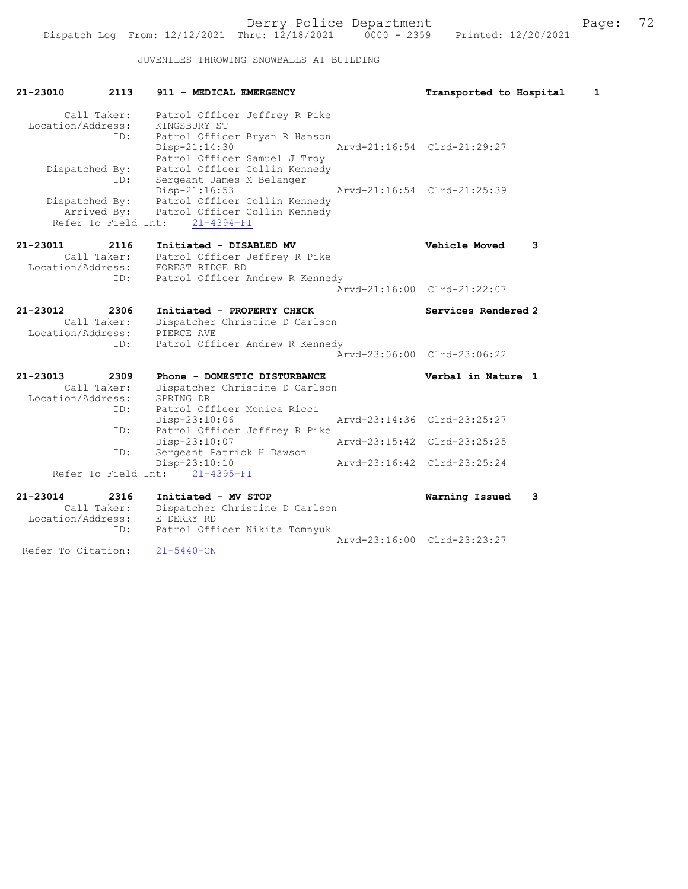JUVENILES THROWING SNOWBALLS AT BUILDING

**21-23010 2113 911 - MEDICAL EMERGENCY** **Transported to Hospital 1**

Call Taker: Patrol Officer Jeffrey R Pike
Location/Address: KINGSBURY ST
ID: Patrol Officer Bryan R Hanson
Disp-21:14:30 Arvd-21:16:54 Clrd-21:29:27
Patrol Officer Samuel J Troy
Dispatched By: Patrol Officer Collin Kennedy
ID: Sergeant James M Belanger
Disp-21:16:53 Arvd-21:16:54 Clrd-21:25:39
Dispatched By: Patrol Officer Collin Kennedy
Arrived By: Patrol Officer Collin Kennedy
Refer To Field Int: 21-4394-FI

**21-23011 2116 Initiated - DISABLED MV** **Vehicle Moved 3**

Call Taker: Patrol Officer Jeffrey R Pike
Location/Address: FOREST RIDGE RD
ID: Patrol Officer Andrew R Kennedy
Arvd-21:16:00 Clrd-21:22:07

**21-23012 2306 Initiated - PROPERTY CHECK** **Services Rendered 2**

Call Taker: Dispatcher Christine D Carlson
Location/Address: PIERCE AVE
ID: Patrol Officer Andrew R Kennedy
Arvd-23:06:00 Clrd-23:06:22

**21-23013 2309 Phone - DOMESTIC DISTURBANCE** **Verbal in Nature 1**

Call Taker: Dispatcher Christine D Carlson
Location/Address: SPRING DR
ID: Patrol Officer Monica Ricci
Disp-23:10:06 Arvd-23:14:36 Clrd-23:25:27
ID: Patrol Officer Jeffrey R Pike
Disp-23:10:07 Arvd-23:15:42 Clrd-23:25:25
ID: Sergeant Patrick H Dawson
Disp-23:10:10 Arvd-23:16:42 Clrd-23:25:24
Refer To Field Int: 21-4395-FI

**21-23014 2316 Initiated - MV STOP** **Warning Issued 3**

Call Taker: Dispatcher Christine D Carlson
Location/Address: E DERRY RD
ID: Patrol Officer Nikita Tomnyuk
Arvd-23:16:00 Clrd-23:23:27
Refer To Citation: 21-5440-CN